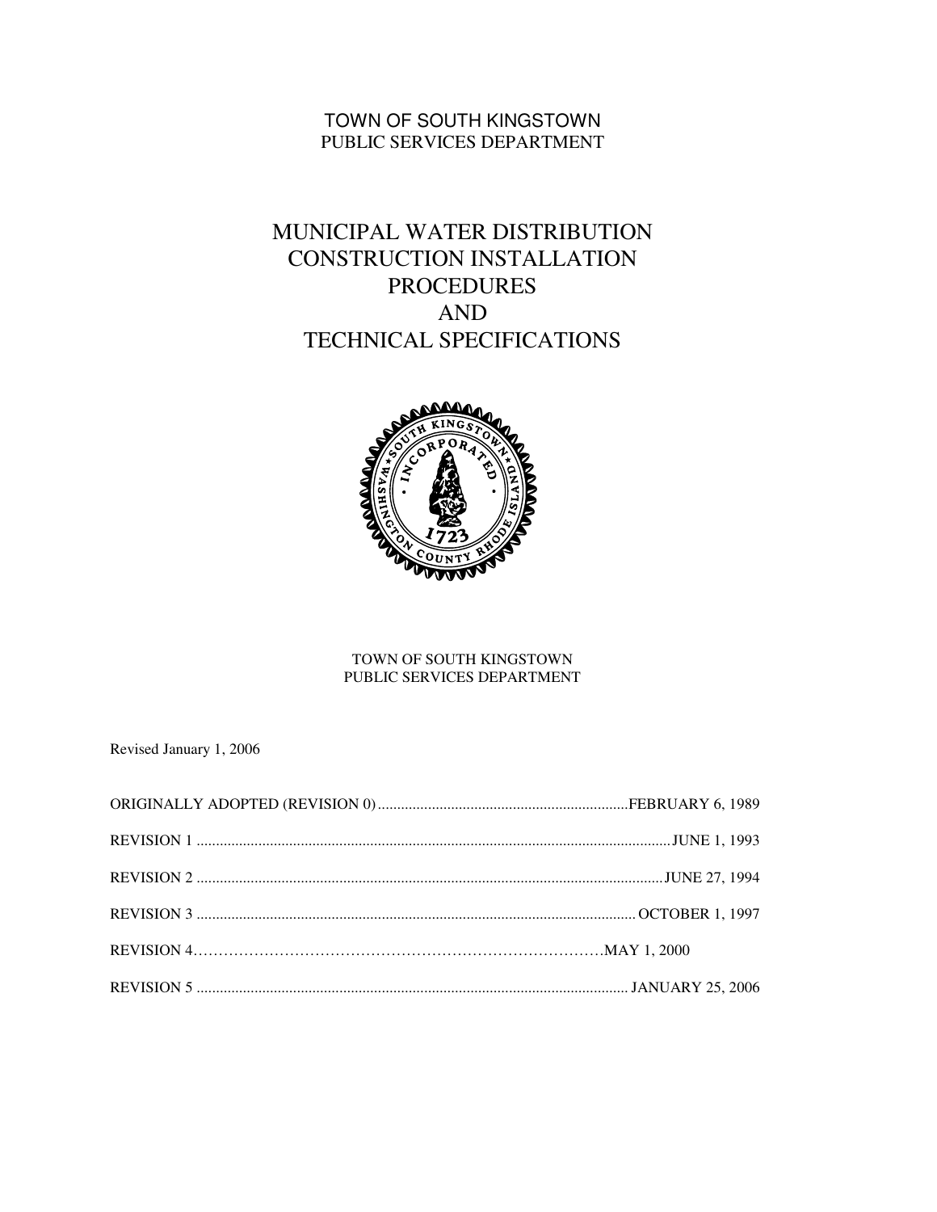TOWN OF SOUTH KINGSTOWN
PUBLIC SERVICES DEPARTMENT

# MUNICIPAL WATER DISTRIBUTION CONSTRUCTION INSTALLATION PROCEDURES AND TECHNICAL SPECIFICATIONS

TOWN OF SOUTH KINGSTOWN
PUBLIC SERVICES DEPARTMENT

Revised January 1, 2006

ORIGINALLY ADOPTED (REVISION 0) ................................................................ FEBRUARY 6, 1989

REVISION 1 .......................................................................................................... JUNE 1, 1993

REVISION 2 .......................................................................................................... JUNE 27, 1994

REVISION 3 .......................................................................................................... OCTOBER 1, 1997

REVISION 4…………………………………………………………………………MAY 1, 2000

REVISION 5 .......................................................................................................... JANUARY 25, 2006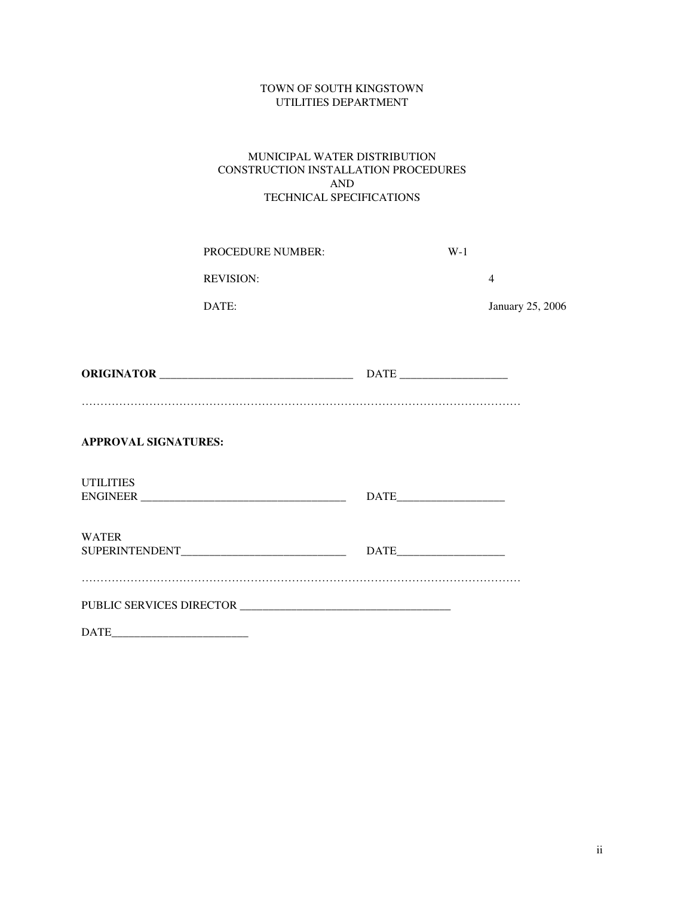TOWN OF SOUTH KINGSTOWN
UTILITIES DEPARTMENT

MUNICIPAL WATER DISTRIBUTION
CONSTRUCTION INSTALLATION PROCEDURES
AND
TECHNICAL SPECIFICATIONS

PROCEDURE NUMBER: W-1

REVISION: 4

DATE: January 25, 2006

**ORIGINATOR** ___________________________________ DATE ___________________

……………………………………………………………………………………………………

**APPROVAL SIGNATURES:**

UTILITIES
ENGINEER _____________________________________ DATE___________________

WATER
SUPERINTENDENT_____________________________ DATE___________________

……………………………………………………………………………………………………

PUBLIC SERVICES DIRECTOR _____________________________________

DATE________________________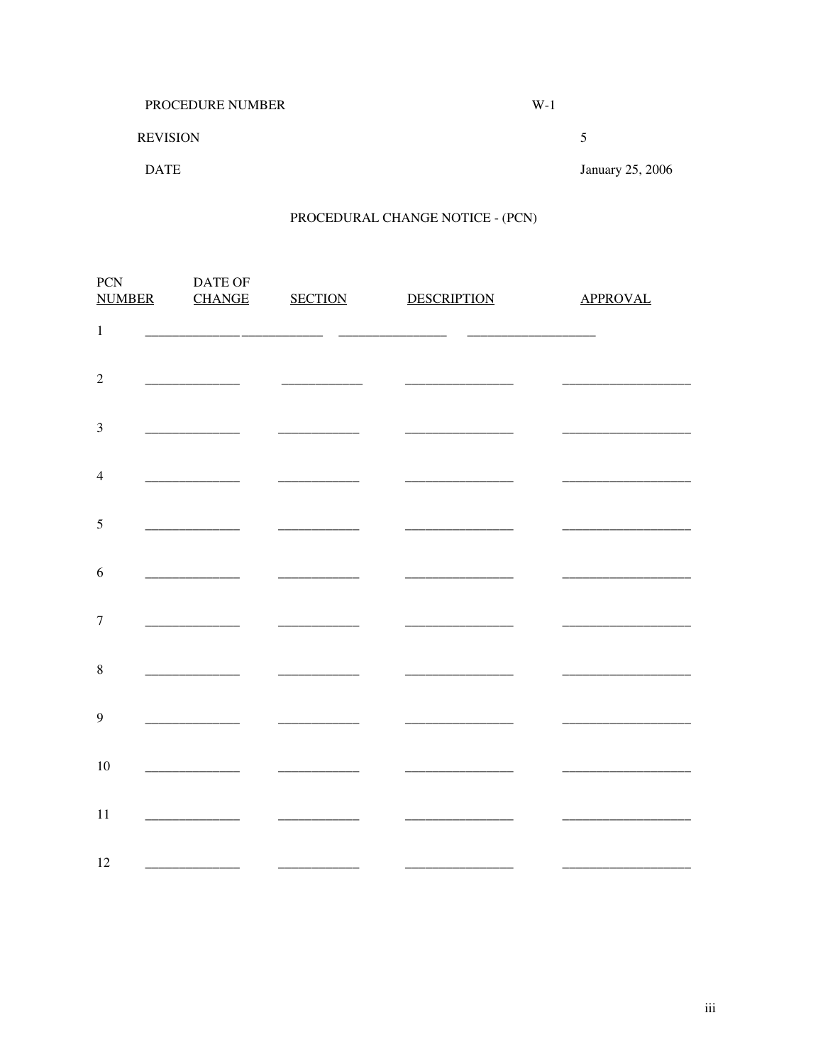PROCEDURE NUMBER W-1

REVISION 5

DATE January 25, 2006

PROCEDURAL CHANGE NOTICE - (PCN)

| PCN NUMBER | DATE OF CHANGE | SECTION | DESCRIPTION | APPROVAL |
|---|---|---|---|---|
| 1 | | | | |
| 2 | | | | |
| 3 | | | | |
| 4 | | | | |
| 5 | | | | |
| 6 | | | | |
| 7 | | | | |
| 8 | | | | |
| 9 | | | | |
| 10 | | | | |
| 11 | | | | |
| 12 | | | | |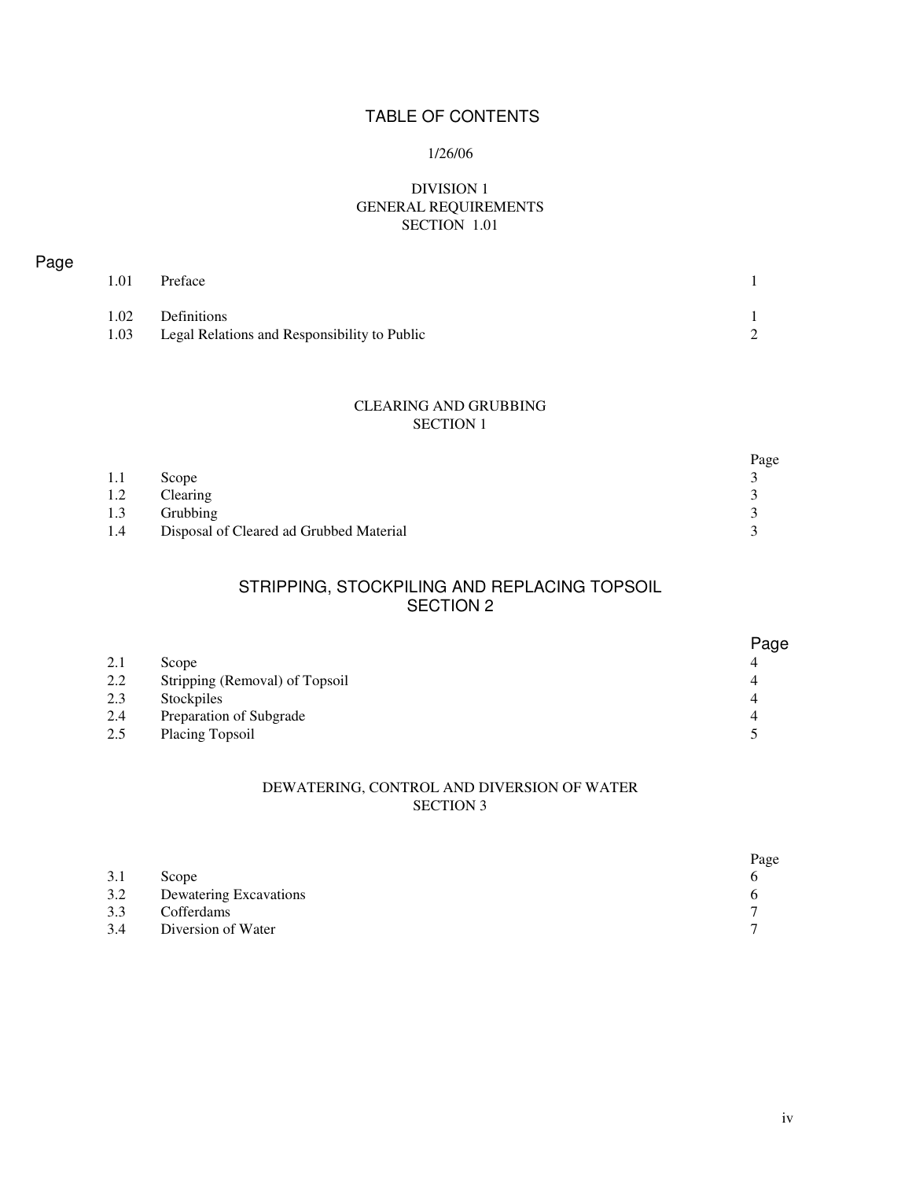# TABLE OF CONTENTS

1/26/06

## DIVISION 1
## GENERAL REQUIREMENTS
## SECTION 1.01

| | | Page |
|---|---|---|
| 1.01 | Preface | 1 |
| 1.02 | Definitions | 1 |
| 1.03 | Legal Relations and Responsibility to Public | 2 |

## CLEARING AND GRUBBING
## SECTION 1

| | | Page |
|---|---|---|
| 1.1 | Scope | 3 |
| 1.2 | Clearing | 3 |
| 1.3 | Grubbing | 3 |
| 1.4 | Disposal of Cleared ad Grubbed Material | 3 |

## STRIPPING, STOCKPILING AND REPLACING TOPSOIL
## SECTION 2

| | | Page |
|---|---|---|
| 2.1 | Scope | 4 |
| 2.2 | Stripping (Removal) of Topsoil | 4 |
| 2.3 | Stockpiles | 4 |
| 2.4 | Preparation of Subgrade | 4 |
| 2.5 | Placing Topsoil | 5 |

## DEWATERING, CONTROL AND DIVERSION OF WATER
## SECTION 3

| | | Page |
|---|---|---|
| 3.1 | Scope | 6 |
| 3.2 | Dewatering Excavations | 6 |
| 3.3 | Cofferdams | 7 |
| 3.4 | Diversion of Water | 7 |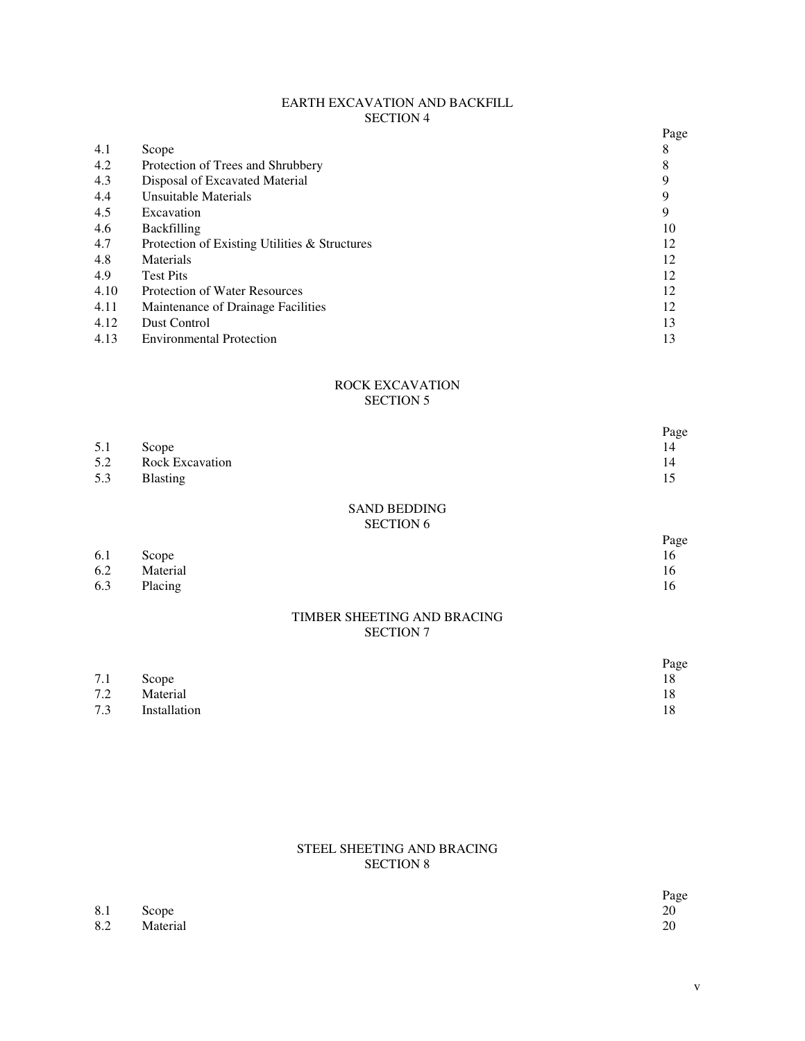## EARTH EXCAVATION AND BACKFILL
## SECTION 4

| | | Page |
|---|---|---|
| 4.1 | Scope | 8 |
| 4.2 | Protection of Trees and Shrubbery | 8 |
| 4.3 | Disposal of Excavated Material | 9 |
| 4.4 | Unsuitable Materials | 9 |
| 4.5 | Excavation | 9 |
| 4.6 | Backfilling | 10 |
| 4.7 | Protection of Existing Utilities & Structures | 12 |
| 4.8 | Materials | 12 |
| 4.9 | Test Pits | 12 |
| 4.10 | Protection of Water Resources | 12 |
| 4.11 | Maintenance of Drainage Facilities | 12 |
| 4.12 | Dust Control | 13 |
| 4.13 | Environmental Protection | 13 |

## ROCK EXCAVATION
## SECTION 5

| | | Page |
|---|---|---|
| 5.1 | Scope | 14 |
| 5.2 | Rock Excavation | 14 |
| 5.3 | Blasting | 15 |

## SAND BEDDING
## SECTION 6

| | | Page |
|---|---|---|
| 6.1 | Scope | 16 |
| 6.2 | Material | 16 |
| 6.3 | Placing | 16 |

## TIMBER SHEETING AND BRACING
## SECTION 7

| | | Page |
|---|---|---|
| 7.1 | Scope | 18 |
| 7.2 | Material | 18 |
| 7.3 | Installation | 18 |

## STEEL SHEETING AND BRACING
## SECTION 8

| | | Page |
|---|---|---|
| 8.1 | Scope | 20 |
| 8.2 | Material | 20 |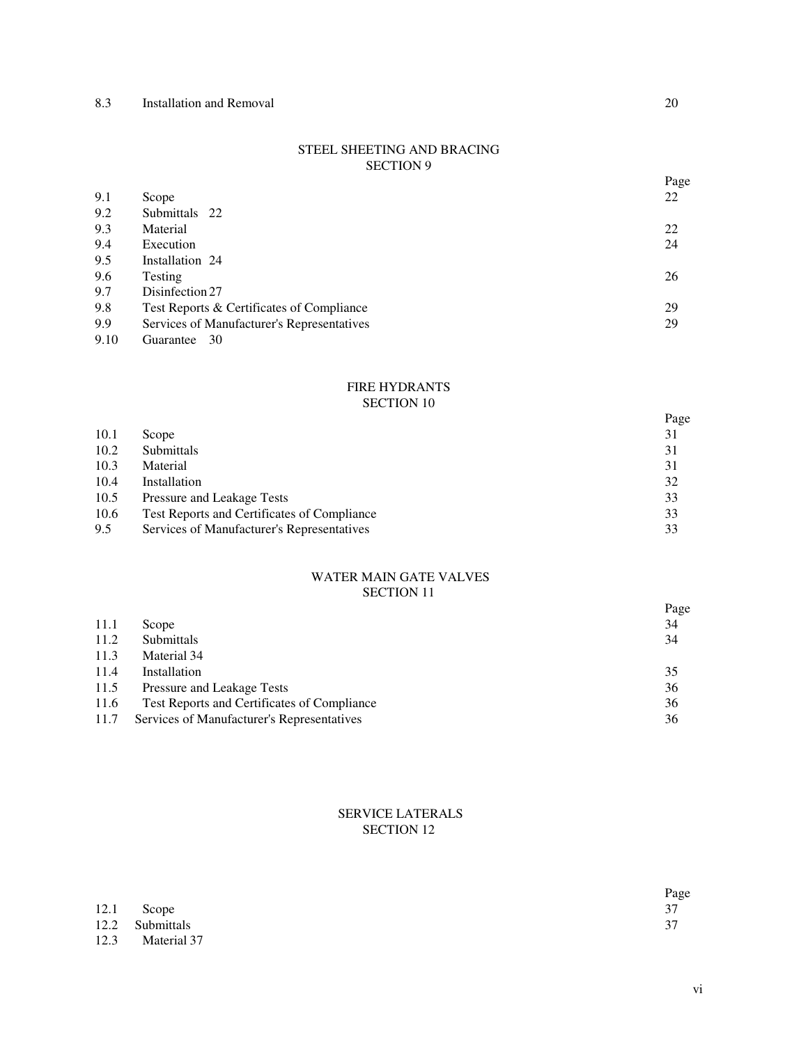| | | |
|---|---|---|
| 8.3 | Installation and Removal | 20 |

## STEEL SHEETING AND BRACING
## SECTION 9

| | | Page |
|---|---|---|
| 9.1 | Scope | 22 |
| 9.2 | Submittals 22 | |
| 9.3 | Material | 22 |
| 9.4 | Execution | 24 |
| 9.5 | Installation 24 | |
| 9.6 | Testing | 26 |
| 9.7 | Disinfection 27 | |
| 9.8 | Test Reports & Certificates of Compliance | 29 |
| 9.9 | Services of Manufacturer's Representatives | 29 |
| 9.10 | Guarantee 30 | |

## FIRE HYDRANTS
## SECTION 10

| | | Page |
|---|---|---|
| 10.1 | Scope | 31 |
| 10.2 | Submittals | 31 |
| 10.3 | Material | 31 |
| 10.4 | Installation | 32 |
| 10.5 | Pressure and Leakage Tests | 33 |
| 10.6 | Test Reports and Certificates of Compliance | 33 |
| 9.5 | Services of Manufacturer's Representatives | 33 |

## WATER MAIN GATE VALVES
## SECTION 11

| | | Page |
|---|---|---|
| 11.1 | Scope | 34 |
| 11.2 | Submittals | 34 |
| 11.3 | Material 34 | |
| 11.4 | Installation | 35 |
| 11.5 | Pressure and Leakage Tests | 36 |
| 11.6 | Test Reports and Certificates of Compliance | 36 |
| 11.7 | Services of Manufacturer's Representatives | 36 |

## SERVICE LATERALS
## SECTION 12

| | | Page |
|---|---|---|
| 12.1 | Scope | 37 |
| 12.2 | Submittals | 37 |
| 12.3 | Material 37 | |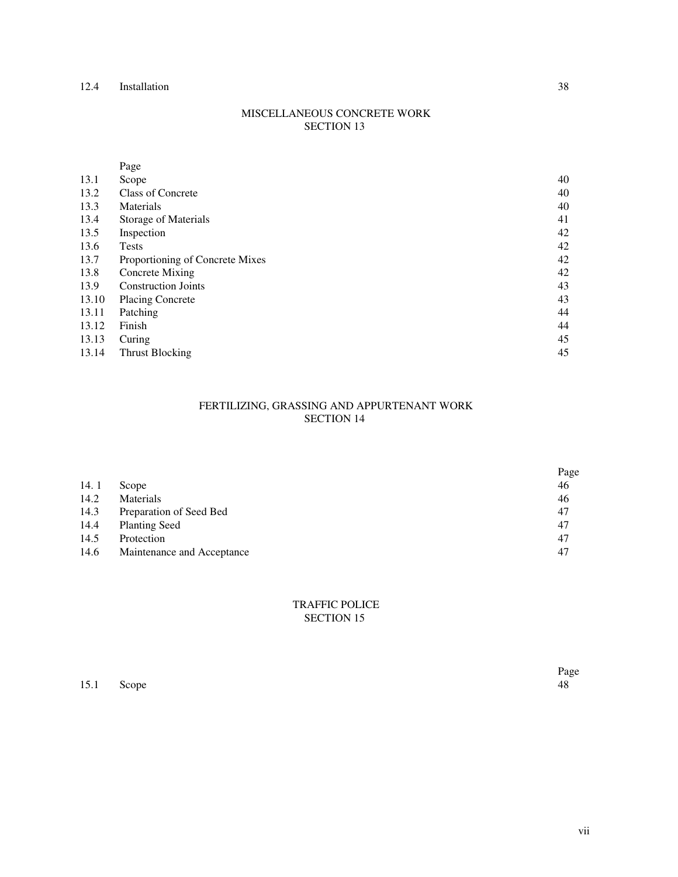| | | |
|---|---|---|
| 12.4 | Installation | 38 |

## MISCELLANEOUS CONCRETE WORK
## SECTION 13

| | Page | |
|---|---|---|
| 13.1 | Scope | 40 |
| 13.2 | Class of Concrete | 40 |
| 13.3 | Materials | 40 |
| 13.4 | Storage of Materials | 41 |
| 13.5 | Inspection | 42 |
| 13.6 | Tests | 42 |
| 13.7 | Proportioning of Concrete Mixes | 42 |
| 13.8 | Concrete Mixing | 42 |
| 13.9 | Construction Joints | 43 |
| 13.10 | Placing Concrete | 43 |
| 13.11 | Patching | 44 |
| 13.12 | Finish | 44 |
| 13.13 | Curing | 45 |
| 13.14 | Thrust Blocking | 45 |

## FERTILIZING, GRASSING AND APPURTENANT WORK
## SECTION 14

| | | Page |
|---|---|---|
| 14. 1 | Scope | 46 |
| 14.2 | Materials | 46 |
| 14.3 | Preparation of Seed Bed | 47 |
| 14.4 | Planting Seed | 47 |
| 14.5 | Protection | 47 |
| 14.6 | Maintenance and Acceptance | 47 |

## TRAFFIC POLICE
## SECTION 15

| | | Page |
|---|---|---|
| 15.1 | Scope | 48 |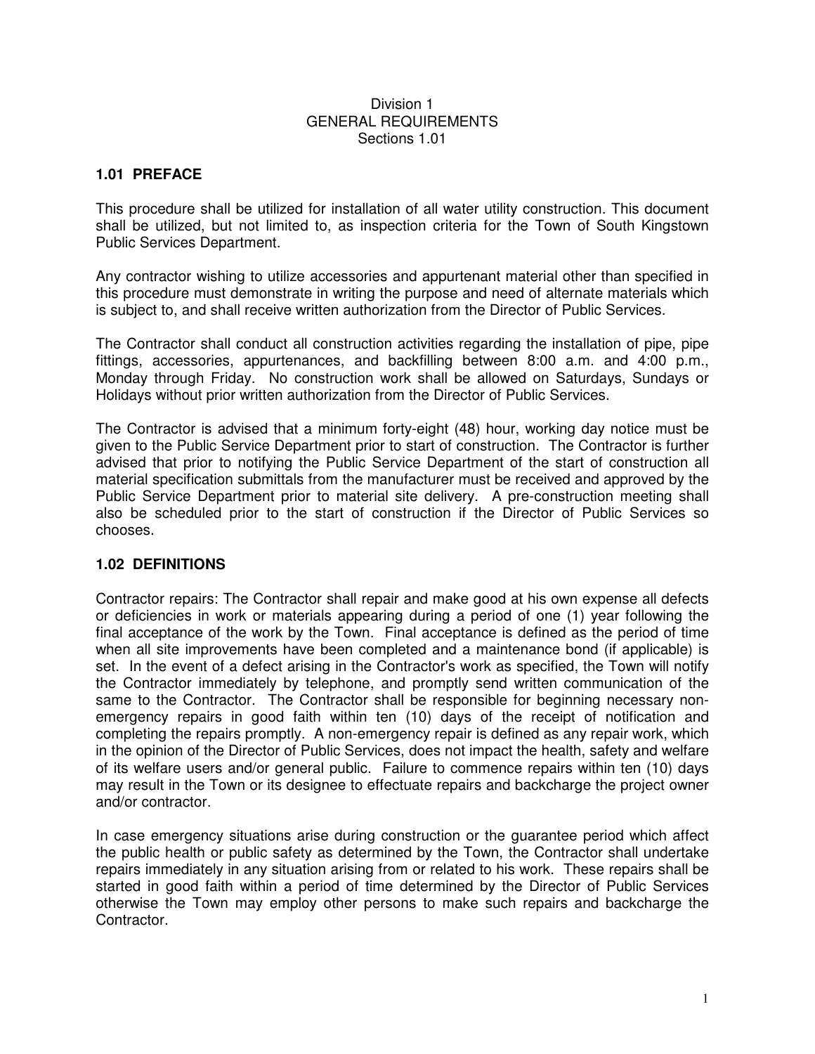Division 1
GENERAL REQUIREMENTS
Sections 1.01

## 1.01 PREFACE

This procedure shall be utilized for installation of all water utility construction. This document shall be utilized, but not limited to, as inspection criteria for the Town of South Kingstown Public Services Department.

Any contractor wishing to utilize accessories and appurtenant material other than specified in this procedure must demonstrate in writing the purpose and need of alternate materials which is subject to, and shall receive written authorization from the Director of Public Services.

The Contractor shall conduct all construction activities regarding the installation of pipe, pipe fittings, accessories, appurtenances, and backfilling between 8:00 a.m. and 4:00 p.m., Monday through Friday. No construction work shall be allowed on Saturdays, Sundays or Holidays without prior written authorization from the Director of Public Services.

The Contractor is advised that a minimum forty-eight (48) hour, working day notice must be given to the Public Service Department prior to start of construction. The Contractor is further advised that prior to notifying the Public Service Department of the start of construction all material specification submittals from the manufacturer must be received and approved by the Public Service Department prior to material site delivery. A pre-construction meeting shall also be scheduled prior to the start of construction if the Director of Public Services so chooses.

## 1.02 DEFINITIONS

Contractor repairs: The Contractor shall repair and make good at his own expense all defects or deficiencies in work or materials appearing during a period of one (1) year following the final acceptance of the work by the Town. Final acceptance is defined as the period of time when all site improvements have been completed and a maintenance bond (if applicable) is set. In the event of a defect arising in the Contractor's work as specified, the Town will notify the Contractor immediately by telephone, and promptly send written communication of the same to the Contractor. The Contractor shall be responsible for beginning necessary non-emergency repairs in good faith within ten (10) days of the receipt of notification and completing the repairs promptly. A non-emergency repair is defined as any repair work, which in the opinion of the Director of Public Services, does not impact the health, safety and welfare of its welfare users and/or general public. Failure to commence repairs within ten (10) days may result in the Town or its designee to effectuate repairs and backcharge the project owner and/or contractor.

In case emergency situations arise during construction or the guarantee period which affect the public health or public safety as determined by the Town, the Contractor shall undertake repairs immediately in any situation arising from or related to his work. These repairs shall be started in good faith within a period of time determined by the Director of Public Services otherwise the Town may employ other persons to make such repairs and backcharge the Contractor.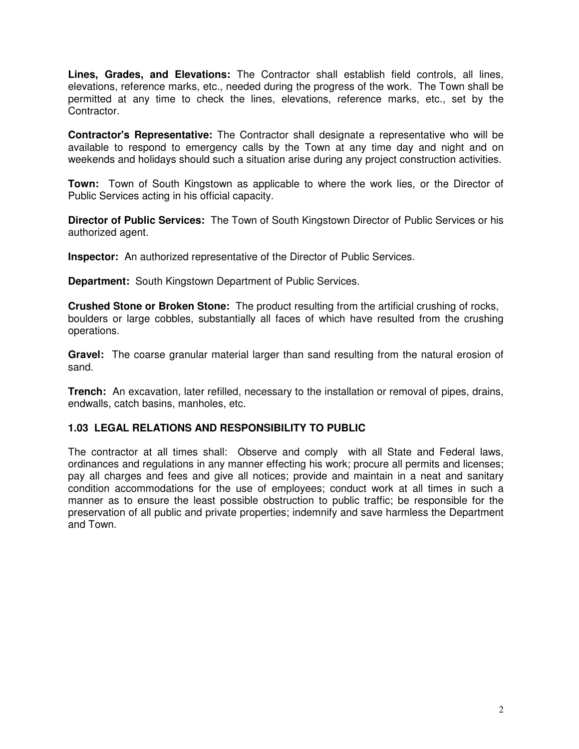**Lines, Grades, and Elevations:** The Contractor shall establish field controls, all lines, elevations, reference marks, etc., needed during the progress of the work. The Town shall be permitted at any time to check the lines, elevations, reference marks, etc., set by the Contractor.

**Contractor's Representative:** The Contractor shall designate a representative who will be available to respond to emergency calls by the Town at any time day and night and on weekends and holidays should such a situation arise during any project construction activities.

**Town:** Town of South Kingstown as applicable to where the work lies, or the Director of Public Services acting in his official capacity.

**Director of Public Services:** The Town of South Kingstown Director of Public Services or his authorized agent.

**Inspector:** An authorized representative of the Director of Public Services.

**Department:** South Kingstown Department of Public Services.

**Crushed Stone or Broken Stone:** The product resulting from the artificial crushing of rocks, boulders or large cobbles, substantially all faces of which have resulted from the crushing operations.

**Gravel:** The coarse granular material larger than sand resulting from the natural erosion of sand.

**Trench:** An excavation, later refilled, necessary to the installation or removal of pipes, drains, endwalls, catch basins, manholes, etc.

### 1.03 LEGAL RELATIONS AND RESPONSIBILITY TO PUBLIC

The contractor at all times shall: Observe and comply with all State and Federal laws, ordinances and regulations in any manner effecting his work; procure all permits and licenses; pay all charges and fees and give all notices; provide and maintain in a neat and sanitary condition accommodations for the use of employees; conduct work at all times in such a manner as to ensure the least possible obstruction to public traffic; be responsible for the preservation of all public and private properties; indemnify and save harmless the Department and Town.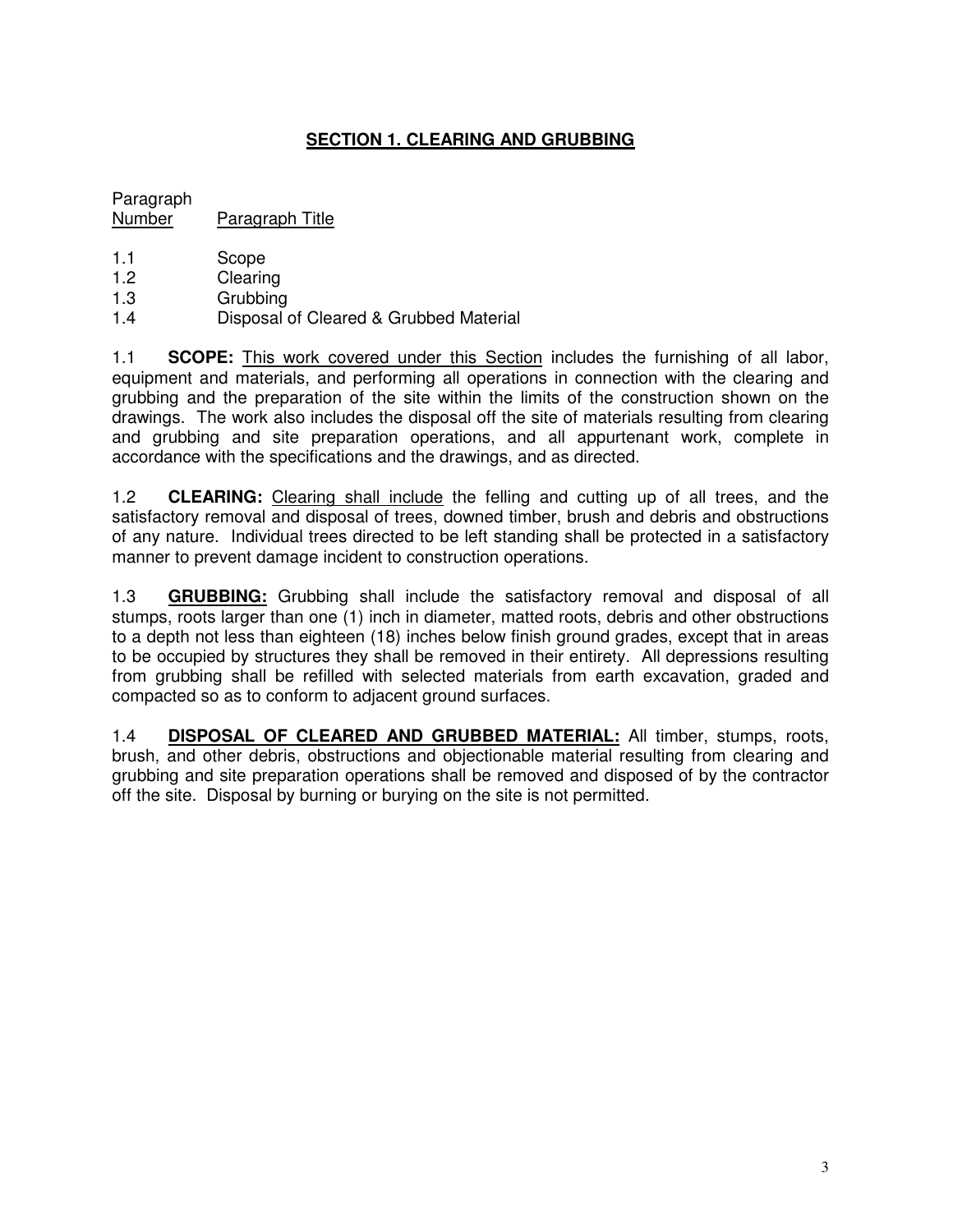## SECTION 1. CLEARING AND GRUBBING

| Paragraph Number | Paragraph Title |
|---|---|
| 1.1 | Scope |
| 1.2 | Clearing |
| 1.3 | Grubbing |
| 1.4 | Disposal of Cleared & Grubbed Material |

1.1 **SCOPE:** This work covered under this Section includes the furnishing of all labor, equipment and materials, and performing all operations in connection with the clearing and grubbing and the preparation of the site within the limits of the construction shown on the drawings. The work also includes the disposal off the site of materials resulting from clearing and grubbing and site preparation operations, and all appurtenant work, complete in accordance with the specifications and the drawings, and as directed.

1.2 **CLEARING:** Clearing shall include the felling and cutting up of all trees, and the satisfactory removal and disposal of trees, downed timber, brush and debris and obstructions of any nature. Individual trees directed to be left standing shall be protected in a satisfactory manner to prevent damage incident to construction operations.

1.3 **GRUBBING:** Grubbing shall include the satisfactory removal and disposal of all stumps, roots larger than one (1) inch in diameter, matted roots, debris and other obstructions to a depth not less than eighteen (18) inches below finish ground grades, except that in areas to be occupied by structures they shall be removed in their entirety. All depressions resulting from grubbing shall be refilled with selected materials from earth excavation, graded and compacted so as to conform to adjacent ground surfaces.

1.4 **DISPOSAL OF CLEARED AND GRUBBED MATERIAL:** All timber, stumps, roots, brush, and other debris, obstructions and objectionable material resulting from clearing and grubbing and site preparation operations shall be removed and disposed of by the contractor off the site. Disposal by burning or burying on the site is not permitted.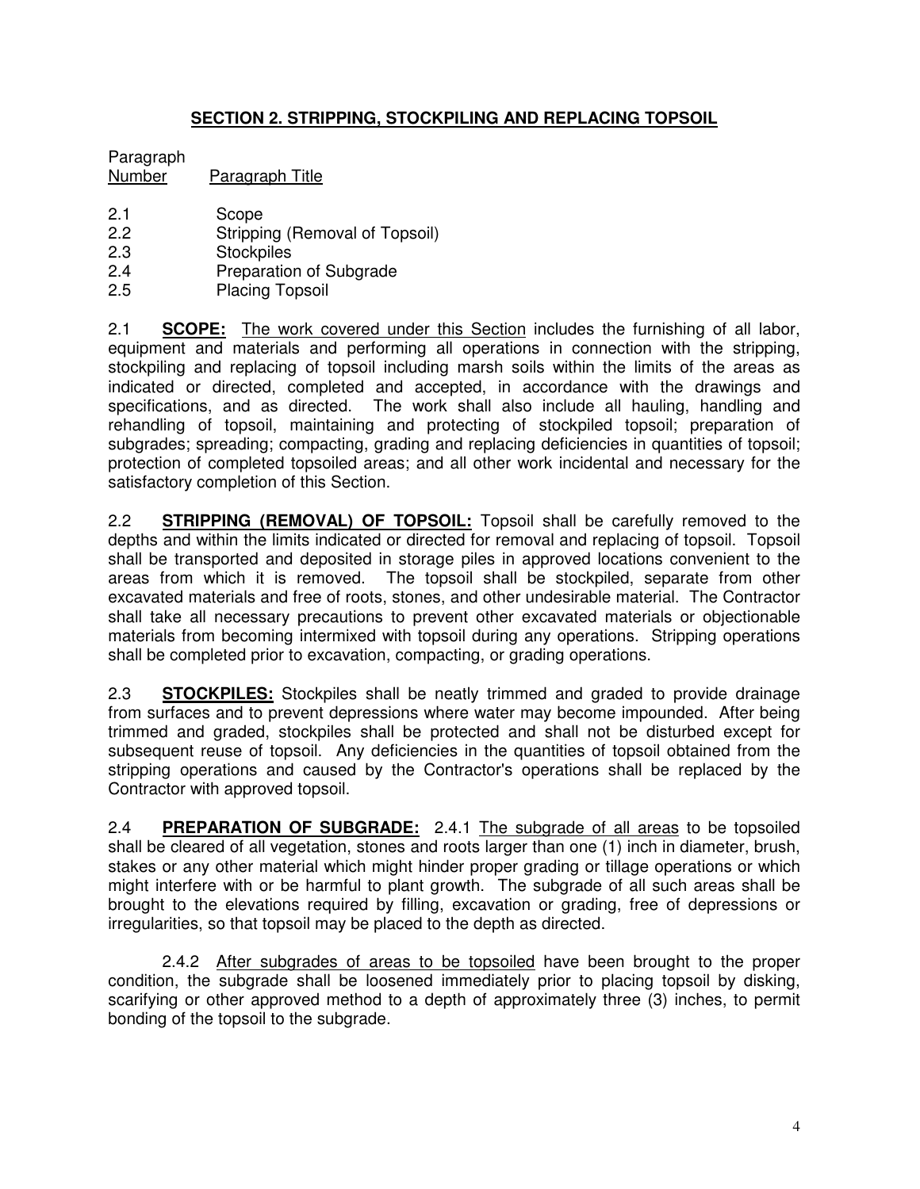## SECTION 2. STRIPPING, STOCKPILING AND REPLACING TOPSOIL

| Paragraph Number | Paragraph Title |
| --- | --- |
| 2.1 | Scope |
| 2.2 | Stripping (Removal of Topsoil) |
| 2.3 | Stockpiles |
| 2.4 | Preparation of Subgrade |
| 2.5 | Placing Topsoil |

2.1 **SCOPE:** The work covered under this Section includes the furnishing of all labor, equipment and materials and performing all operations in connection with the stripping, stockpiling and replacing of topsoil including marsh soils within the limits of the areas as indicated or directed, completed and accepted, in accordance with the drawings and specifications, and as directed. The work shall also include all hauling, handling and rehandling of topsoil, maintaining and protecting of stockpiled topsoil; preparation of subgrades; spreading; compacting, grading and replacing deficiencies in quantities of topsoil; protection of completed topsoiled areas; and all other work incidental and necessary for the satisfactory completion of this Section.

2.2 **STRIPPING (REMOVAL) OF TOPSOIL:** Topsoil shall be carefully removed to the depths and within the limits indicated or directed for removal and replacing of topsoil. Topsoil shall be transported and deposited in storage piles in approved locations convenient to the areas from which it is removed. The topsoil shall be stockpiled, separate from other excavated materials and free of roots, stones, and other undesirable material. The Contractor shall take all necessary precautions to prevent other excavated materials or objectionable materials from becoming intermixed with topsoil during any operations. Stripping operations shall be completed prior to excavation, compacting, or grading operations.

2.3 **STOCKPILES:** Stockpiles shall be neatly trimmed and graded to provide drainage from surfaces and to prevent depressions where water may become impounded. After being trimmed and graded, stockpiles shall be protected and shall not be disturbed except for subsequent reuse of topsoil. Any deficiencies in the quantities of topsoil obtained from the stripping operations and caused by the Contractor's operations shall be replaced by the Contractor with approved topsoil.

2.4 **PREPARATION OF SUBGRADE:** 2.4.1 The subgrade of all areas to be topsoiled shall be cleared of all vegetation, stones and roots larger than one (1) inch in diameter, brush, stakes or any other material which might hinder proper grading or tillage operations or which might interfere with or be harmful to plant growth. The subgrade of all such areas shall be brought to the elevations required by filling, excavation or grading, free of depressions or irregularities, so that topsoil may be placed to the depth as directed.

2.4.2 After subgrades of areas to be topsoiled have been brought to the proper condition, the subgrade shall be loosened immediately prior to placing topsoil by disking, scarifying or other approved method to a depth of approximately three (3) inches, to permit bonding of the topsoil to the subgrade.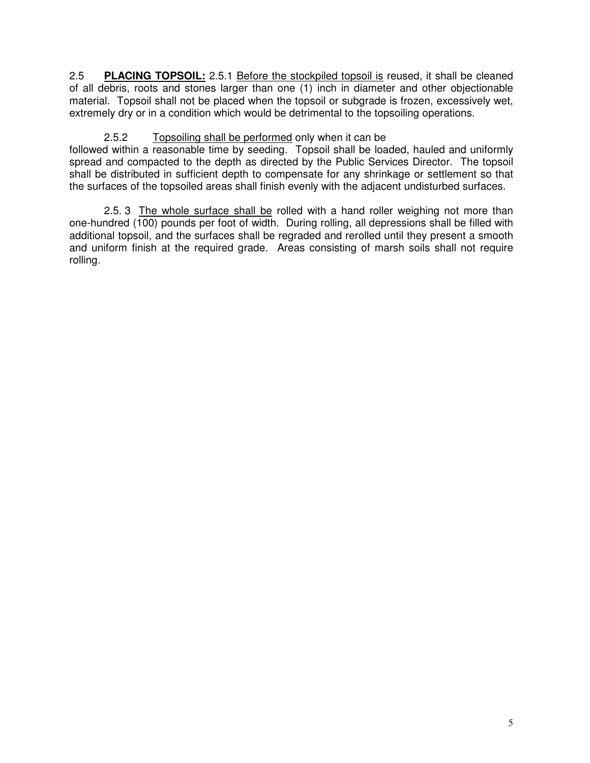2.5 **PLACING TOPSOIL:** 2.5.1 Before the stockpiled topsoil is reused, it shall be cleaned of all debris, roots and stones larger than one (1) inch in diameter and other objectionable material. Topsoil shall not be placed when the topsoil or subgrade is frozen, excessively wet, extremely dry or in a condition which would be detrimental to the topsoiling operations.

2.5.2 Topsoiling shall be performed only when it can be followed within a reasonable time by seeding. Topsoil shall be loaded, hauled and uniformly spread and compacted to the depth as directed by the Public Services Director. The topsoil shall be distributed in sufficient depth to compensate for any shrinkage or settlement so that the surfaces of the topsoiled areas shall finish evenly with the adjacent undisturbed surfaces.

2.5. 3 The whole surface shall be rolled with a hand roller weighing not more than one-hundred (100) pounds per foot of width. During rolling, all depressions shall be filled with additional topsoil, and the surfaces shall be regraded and rerolled until they present a smooth and uniform finish at the required grade. Areas consisting of marsh soils shall not require rolling.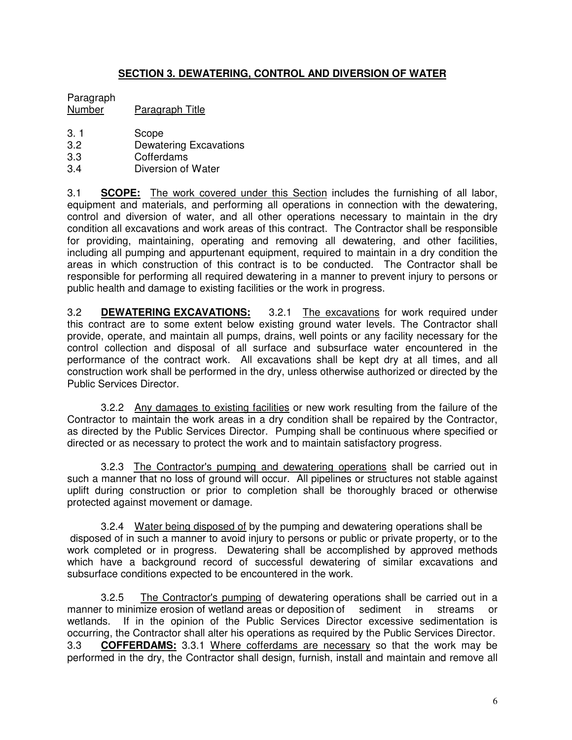## **SECTION 3. DEWATERING, CONTROL AND DIVERSION OF WATER**

| Paragraph Number | Paragraph Title |
| --- | --- |
| 3. 1 | Scope |
| 3.2 | Dewatering Excavations |
| 3.3 | Cofferdams |
| 3.4 | Diversion of Water |

3.1 **SCOPE:** The work covered under this Section includes the furnishing of all labor, equipment and materials, and performing all operations in connection with the dewatering, control and diversion of water, and all other operations necessary to maintain in the dry condition all excavations and work areas of this contract. The Contractor shall be responsible for providing, maintaining, operating and removing all dewatering, and other facilities, including all pumping and appurtenant equipment, required to maintain in a dry condition the areas in which construction of this contract is to be conducted. The Contractor shall be responsible for performing all required dewatering in a manner to prevent injury to persons or public health and damage to existing facilities or the work in progress.

3.2 **DEWATERING EXCAVATIONS:** 3.2.1 The excavations for work required under this contract are to some extent below existing ground water levels. The Contractor shall provide, operate, and maintain all pumps, drains, well points or any facility necessary for the control collection and disposal of all surface and subsurface water encountered in the performance of the contract work. All excavations shall be kept dry at all times, and all construction work shall be performed in the dry, unless otherwise authorized or directed by the Public Services Director.

3.2.2 Any damages to existing facilities or new work resulting from the failure of the Contractor to maintain the work areas in a dry condition shall be repaired by the Contractor, as directed by the Public Services Director. Pumping shall be continuous where specified or directed or as necessary to protect the work and to maintain satisfactory progress.

3.2.3 The Contractor's pumping and dewatering operations shall be carried out in such a manner that no loss of ground will occur. All pipelines or structures not stable against uplift during construction or prior to completion shall be thoroughly braced or otherwise protected against movement or damage.

3.2.4 Water being disposed of by the pumping and dewatering operations shall be disposed of in such a manner to avoid injury to persons or public or private property, or to the work completed or in progress. Dewatering shall be accomplished by approved methods which have a background record of successful dewatering of similar excavations and subsurface conditions expected to be encountered in the work.

3.2.5 The Contractor's pumping of dewatering operations shall be carried out in a manner to minimize erosion of wetland areas or deposition of sediment in streams or wetlands. If in the opinion of the Public Services Director excessive sedimentation is occurring, the Contractor shall alter his operations as required by the Public Services Director.

3.3 **COFFERDAMS:** 3.3.1 Where cofferdams are necessary so that the work may be performed in the dry, the Contractor shall design, furnish, install and maintain and remove all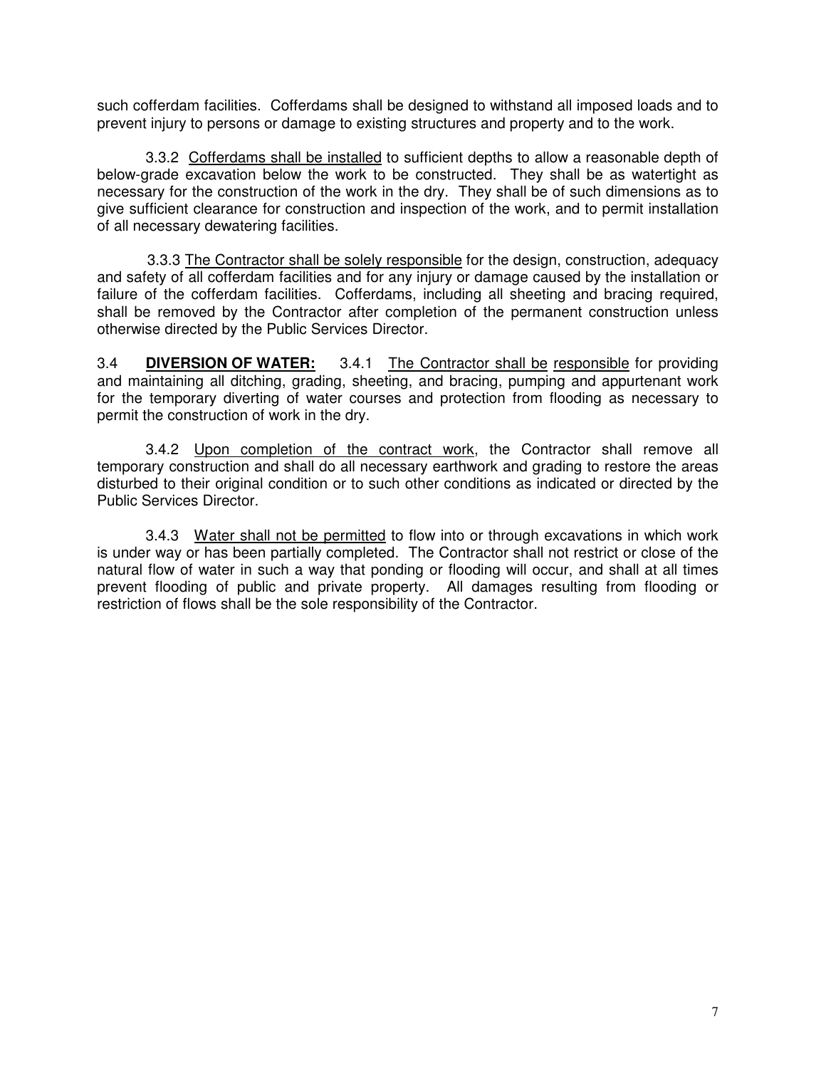such cofferdam facilities. Cofferdams shall be designed to withstand all imposed loads and to prevent injury to persons or damage to existing structures and property and to the work.

3.3.2 Cofferdams shall be installed to sufficient depths to allow a reasonable depth of below-grade excavation below the work to be constructed. They shall be as watertight as necessary for the construction of the work in the dry. They shall be of such dimensions as to give sufficient clearance for construction and inspection of the work, and to permit installation of all necessary dewatering facilities.

3.3.3 The Contractor shall be solely responsible for the design, construction, adequacy and safety of all cofferdam facilities and for any injury or damage caused by the installation or failure of the cofferdam facilities. Cofferdams, including all sheeting and bracing required, shall be removed by the Contractor after completion of the permanent construction unless otherwise directed by the Public Services Director.

3.4 **DIVERSION OF WATER:** 3.4.1 The Contractor shall be responsible for providing and maintaining all ditching, grading, sheeting, and bracing, pumping and appurtenant work for the temporary diverting of water courses and protection from flooding as necessary to permit the construction of work in the dry.

3.4.2 Upon completion of the contract work, the Contractor shall remove all temporary construction and shall do all necessary earthwork and grading to restore the areas disturbed to their original condition or to such other conditions as indicated or directed by the Public Services Director.

3.4.3 Water shall not be permitted to flow into or through excavations in which work is under way or has been partially completed. The Contractor shall not restrict or close of the natural flow of water in such a way that ponding or flooding will occur, and shall at all times prevent flooding of public and private property. All damages resulting from flooding or restriction of flows shall be the sole responsibility of the Contractor.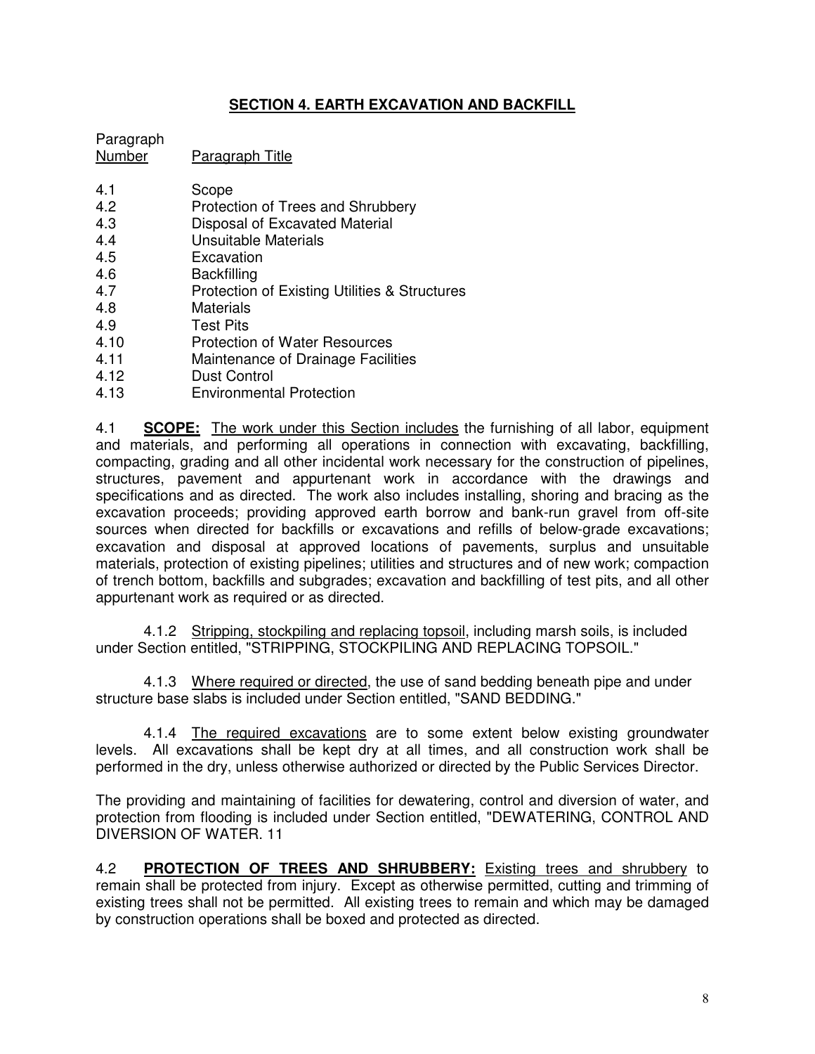## SECTION 4. EARTH EXCAVATION AND BACKFILL

| Paragraph Number | Paragraph Title |
|---|---|
| 4.1 | Scope |
| 4.2 | Protection of Trees and Shrubbery |
| 4.3 | Disposal of Excavated Material |
| 4.4 | Unsuitable Materials |
| 4.5 | Excavation |
| 4.6 | Backfilling |
| 4.7 | Protection of Existing Utilities & Structures |
| 4.8 | Materials |
| 4.9 | Test Pits |
| 4.10 | Protection of Water Resources |
| 4.11 | Maintenance of Drainage Facilities |
| 4.12 | Dust Control |
| 4.13 | Environmental Protection |

4.1 **SCOPE:** The work under this Section includes the furnishing of all labor, equipment and materials, and performing all operations in connection with excavating, backfilling, compacting, grading and all other incidental work necessary for the construction of pipelines, structures, pavement and appurtenant work in accordance with the drawings and specifications and as directed. The work also includes installing, shoring and bracing as the excavation proceeds; providing approved earth borrow and bank-run gravel from off-site sources when directed for backfills or excavations and refills of below-grade excavations; excavation and disposal at approved locations of pavements, surplus and unsuitable materials, protection of existing pipelines; utilities and structures and of new work; compaction of trench bottom, backfills and subgrades; excavation and backfilling of test pits, and all other appurtenant work as required or as directed.

4.1.2 Stripping, stockpiling and replacing topsoil, including marsh soils, is included under Section entitled, "STRIPPING, STOCKPILING AND REPLACING TOPSOIL."

4.1.3 Where required or directed, the use of sand bedding beneath pipe and under structure base slabs is included under Section entitled, "SAND BEDDING."

4.1.4 The required excavations are to some extent below existing groundwater levels. All excavations shall be kept dry at all times, and all construction work shall be performed in the dry, unless otherwise authorized or directed by the Public Services Director.

The providing and maintaining of facilities for dewatering, control and diversion of water, and protection from flooding is included under Section entitled, "DEWATERING, CONTROL AND DIVERSION OF WATER. 11

4.2 **PROTECTION OF TREES AND SHRUBBERY:** Existing trees and shrubbery to remain shall be protected from injury. Except as otherwise permitted, cutting and trimming of existing trees shall not be permitted. All existing trees to remain and which may be damaged by construction operations shall be boxed and protected as directed.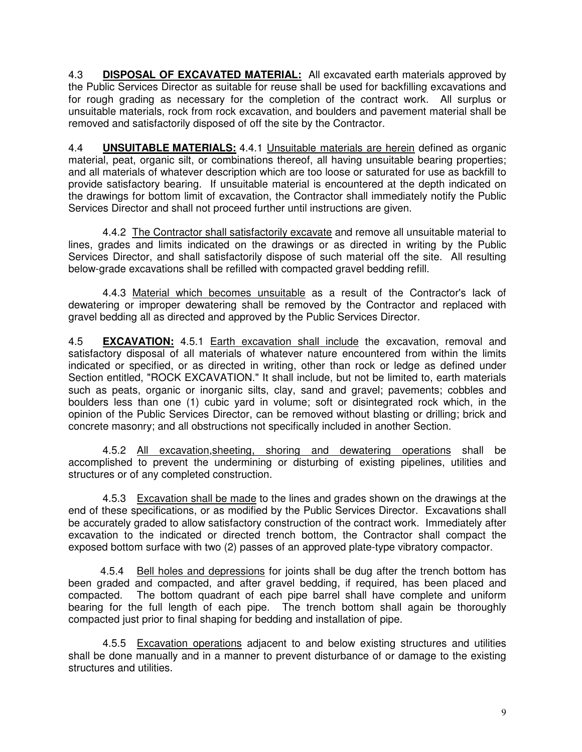4.3 **DISPOSAL OF EXCAVATED MATERIAL:** All excavated earth materials approved by the Public Services Director as suitable for reuse shall be used for backfilling excavations and for rough grading as necessary for the completion of the contract work. All surplus or unsuitable materials, rock from rock excavation, and boulders and pavement material shall be removed and satisfactorily disposed of off the site by the Contractor.

4.4 **UNSUITABLE MATERIALS:** 4.4.1 Unsuitable materials are herein defined as organic material, peat, organic silt, or combinations thereof, all having unsuitable bearing properties; and all materials of whatever description which are too loose or saturated for use as backfill to provide satisfactory bearing. If unsuitable material is encountered at the depth indicated on the drawings for bottom limit of excavation, the Contractor shall immediately notify the Public Services Director and shall not proceed further until instructions are given.

4.4.2 The Contractor shall satisfactorily excavate and remove all unsuitable material to lines, grades and limits indicated on the drawings or as directed in writing by the Public Services Director, and shall satisfactorily dispose of such material off the site. All resulting below-grade excavations shall be refilled with compacted gravel bedding refill.

4.4.3 Material which becomes unsuitable as a result of the Contractor's lack of dewatering or improper dewatering shall be removed by the Contractor and replaced with gravel bedding all as directed and approved by the Public Services Director.

4.5 **EXCAVATION:** 4.5.1 Earth excavation shall include the excavation, removal and satisfactory disposal of all materials of whatever nature encountered from within the limits indicated or specified, or as directed in writing, other than rock or ledge as defined under Section entitled, "ROCK EXCAVATION." It shall include, but not be limited to, earth materials such as peats, organic or inorganic silts, clay, sand and gravel; pavements; cobbles and boulders less than one (1) cubic yard in volume; soft or disintegrated rock which, in the opinion of the Public Services Director, can be removed without blasting or drilling; brick and concrete masonry; and all obstructions not specifically included in another Section.

4.5.2 All excavation,sheeting, shoring and dewatering operations shall be accomplished to prevent the undermining or disturbing of existing pipelines, utilities and structures or of any completed construction.

4.5.3 Excavation shall be made to the lines and grades shown on the drawings at the end of these specifications, or as modified by the Public Services Director. Excavations shall be accurately graded to allow satisfactory construction of the contract work. Immediately after excavation to the indicated or directed trench bottom, the Contractor shall compact the exposed bottom surface with two (2) passes of an approved plate-type vibratory compactor.

4.5.4 Bell holes and depressions for joints shall be dug after the trench bottom has been graded and compacted, and after gravel bedding, if required, has been placed and compacted. The bottom quadrant of each pipe barrel shall have complete and uniform bearing for the full length of each pipe. The trench bottom shall again be thoroughly compacted just prior to final shaping for bedding and installation of pipe.

4.5.5 Excavation operations adjacent to and below existing structures and utilities shall be done manually and in a manner to prevent disturbance of or damage to the existing structures and utilities.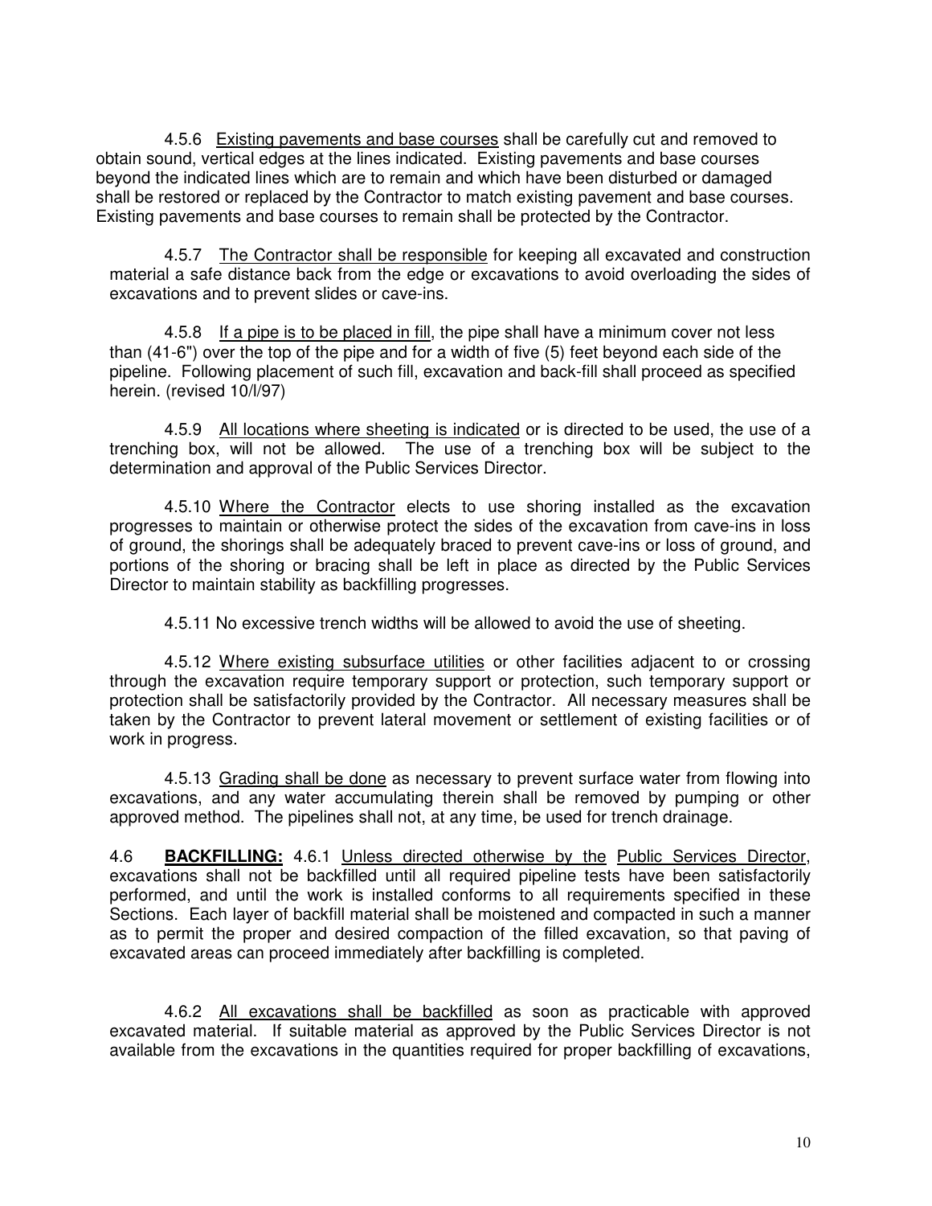4.5.6 Existing pavements and base courses shall be carefully cut and removed to obtain sound, vertical edges at the lines indicated. Existing pavements and base courses beyond the indicated lines which are to remain and which have been disturbed or damaged shall be restored or replaced by the Contractor to match existing pavement and base courses. Existing pavements and base courses to remain shall be protected by the Contractor.

4.5.7 The Contractor shall be responsible for keeping all excavated and construction material a safe distance back from the edge or excavations to avoid overloading the sides of excavations and to prevent slides or cave-ins.

4.5.8 If a pipe is to be placed in fill, the pipe shall have a minimum cover not less than (41-6") over the top of the pipe and for a width of five (5) feet beyond each side of the pipeline. Following placement of such fill, excavation and back-fill shall proceed as specified herein. (revised 10/l/97)

4.5.9 All locations where sheeting is indicated or is directed to be used, the use of a trenching box, will not be allowed. The use of a trenching box will be subject to the determination and approval of the Public Services Director.

4.5.10 Where the Contractor elects to use shoring installed as the excavation progresses to maintain or otherwise protect the sides of the excavation from cave-ins in loss of ground, the shorings shall be adequately braced to prevent cave-ins or loss of ground, and portions of the shoring or bracing shall be left in place as directed by the Public Services Director to maintain stability as backfilling progresses.

4.5.11 No excessive trench widths will be allowed to avoid the use of sheeting.

4.5.12 Where existing subsurface utilities or other facilities adjacent to or crossing through the excavation require temporary support or protection, such temporary support or protection shall be satisfactorily provided by the Contractor. All necessary measures shall be taken by the Contractor to prevent lateral movement or settlement of existing facilities or of work in progress.

4.5.13 Grading shall be done as necessary to prevent surface water from flowing into excavations, and any water accumulating therein shall be removed by pumping or other approved method. The pipelines shall not, at any time, be used for trench drainage.

4.6 **BACKFILLING:** 4.6.1 Unless directed otherwise by the Public Services Director, excavations shall not be backfilled until all required pipeline tests have been satisfactorily performed, and until the work is installed conforms to all requirements specified in these Sections. Each layer of backfill material shall be moistened and compacted in such a manner as to permit the proper and desired compaction of the filled excavation, so that paving of excavated areas can proceed immediately after backfilling is completed.

4.6.2 All excavations shall be backfilled as soon as practicable with approved excavated material. If suitable material as approved by the Public Services Director is not available from the excavations in the quantities required for proper backfilling of excavations,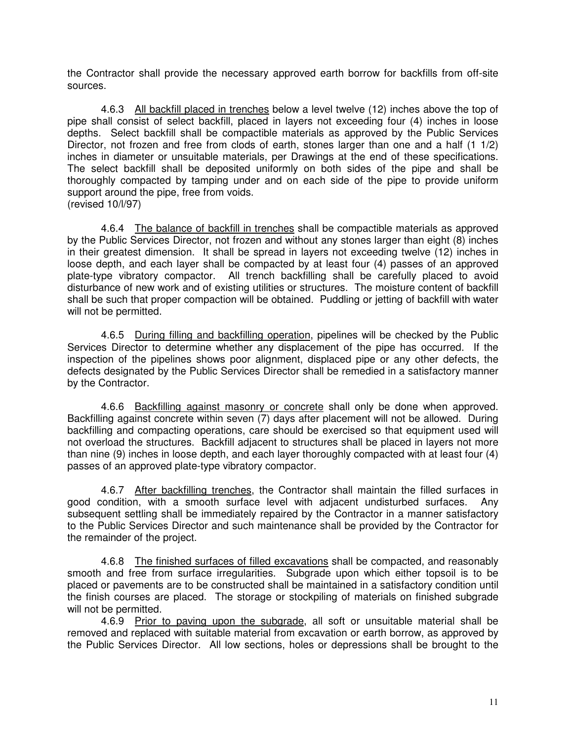the Contractor shall provide the necessary approved earth borrow for backfills from off-site sources.

4.6.3 <u>All backfill placed in trenches</u> below a level twelve (12) inches above the top of pipe shall consist of select backfill, placed in layers not exceeding four (4) inches in loose depths. Select backfill shall be compactible materials as approved by the Public Services Director, not frozen and free from clods of earth, stones larger than one and a half (1 1/2) inches in diameter or unsuitable materials, per Drawings at the end of these specifications. The select backfill shall be deposited uniformly on both sides of the pipe and shall be thoroughly compacted by tamping under and on each side of the pipe to provide uniform support around the pipe, free from voids.
(revised 10/l/97)

4.6.4 <u>The balance of backfill in trenches</u> shall be compactible materials as approved by the Public Services Director, not frozen and without any stones larger than eight (8) inches in their greatest dimension. It shall be spread in layers not exceeding twelve (12) inches in loose depth, and each layer shall be compacted by at least four (4) passes of an approved plate-type vibratory compactor. All trench backfilling shall be carefully placed to avoid disturbance of new work and of existing utilities or structures. The moisture content of backfill shall be such that proper compaction will be obtained. Puddling or jetting of backfill with water will not be permitted.

4.6.5 <u>During filling and backfilling operation</u>, pipelines will be checked by the Public Services Director to determine whether any displacement of the pipe has occurred. If the inspection of the pipelines shows poor alignment, displaced pipe or any other defects, the defects designated by the Public Services Director shall be remedied in a satisfactory manner by the Contractor.

4.6.6 <u>Backfilling against masonry or concrete</u> shall only be done when approved. Backfilling against concrete within seven (7) days after placement will not be allowed. During backfilling and compacting operations, care should be exercised so that equipment used will not overload the structures. Backfill adjacent to structures shall be placed in layers not more than nine (9) inches in loose depth, and each layer thoroughly compacted with at least four (4) passes of an approved plate-type vibratory compactor.

4.6.7 <u>After backfilling trenches</u>, the Contractor shall maintain the filled surfaces in good condition, with a smooth surface level with adjacent undisturbed surfaces. Any subsequent settling shall be immediately repaired by the Contractor in a manner satisfactory to the Public Services Director and such maintenance shall be provided by the Contractor for the remainder of the project.

4.6.8 <u>The finished surfaces of filled excavations</u> shall be compacted, and reasonably smooth and free from surface irregularities. Subgrade upon which either topsoil is to be placed or pavements are to be constructed shall be maintained in a satisfactory condition until the finish courses are placed. The storage or stockpiling of materials on finished subgrade will not be permitted.

4.6.9 <u>Prior to paving upon the subgrade</u>, all soft or unsuitable material shall be removed and replaced with suitable material from excavation or earth borrow, as approved by the Public Services Director. All low sections, holes or depressions shall be brought to the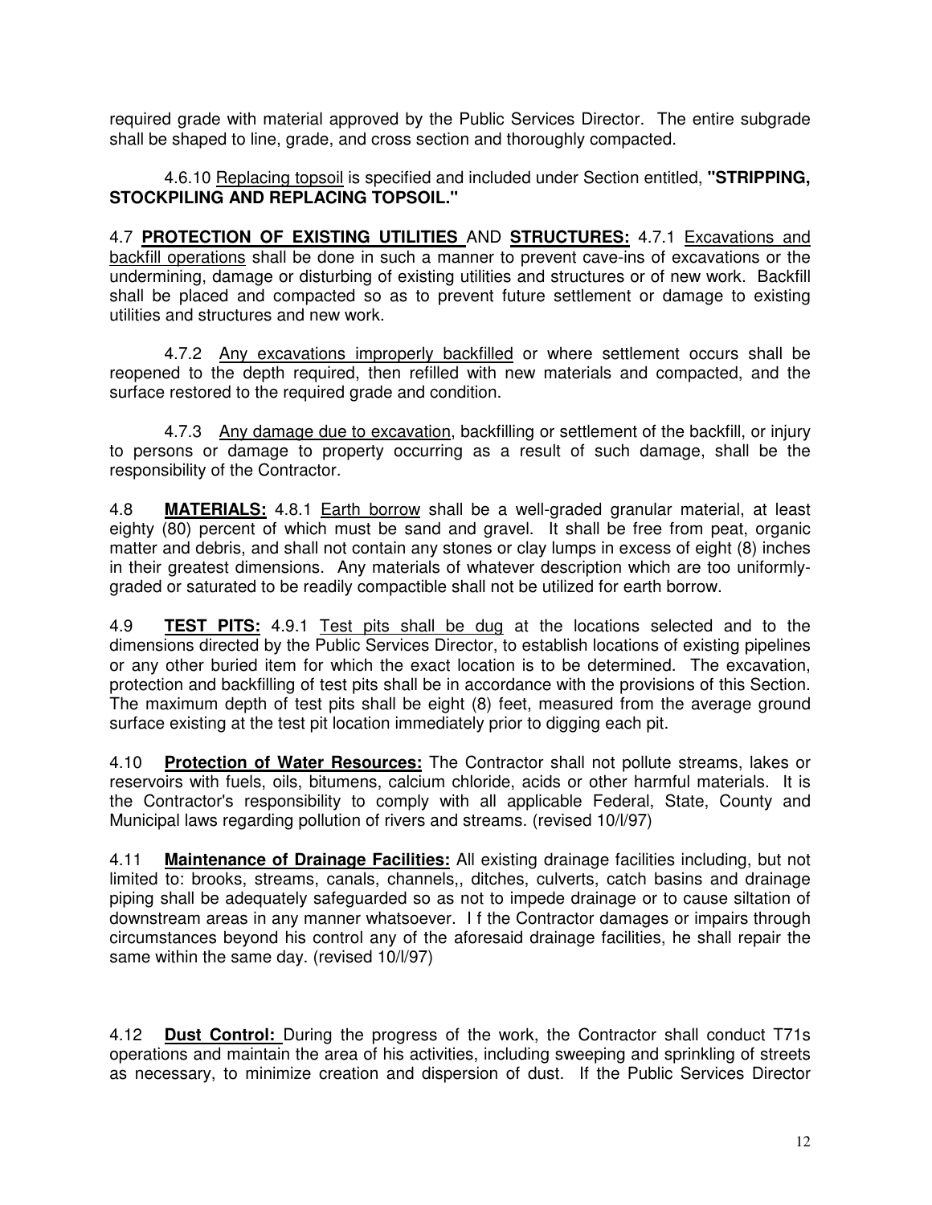required grade with material approved by the Public Services Director. The entire subgrade shall be shaped to line, grade, and cross section and thoroughly compacted.

4.6.10 Replacing topsoil is specified and included under Section entitled, **"STRIPPING, STOCKPILING AND REPLACING TOPSOIL."**

4.7 **PROTECTION OF EXISTING UTILITIES** AND **STRUCTURES:** 4.7.1 Excavations and backfill operations shall be done in such a manner to prevent cave-ins of excavations or the undermining, damage or disturbing of existing utilities and structures or of new work. Backfill shall be placed and compacted so as to prevent future settlement or damage to existing utilities and structures and new work.

4.7.2 Any excavations improperly backfilled or where settlement occurs shall be reopened to the depth required, then refilled with new materials and compacted, and the surface restored to the required grade and condition.

4.7.3 Any damage due to excavation, backfilling or settlement of the backfill, or injury to persons or damage to property occurring as a result of such damage, shall be the responsibility of the Contractor.

4.8 **MATERIALS:** 4.8.1 Earth borrow shall be a well-graded granular material, at least eighty (80) percent of which must be sand and gravel. It shall be free from peat, organic matter and debris, and shall not contain any stones or clay lumps in excess of eight (8) inches in their greatest dimensions. Any materials of whatever description which are too uniformly-graded or saturated to be readily compactible shall not be utilized for earth borrow.

4.9 **TEST PITS:** 4.9.1 Test pits shall be dug at the locations selected and to the dimensions directed by the Public Services Director, to establish locations of existing pipelines or any other buried item for which the exact location is to be determined. The excavation, protection and backfilling of test pits shall be in accordance with the provisions of this Section. The maximum depth of test pits shall be eight (8) feet, measured from the average ground surface existing at the test pit location immediately prior to digging each pit.

4.10 **Protection of Water Resources:** The Contractor shall not pollute streams, lakes or reservoirs with fuels, oils, bitumens, calcium chloride, acids or other harmful materials. It is the Contractor's responsibility to comply with all applicable Federal, State, County and Municipal laws regarding pollution of rivers and streams. (revised 10/l/97)

4.11 **Maintenance of Drainage Facilities:** All existing drainage facilities including, but not limited to: brooks, streams, canals, channels,, ditches, culverts, catch basins and drainage piping shall be adequately safeguarded so as not to impede drainage or to cause siltation of downstream areas in any manner whatsoever. I f the Contractor damages or impairs through circumstances beyond his control any of the aforesaid drainage facilities, he shall repair the same within the same day. (revised 10/l/97)

4.12 **Dust Control:** During the progress of the work, the Contractor shall conduct T71s operations and maintain the area of his activities, including sweeping and sprinkling of streets as necessary, to minimize creation and dispersion of dust. If the Public Services Director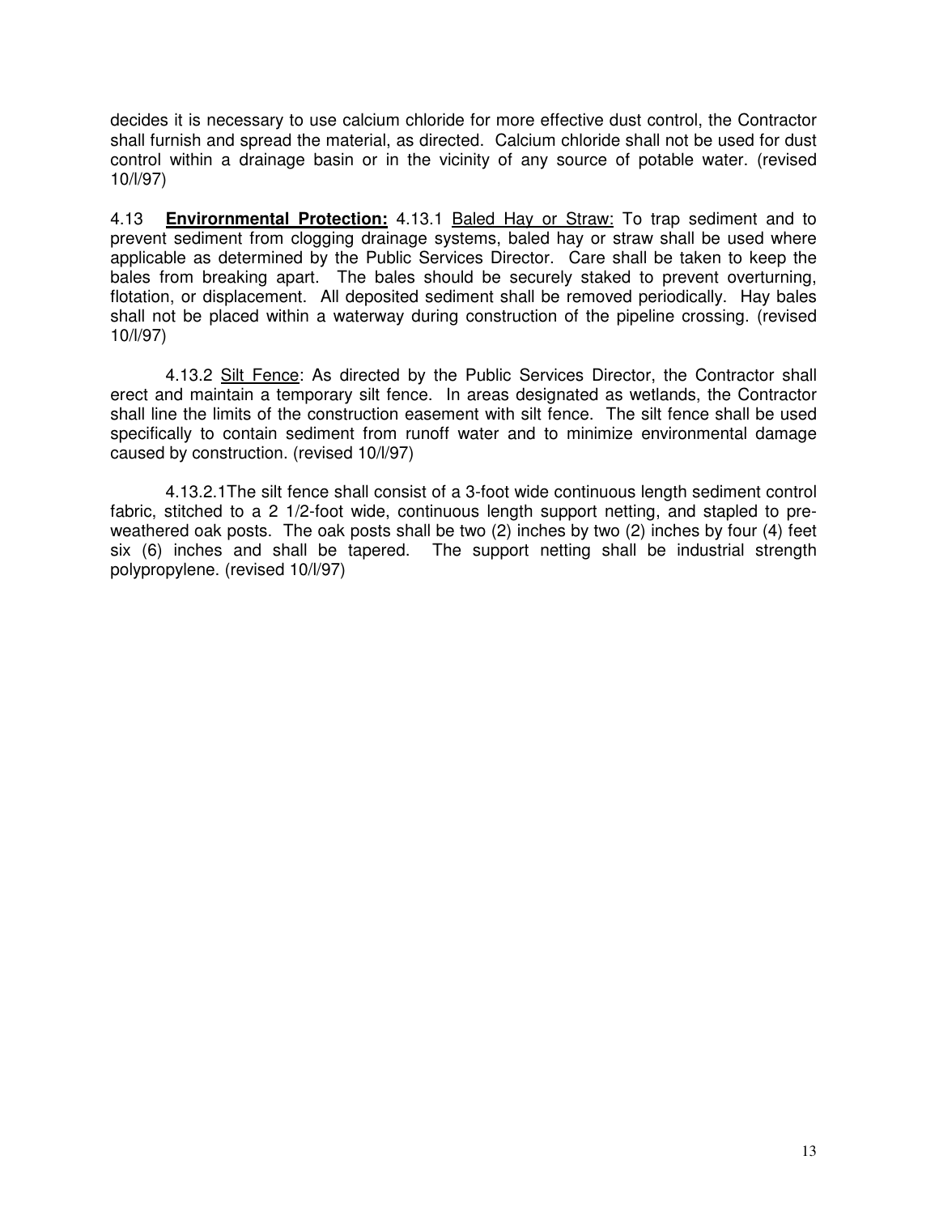decides it is necessary to use calcium chloride for more effective dust control, the Contractor shall furnish and spread the material, as directed. Calcium chloride shall not be used for dust control within a drainage basin or in the vicinity of any source of potable water. (revised 10/l/97)

4.13 **Environmental Protection:** 4.13.1 Baled Hay or Straw: To trap sediment and to prevent sediment from clogging drainage systems, baled hay or straw shall be used where applicable as determined by the Public Services Director. Care shall be taken to keep the bales from breaking apart. The bales should be securely staked to prevent overturning, flotation, or displacement. All deposited sediment shall be removed periodically. Hay bales shall not be placed within a waterway during construction of the pipeline crossing. (revised 10/l/97)

4.13.2 Silt Fence: As directed by the Public Services Director, the Contractor shall erect and maintain a temporary silt fence. In areas designated as wetlands, the Contractor shall line the limits of the construction easement with silt fence. The silt fence shall be used specifically to contain sediment from runoff water and to minimize environmental damage caused by construction. (revised 10/l/97)

4.13.2.1The silt fence shall consist of a 3-foot wide continuous length sediment control fabric, stitched to a 2 1/2-foot wide, continuous length support netting, and stapled to pre-weathered oak posts. The oak posts shall be two (2) inches by two (2) inches by four (4) feet six (6) inches and shall be tapered. The support netting shall be industrial strength polypropylene. (revised 10/l/97)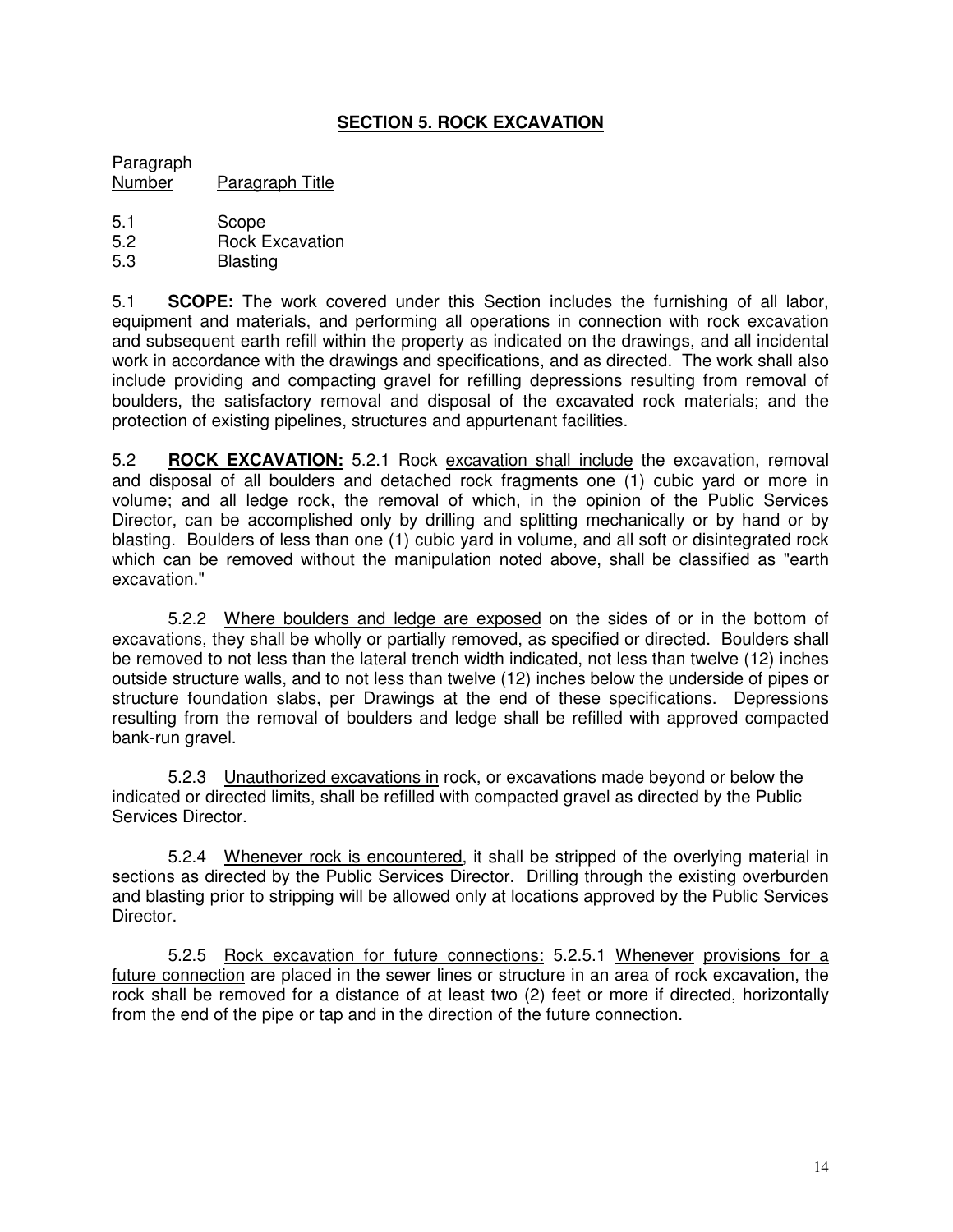## SECTION 5. ROCK EXCAVATION

| Paragraph Number | Paragraph Title |
|---|---|
| 5.1 | Scope |
| 5.2 | Rock Excavation |
| 5.3 | Blasting |

5.1 **SCOPE:** The work covered under this Section includes the furnishing of all labor, equipment and materials, and performing all operations in connection with rock excavation and subsequent earth refill within the property as indicated on the drawings, and all incidental work in accordance with the drawings and specifications, and as directed. The work shall also include providing and compacting gravel for refilling depressions resulting from removal of boulders, the satisfactory removal and disposal of the excavated rock materials; and the protection of existing pipelines, structures and appurtenant facilities.

5.2 **ROCK EXCAVATION:** 5.2.1 Rock excavation shall include the excavation, removal and disposal of all boulders and detached rock fragments one (1) cubic yard or more in volume; and all ledge rock, the removal of which, in the opinion of the Public Services Director, can be accomplished only by drilling and splitting mechanically or by hand or by blasting. Boulders of less than one (1) cubic yard in volume, and all soft or disintegrated rock which can be removed without the manipulation noted above, shall be classified as "earth excavation."

5.2.2 Where boulders and ledge are exposed on the sides of or in the bottom of excavations, they shall be wholly or partially removed, as specified or directed. Boulders shall be removed to not less than the lateral trench width indicated, not less than twelve (12) inches outside structure walls, and to not less than twelve (12) inches below the underside of pipes or structure foundation slabs, per Drawings at the end of these specifications. Depressions resulting from the removal of boulders and ledge shall be refilled with approved compacted bank-run gravel.

5.2.3 Unauthorized excavations in rock, or excavations made beyond or below the indicated or directed limits, shall be refilled with compacted gravel as directed by the Public Services Director.

5.2.4 Whenever rock is encountered, it shall be stripped of the overlying material in sections as directed by the Public Services Director. Drilling through the existing overburden and blasting prior to stripping will be allowed only at locations approved by the Public Services Director.

5.2.5 Rock excavation for future connections: 5.2.5.1 Whenever provisions for a future connection are placed in the sewer lines or structure in an area of rock excavation, the rock shall be removed for a distance of at least two (2) feet or more if directed, horizontally from the end of the pipe or tap and in the direction of the future connection.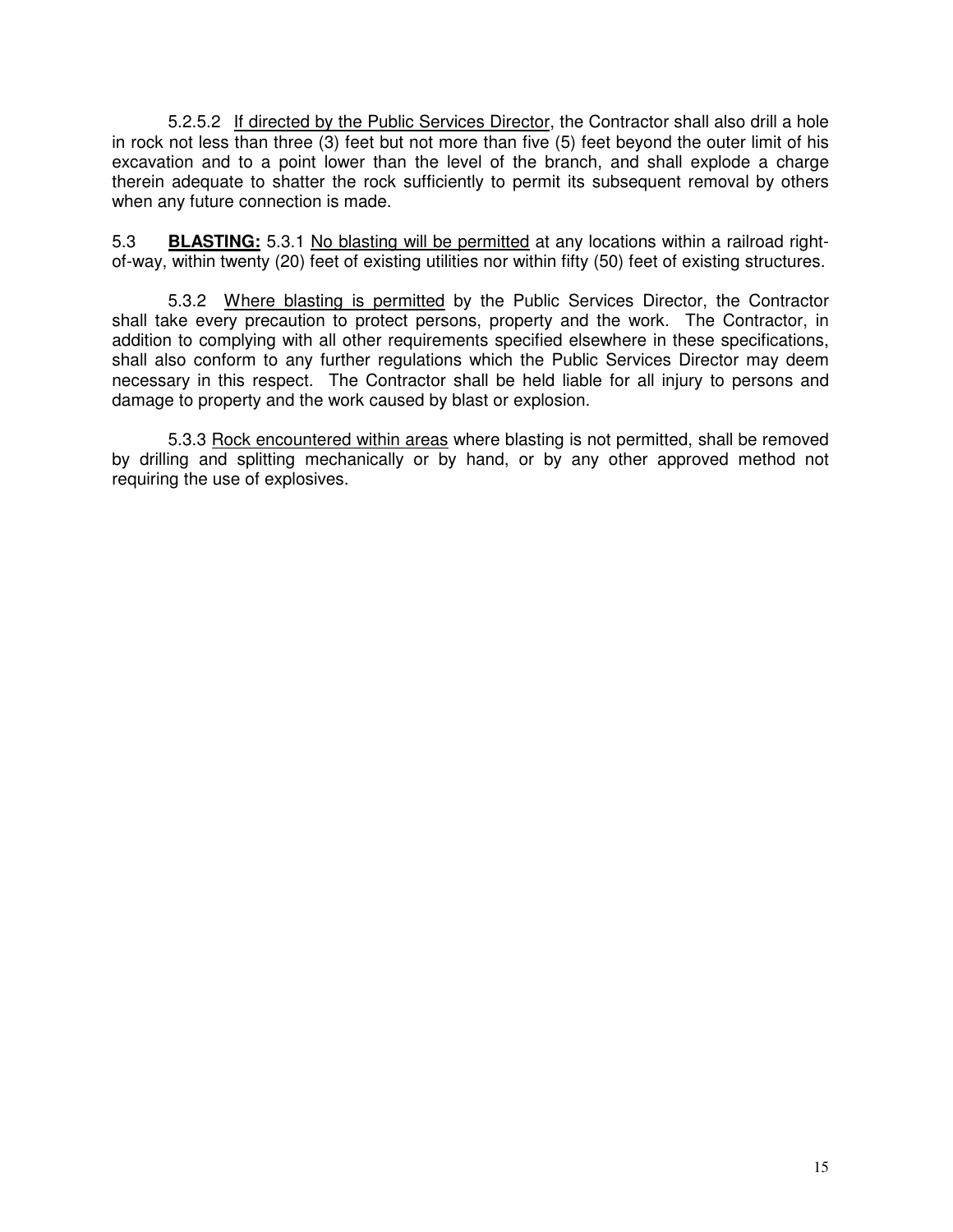5.2.5.2 <u>If directed by the Public Services Director</u>, the Contractor shall also drill a hole in rock not less than three (3) feet but not more than five (5) feet beyond the outer limit of his excavation and to a point lower than the level of the branch, and shall explode a charge therein adequate to shatter the rock sufficiently to permit its subsequent removal by others when any future connection is made.

5.3 **<u>BLASTING:</u>** 5.3.1 <u>No blasting will be permitted</u> at any locations within a railroad right-of-way, within twenty (20) feet of existing utilities nor within fifty (50) feet of existing structures.

5.3.2 <u>Where blasting is permitted</u> by the Public Services Director, the Contractor shall take every precaution to protect persons, property and the work. The Contractor, in addition to complying with all other requirements specified elsewhere in these specifications, shall also conform to any further regulations which the Public Services Director may deem necessary in this respect. The Contractor shall be held liable for all injury to persons and damage to property and the work caused by blast or explosion.

5.3.3 <u>Rock encountered within areas</u> where blasting is not permitted, shall be removed by drilling and splitting mechanically or by hand, or by any other approved method not requiring the use of explosives.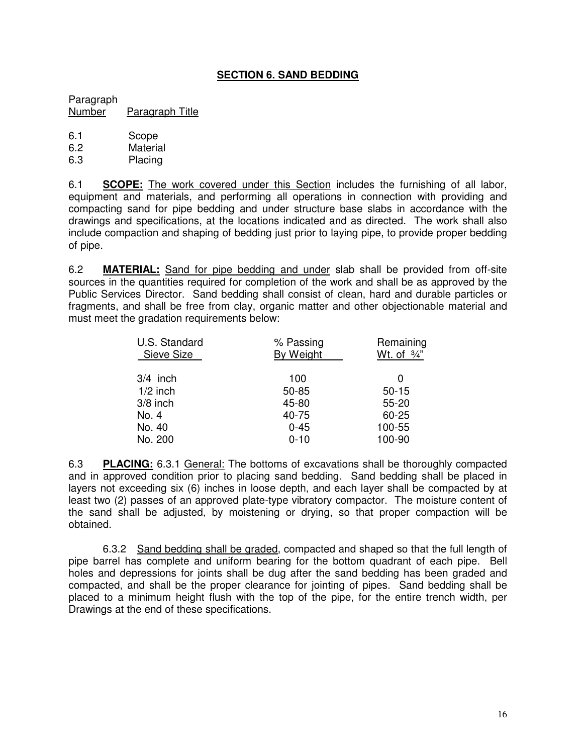## SECTION 6. SAND BEDDING

| Paragraph Number | Paragraph Title |
|---|---|
| 6.1 | Scope |
| 6.2 | Material |
| 6.3 | Placing |

6.1 **SCOPE:** The work covered under this Section includes the furnishing of all labor, equipment and materials, and performing all operations in connection with providing and compacting sand for pipe bedding and under structure base slabs in accordance with the drawings and specifications, at the locations indicated and as directed. The work shall also include compaction and shaping of bedding just prior to laying pipe, to provide proper bedding of pipe.

6.2 **MATERIAL:** Sand for pipe bedding and under slab shall be provided from off-site sources in the quantities required for completion of the work and shall be as approved by the Public Services Director. Sand bedding shall consist of clean, hard and durable particles or fragments, and shall be free from clay, organic matter and other objectionable material and must meet the gradation requirements below:

| U.S. Standard Sieve Size | % Passing By Weight | Remaining Wt. of ¾" |
|---|---|---|
| 3/4 inch | 100 | 0 |
| 1/2 inch | 50-85 | 50-15 |
| 3/8 inch | 45-80 | 55-20 |
| No. 4 | 40-75 | 60-25 |
| No. 40 | 0-45 | 100-55 |
| No. 200 | 0-10 | 100-90 |

6.3 **PLACING:** 6.3.1 General: The bottoms of excavations shall be thoroughly compacted and in approved condition prior to placing sand bedding. Sand bedding shall be placed in layers not exceeding six (6) inches in loose depth, and each layer shall be compacted by at least two (2) passes of an approved plate-type vibratory compactor. The moisture content of the sand shall be adjusted, by moistening or drying, so that proper compaction will be obtained.

6.3.2 Sand bedding shall be graded, compacted and shaped so that the full length of pipe barrel has complete and uniform bearing for the bottom quadrant of each pipe. Bell holes and depressions for joints shall be dug after the sand bedding has been graded and compacted, and shall be the proper clearance for jointing of pipes. Sand bedding shall be placed to a minimum height flush with the top of the pipe, for the entire trench width, per Drawings at the end of these specifications.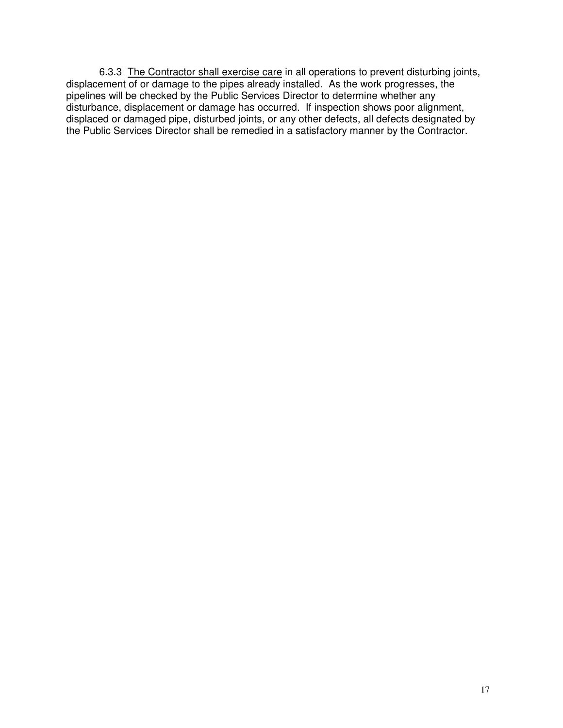6.3.3 <u>The Contractor shall exercise care</u> in all operations to prevent disturbing joints, displacement of or damage to the pipes already installed. As the work progresses, the pipelines will be checked by the Public Services Director to determine whether any disturbance, displacement or damage has occurred. If inspection shows poor alignment, displaced or damaged pipe, disturbed joints, or any other defects, all defects designated by the Public Services Director shall be remedied in a satisfactory manner by the Contractor.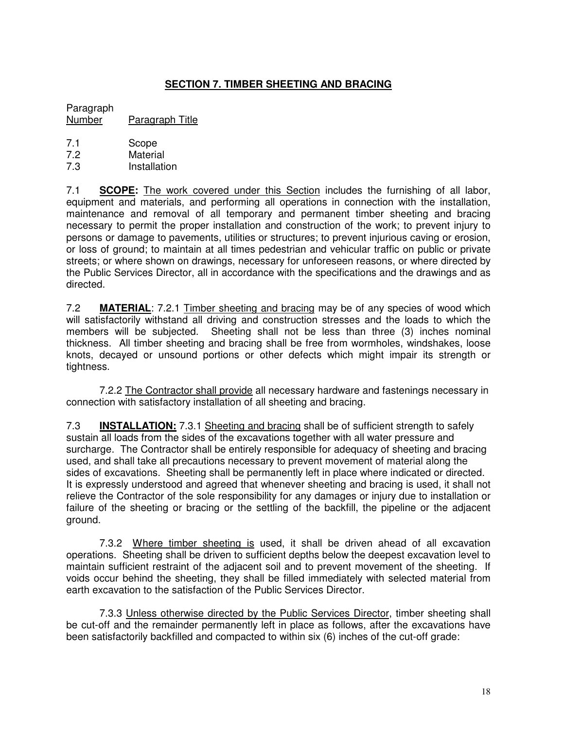## SECTION 7. TIMBER SHEETING AND BRACING

| Paragraph Number | Paragraph Title |
|---|---|
| 7.1 | Scope |
| 7.2 | Material |
| 7.3 | Installation |

7.1 **SCOPE:** The work covered under this Section includes the furnishing of all labor, equipment and materials, and performing all operations in connection with the installation, maintenance and removal of all temporary and permanent timber sheeting and bracing necessary to permit the proper installation and construction of the work; to prevent injury to persons or damage to pavements, utilities or structures; to prevent injurious caving or erosion, or loss of ground; to maintain at all times pedestrian and vehicular traffic on public or private streets; or where shown on drawings, necessary for unforeseen reasons, or where directed by the Public Services Director, all in accordance with the specifications and the drawings and as directed.

7.2 **MATERIAL**: 7.2.1 Timber sheeting and bracing may be of any species of wood which will satisfactorily withstand all driving and construction stresses and the loads to which the members will be subjected. Sheeting shall not be less than three (3) inches nominal thickness. All timber sheeting and bracing shall be free from wormholes, windshakes, loose knots, decayed or unsound portions or other defects which might impair its strength or tightness.

7.2.2 The Contractor shall provide all necessary hardware and fastenings necessary in connection with satisfactory installation of all sheeting and bracing.

7.3 **INSTALLATION:** 7.3.1 Sheeting and bracing shall be of sufficient strength to safely sustain all loads from the sides of the excavations together with all water pressure and surcharge. The Contractor shall be entirely responsible for adequacy of sheeting and bracing used, and shall take all precautions necessary to prevent movement of material along the sides of excavations. Sheeting shall be permanently left in place where indicated or directed. It is expressly understood and agreed that whenever sheeting and bracing is used, it shall not relieve the Contractor of the sole responsibility for any damages or injury due to installation or failure of the sheeting or bracing or the settling of the backfill, the pipeline or the adjacent ground.

7.3.2 Where timber sheeting is used, it shall be driven ahead of all excavation operations. Sheeting shall be driven to sufficient depths below the deepest excavation level to maintain sufficient restraint of the adjacent soil and to prevent movement of the sheeting. If voids occur behind the sheeting, they shall be filled immediately with selected material from earth excavation to the satisfaction of the Public Services Director.

7.3.3 Unless otherwise directed by the Public Services Director, timber sheeting shall be cut-off and the remainder permanently left in place as follows, after the excavations have been satisfactorily backfilled and compacted to within six (6) inches of the cut-off grade: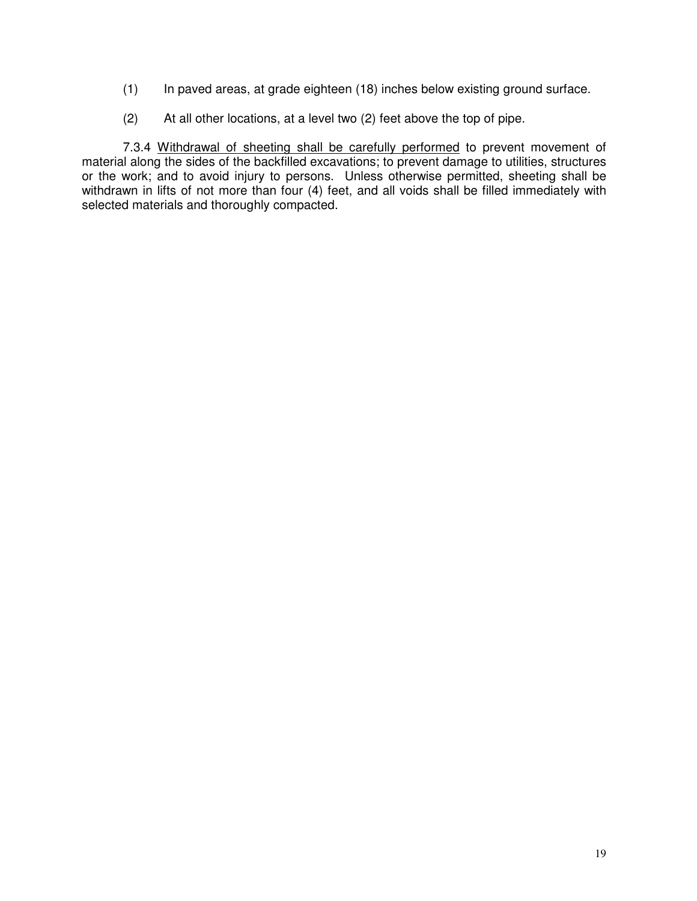(1) In paved areas, at grade eighteen (18) inches below existing ground surface.

(2) At all other locations, at a level two (2) feet above the top of pipe.

7.3.4 <u>Withdrawal of sheeting shall be carefully performed</u> to prevent movement of material along the sides of the backfilled excavations; to prevent damage to utilities, structures or the work; and to avoid injury to persons. Unless otherwise permitted, sheeting shall be withdrawn in lifts of not more than four (4) feet, and all voids shall be filled immediately with selected materials and thoroughly compacted.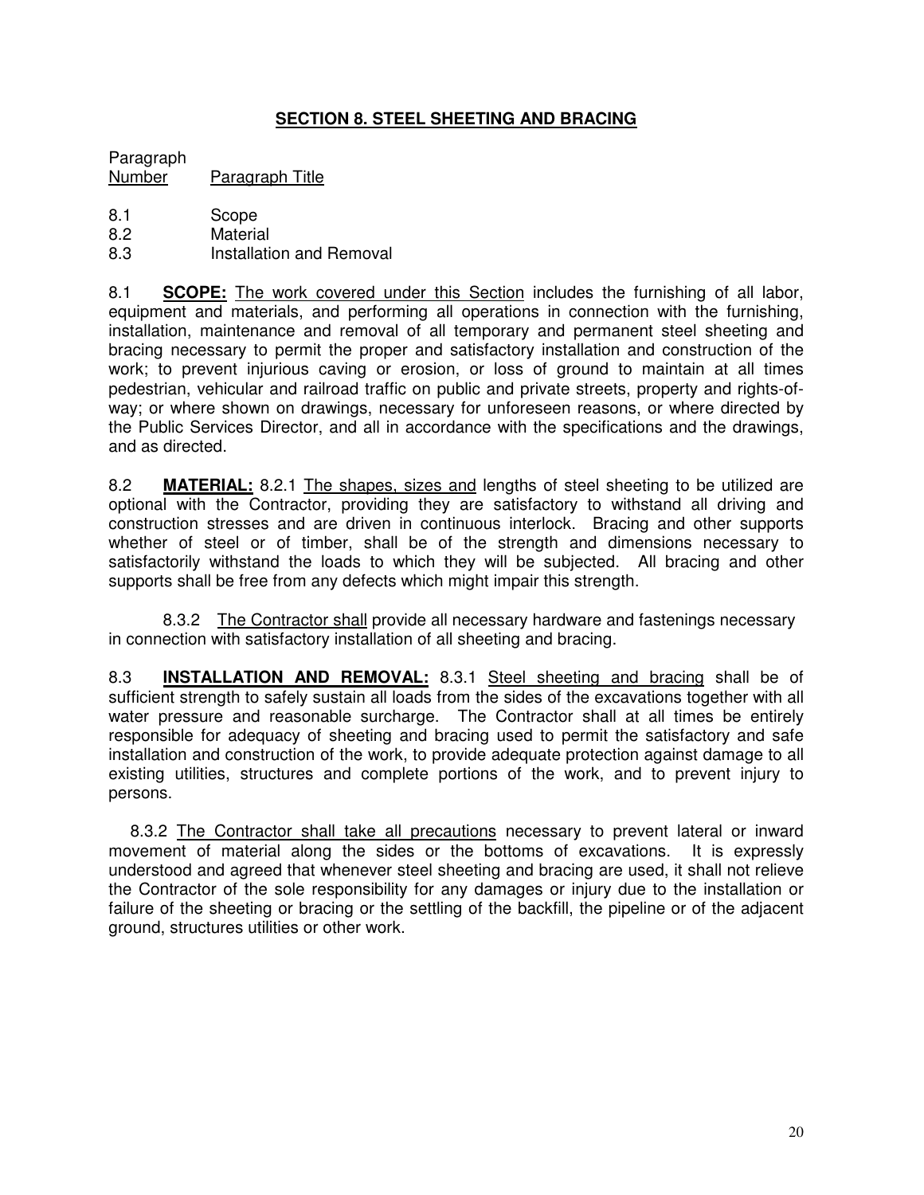## SECTION 8. STEEL SHEETING AND BRACING

| Paragraph Number | Paragraph Title |
|---|---|
| 8.1 | Scope |
| 8.2 | Material |
| 8.3 | Installation and Removal |

8.1 **SCOPE:** The work covered under this Section includes the furnishing of all labor, equipment and materials, and performing all operations in connection with the furnishing, installation, maintenance and removal of all temporary and permanent steel sheeting and bracing necessary to permit the proper and satisfactory installation and construction of the work; to prevent injurious caving or erosion, or loss of ground to maintain at all times pedestrian, vehicular and railroad traffic on public and private streets, property and rights-of-way; or where shown on drawings, necessary for unforeseen reasons, or where directed by the Public Services Director, and all in accordance with the specifications and the drawings, and as directed.

8.2 **MATERIAL:** 8.2.1 The shapes, sizes and lengths of steel sheeting to be utilized are optional with the Contractor, providing they are satisfactory to withstand all driving and construction stresses and are driven in continuous interlock. Bracing and other supports whether of steel or of timber, shall be of the strength and dimensions necessary to satisfactorily withstand the loads to which they will be subjected. All bracing and other supports shall be free from any defects which might impair this strength.

8.3.2 The Contractor shall provide all necessary hardware and fastenings necessary in connection with satisfactory installation of all sheeting and bracing.

8.3 **INSTALLATION AND REMOVAL:** 8.3.1 Steel sheeting and bracing shall be of sufficient strength to safely sustain all loads from the sides of the excavations together with all water pressure and reasonable surcharge. The Contractor shall at all times be entirely responsible for adequacy of sheeting and bracing used to permit the satisfactory and safe installation and construction of the work, to provide adequate protection against damage to all existing utilities, structures and complete portions of the work, and to prevent injury to persons.

8.3.2 The Contractor shall take all precautions necessary to prevent lateral or inward movement of material along the sides or the bottoms of excavations. It is expressly understood and agreed that whenever steel sheeting and bracing are used, it shall not relieve the Contractor of the sole responsibility for any damages or injury due to the installation or failure of the sheeting or bracing or the settling of the backfill, the pipeline or of the adjacent ground, structures utilities or other work.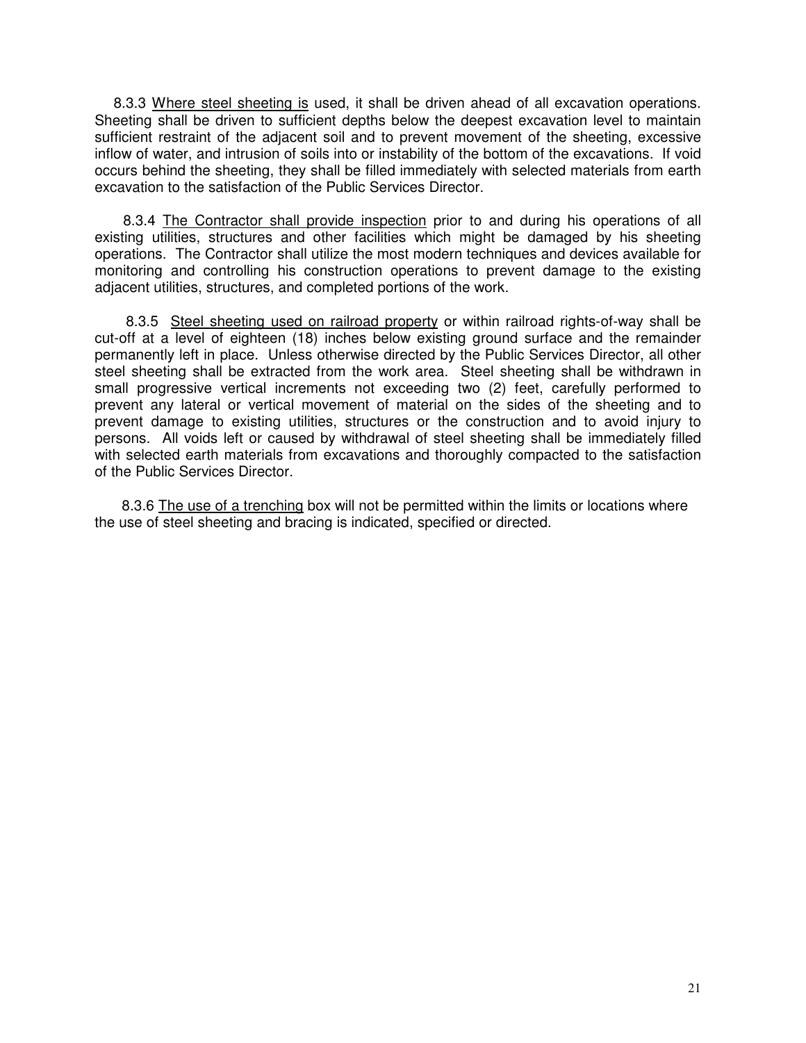8.3.3 <u>Where steel sheeting is</u> used, it shall be driven ahead of all excavation operations. Sheeting shall be driven to sufficient depths below the deepest excavation level to maintain sufficient restraint of the adjacent soil and to prevent movement of the sheeting, excessive inflow of water, and intrusion of soils into or instability of the bottom of the excavations. If void occurs behind the sheeting, they shall be filled immediately with selected materials from earth excavation to the satisfaction of the Public Services Director.

8.3.4 <u>The Contractor shall provide inspection</u> prior to and during his operations of all existing utilities, structures and other facilities which might be damaged by his sheeting operations. The Contractor shall utilize the most modern techniques and devices available for monitoring and controlling his construction operations to prevent damage to the existing adjacent utilities, structures, and completed portions of the work.

8.3.5 <u>Steel sheeting used on railroad property</u> or within railroad rights-of-way shall be cut-off at a level of eighteen (18) inches below existing ground surface and the remainder permanently left in place. Unless otherwise directed by the Public Services Director, all other steel sheeting shall be extracted from the work area. Steel sheeting shall be withdrawn in small progressive vertical increments not exceeding two (2) feet, carefully performed to prevent any lateral or vertical movement of material on the sides of the sheeting and to prevent damage to existing utilities, structures or the construction and to avoid injury to persons. All voids left or caused by withdrawal of steel sheeting shall be immediately filled with selected earth materials from excavations and thoroughly compacted to the satisfaction of the Public Services Director.

8.3.6 <u>The use of a trenching</u> box will not be permitted within the limits or locations where the use of steel sheeting and bracing is indicated, specified or directed.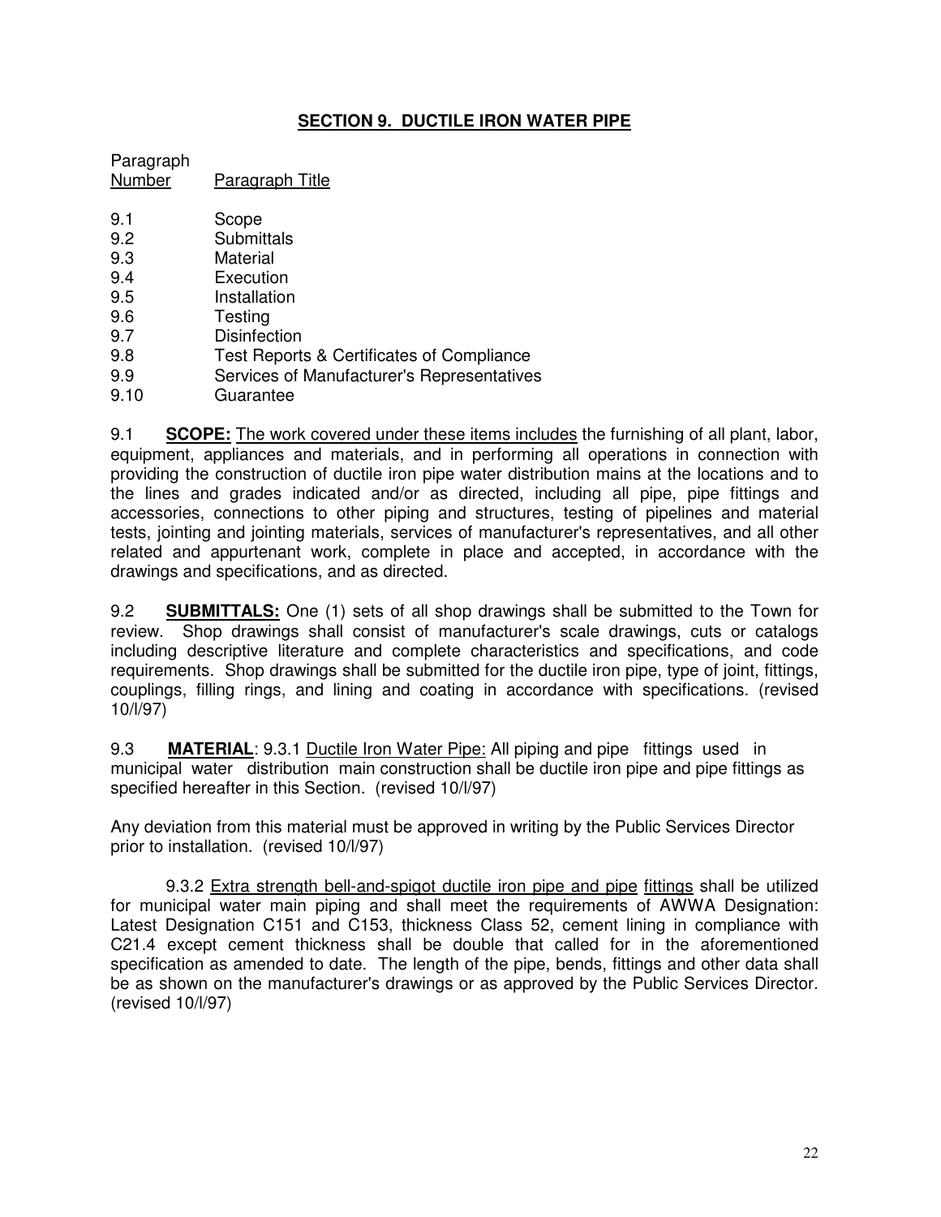## SECTION 9. DUCTILE IRON WATER PIPE

| Paragraph Number | Paragraph Title |
|---|---|
| 9.1 | Scope |
| 9.2 | Submittals |
| 9.3 | Material |
| 9.4 | Execution |
| 9.5 | Installation |
| 9.6 | Testing |
| 9.7 | Disinfection |
| 9.8 | Test Reports & Certificates of Compliance |
| 9.9 | Services of Manufacturer's Representatives |
| 9.10 | Guarantee |

9.1 **SCOPE:** The work covered under these items includes the furnishing of all plant, labor, equipment, appliances and materials, and in performing all operations in connection with providing the construction of ductile iron pipe water distribution mains at the locations and to the lines and grades indicated and/or as directed, including all pipe, pipe fittings and accessories, connections to other piping and structures, testing of pipelines and material tests, jointing and jointing materials, services of manufacturer's representatives, and all other related and appurtenant work, complete in place and accepted, in accordance with the drawings and specifications, and as directed.

9.2 **SUBMITTALS:** One (1) sets of all shop drawings shall be submitted to the Town for review. Shop drawings shall consist of manufacturer's scale drawings, cuts or catalogs including descriptive literature and complete characteristics and specifications, and code requirements. Shop drawings shall be submitted for the ductile iron pipe, type of joint, fittings, couplings, filling rings, and lining and coating in accordance with specifications. (revised 10/l/97)

9.3 **MATERIAL**: 9.3.1 Ductile Iron Water Pipe: All piping and pipe fittings used in municipal water distribution main construction shall be ductile iron pipe and pipe fittings as specified hereafter in this Section. (revised 10/l/97)

Any deviation from this material must be approved in writing by the Public Services Director prior to installation. (revised 10/l/97)

9.3.2 Extra strength bell-and-spigot ductile iron pipe and pipe fittings shall be utilized for municipal water main piping and shall meet the requirements of AWWA Designation: Latest Designation C151 and C153, thickness Class 52, cement lining in compliance with C21.4 except cement thickness shall be double that called for in the aforementioned specification as amended to date. The length of the pipe, bends, fittings and other data shall be as shown on the manufacturer's drawings or as approved by the Public Services Director. (revised 10/l/97)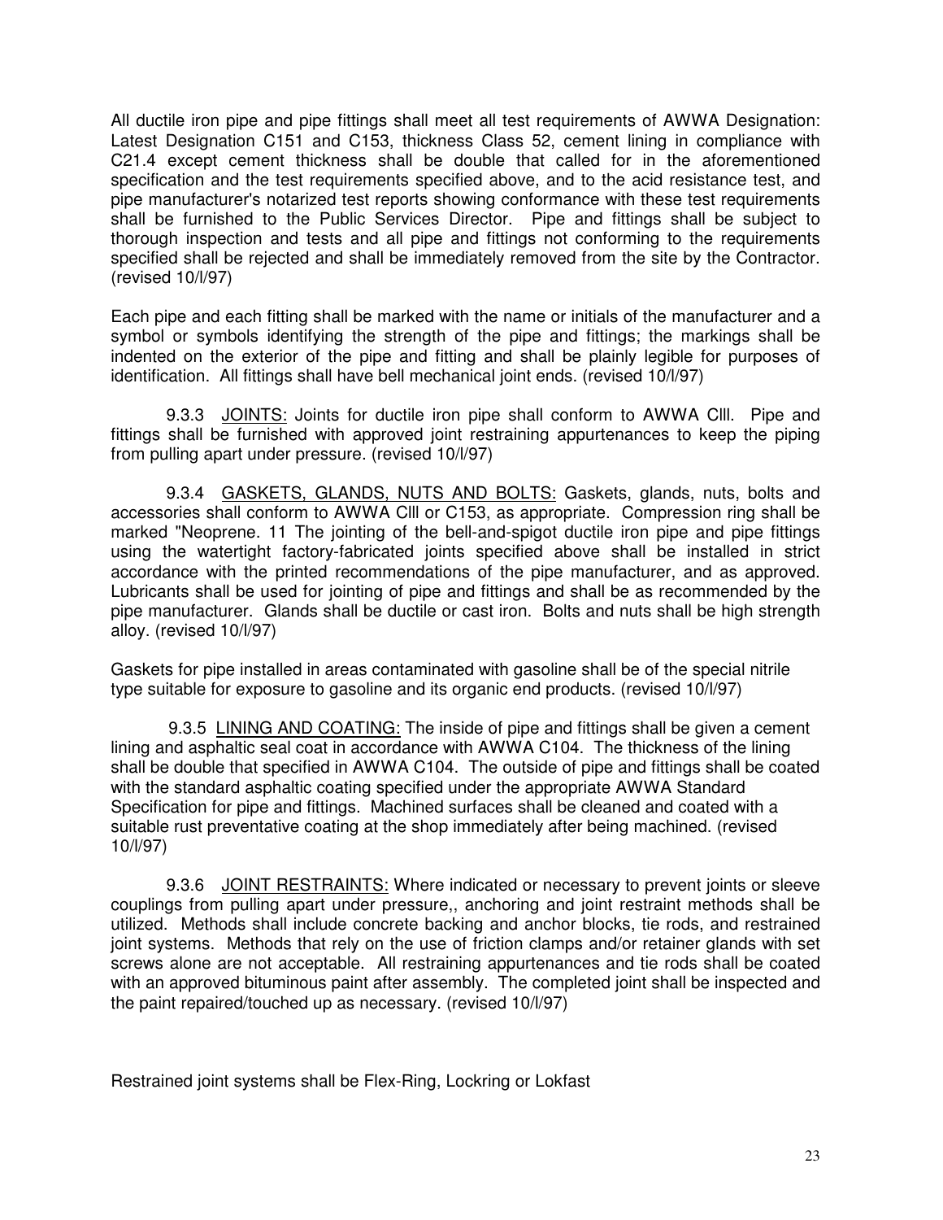All ductile iron pipe and pipe fittings shall meet all test requirements of AWWA Designation: Latest Designation C151 and C153, thickness Class 52, cement lining in compliance with C21.4 except cement thickness shall be double that called for in the aforementioned specification and the test requirements specified above, and to the acid resistance test, and pipe manufacturer's notarized test reports showing conformance with these test requirements shall be furnished to the Public Services Director. Pipe and fittings shall be subject to thorough inspection and tests and all pipe and fittings not conforming to the requirements specified shall be rejected and shall be immediately removed from the site by the Contractor. (revised 10/l/97)

Each pipe and each fitting shall be marked with the name or initials of the manufacturer and a symbol or symbols identifying the strength of the pipe and fittings; the markings shall be indented on the exterior of the pipe and fitting and shall be plainly legible for purposes of identification. All fittings shall have bell mechanical joint ends. (revised 10/l/97)

9.3.3 <u>JOINTS:</u> Joints for ductile iron pipe shall conform to AWWA Clll. Pipe and fittings shall be furnished with approved joint restraining appurtenances to keep the piping from pulling apart under pressure. (revised 10/l/97)

9.3.4 <u>GASKETS, GLANDS, NUTS AND BOLTS:</u> Gaskets, glands, nuts, bolts and accessories shall conform to AWWA Clll or C153, as appropriate. Compression ring shall be marked "Neoprene. 11 The jointing of the bell-and-spigot ductile iron pipe and pipe fittings using the watertight factory-fabricated joints specified above shall be installed in strict accordance with the printed recommendations of the pipe manufacturer, and as approved. Lubricants shall be used for jointing of pipe and fittings and shall be as recommended by the pipe manufacturer. Glands shall be ductile or cast iron. Bolts and nuts shall be high strength alloy. (revised 10/l/97)

Gaskets for pipe installed in areas contaminated with gasoline shall be of the special nitrile type suitable for exposure to gasoline and its organic end products. (revised 10/l/97)

9.3.5 <u>LINING AND COATING:</u> The inside of pipe and fittings shall be given a cement lining and asphaltic seal coat in accordance with AWWA C104. The thickness of the lining shall be double that specified in AWWA C104. The outside of pipe and fittings shall be coated with the standard asphaltic coating specified under the appropriate AWWA Standard Specification for pipe and fittings. Machined surfaces shall be cleaned and coated with a suitable rust preventative coating at the shop immediately after being machined. (revised 10/l/97)

9.3.6 <u>JOINT RESTRAINTS:</u> Where indicated or necessary to prevent joints or sleeve couplings from pulling apart under pressure,, anchoring and joint restraint methods shall be utilized. Methods shall include concrete backing and anchor blocks, tie rods, and restrained joint systems. Methods that rely on the use of friction clamps and/or retainer glands with set screws alone are not acceptable. All restraining appurtenances and tie rods shall be coated with an approved bituminous paint after assembly. The completed joint shall be inspected and the paint repaired/touched up as necessary. (revised 10/l/97)

Restrained joint systems shall be Flex-Ring, Lockring or Lokfast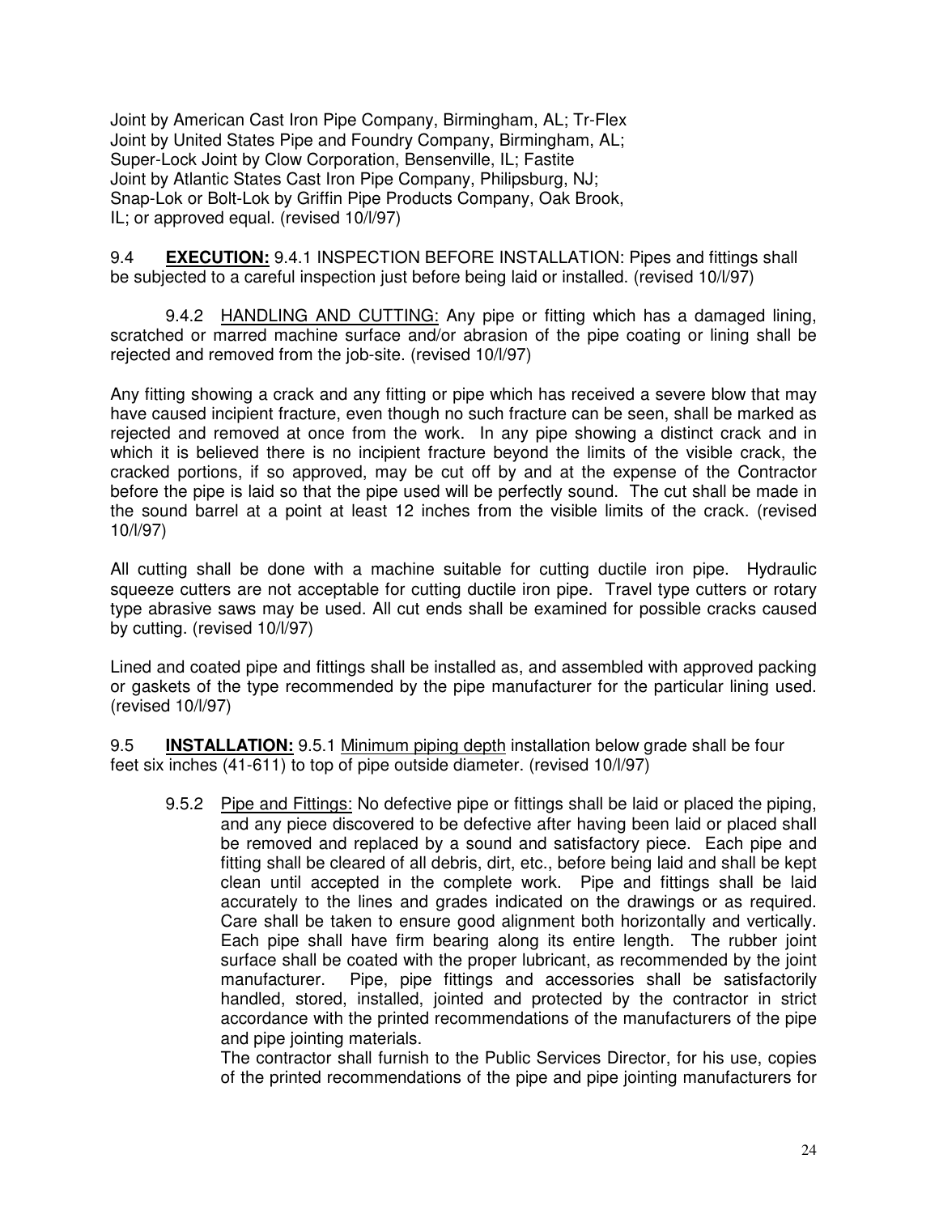Joint by American Cast Iron Pipe Company, Birmingham, AL; Tr-Flex Joint by United States Pipe and Foundry Company, Birmingham, AL; Super-Lock Joint by Clow Corporation, Bensenville, IL; Fastite Joint by Atlantic States Cast Iron Pipe Company, Philipsburg, NJ; Snap-Lok or Bolt-Lok by Griffin Pipe Products Company, Oak Brook, IL; or approved equal. (revised 10/l/97)

9.4 **EXECUTION:** 9.4.1 INSPECTION BEFORE INSTALLATION: Pipes and fittings shall be subjected to a careful inspection just before being laid or installed. (revised 10/l/97)

9.4.2 HANDLING AND CUTTING: Any pipe or fitting which has a damaged lining, scratched or marred machine surface and/or abrasion of the pipe coating or lining shall be rejected and removed from the job-site. (revised 10/l/97)

Any fitting showing a crack and any fitting or pipe which has received a severe blow that may have caused incipient fracture, even though no such fracture can be seen, shall be marked as rejected and removed at once from the work. In any pipe showing a distinct crack and in which it is believed there is no incipient fracture beyond the limits of the visible crack, the cracked portions, if so approved, may be cut off by and at the expense of the Contractor before the pipe is laid so that the pipe used will be perfectly sound. The cut shall be made in the sound barrel at a point at least 12 inches from the visible limits of the crack. (revised 10/l/97)

All cutting shall be done with a machine suitable for cutting ductile iron pipe. Hydraulic squeeze cutters are not acceptable for cutting ductile iron pipe. Travel type cutters or rotary type abrasive saws may be used. All cut ends shall be examined for possible cracks caused by cutting. (revised 10/l/97)

Lined and coated pipe and fittings shall be installed as, and assembled with approved packing or gaskets of the type recommended by the pipe manufacturer for the particular lining used. (revised 10/l/97)

9.5 **INSTALLATION:** 9.5.1 Minimum piping depth installation below grade shall be four feet six inches (41-611) to top of pipe outside diameter. (revised 10/l/97)

9.5.2 Pipe and Fittings: No defective pipe or fittings shall be laid or placed the piping, and any piece discovered to be defective after having been laid or placed shall be removed and replaced by a sound and satisfactory piece. Each pipe and fitting shall be cleared of all debris, dirt, etc., before being laid and shall be kept clean until accepted in the complete work. Pipe and fittings shall be laid accurately to the lines and grades indicated on the drawings or as required. Care shall be taken to ensure good alignment both horizontally and vertically. Each pipe shall have firm bearing along its entire length. The rubber joint surface shall be coated with the proper lubricant, as recommended by the joint manufacturer. Pipe, pipe fittings and accessories shall be satisfactorily handled, stored, installed, jointed and protected by the contractor in strict accordance with the printed recommendations of the manufacturers of the pipe and pipe jointing materials.

The contractor shall furnish to the Public Services Director, for his use, copies of the printed recommendations of the pipe and pipe jointing manufacturers for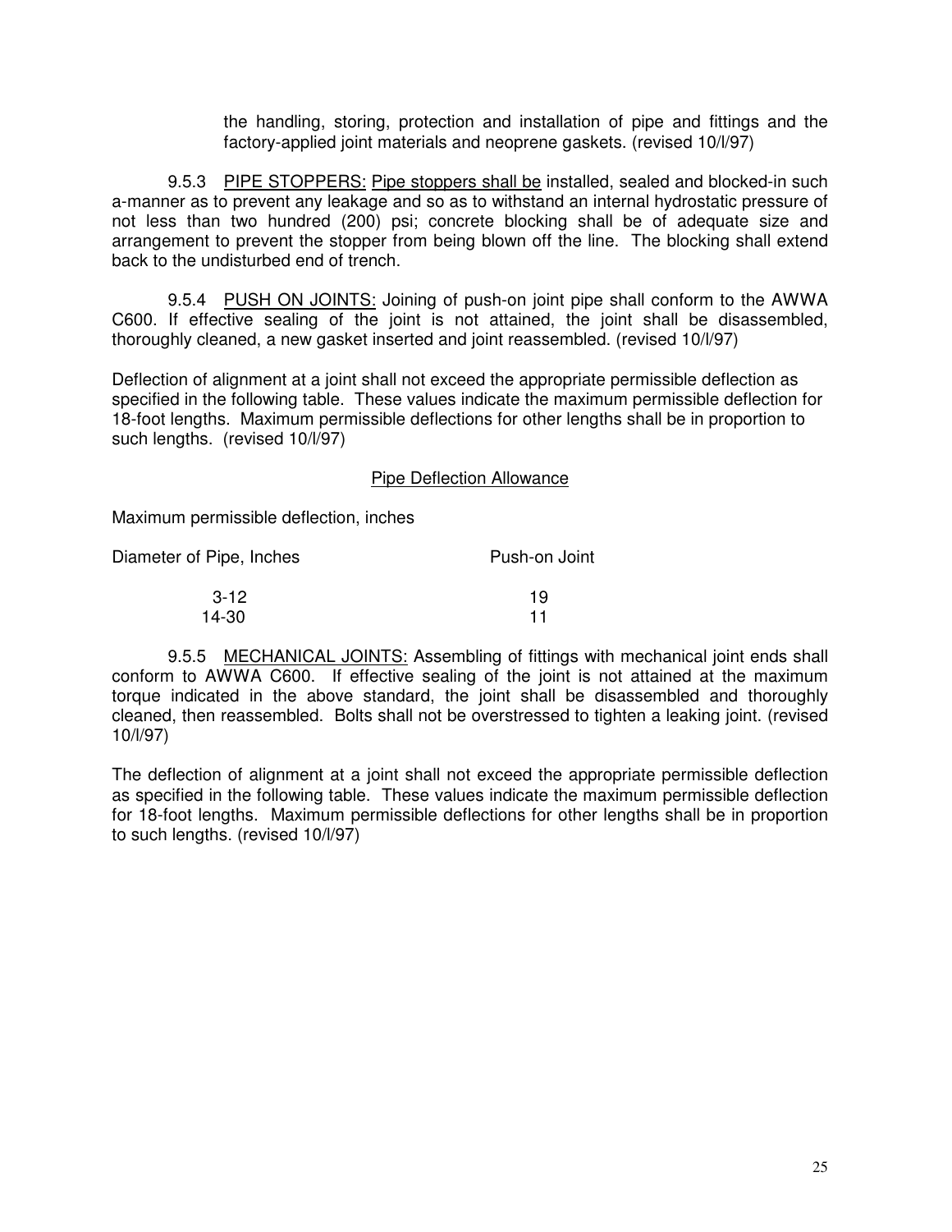the handling, storing, protection and installation of pipe and fittings and the factory-applied joint materials and neoprene gaskets. (revised 10/l/97)

9.5.3 <u>PIPE STOPPERS:</u> <u>Pipe stoppers shall be</u> installed, sealed and blocked-in such a-manner as to prevent any leakage and so as to withstand an internal hydrostatic pressure of not less than two hundred (200) psi; concrete blocking shall be of adequate size and arrangement to prevent the stopper from being blown off the line. The blocking shall extend back to the undisturbed end of trench.

9.5.4 <u>PUSH ON JOINTS:</u> Joining of push-on joint pipe shall conform to the AWWA C600. If effective sealing of the joint is not attained, the joint shall be disassembled, thoroughly cleaned, a new gasket inserted and joint reassembled. (revised 10/l/97)

Deflection of alignment at a joint shall not exceed the appropriate permissible deflection as specified in the following table. These values indicate the maximum permissible deflection for 18-foot lengths. Maximum permissible deflections for other lengths shall be in proportion to such lengths. (revised 10/l/97)

<u>Pipe Deflection Allowance</u>

Maximum permissible deflection, inches

| Diameter of Pipe, Inches | Push-on Joint |
|---|---|
| 3-12 | 19 |
| 14-30 | 11 |

9.5.5 <u>MECHANICAL JOINTS:</u> Assembling of fittings with mechanical joint ends shall conform to AWWA C600. If effective sealing of the joint is not attained at the maximum torque indicated in the above standard, the joint shall be disassembled and thoroughly cleaned, then reassembled. Bolts shall not be overstressed to tighten a leaking joint. (revised 10/l/97)

The deflection of alignment at a joint shall not exceed the appropriate permissible deflection as specified in the following table. These values indicate the maximum permissible deflection for 18-foot lengths. Maximum permissible deflections for other lengths shall be in proportion to such lengths. (revised 10/l/97)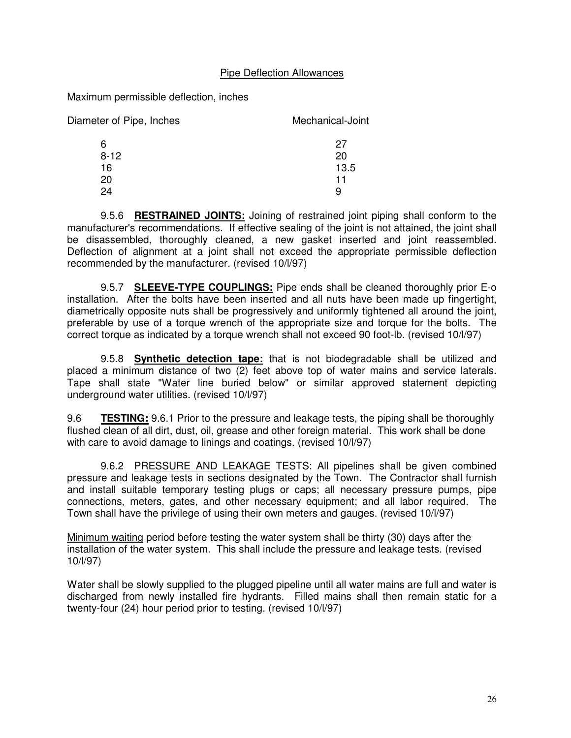## Pipe Deflection Allowances

Maximum permissible deflection, inches

| Diameter of Pipe, Inches | Mechanical-Joint |
| --- | --- |
| 6 | 27 |
| 8-12 | 20 |
| 16 | 13.5 |
| 20 | 11 |
| 24 | 9 |

9.5.6 **RESTRAINED JOINTS:** Joining of restrained joint piping shall conform to the manufacturer's recommendations. If effective sealing of the joint is not attained, the joint shall be disassembled, thoroughly cleaned, a new gasket inserted and joint reassembled. Deflection of alignment at a joint shall not exceed the appropriate permissible deflection recommended by the manufacturer. (revised 10/l/97)

9.5.7 **SLEEVE-TYPE COUPLINGS:** Pipe ends shall be cleaned thoroughly prior E-o installation. After the bolts have been inserted and all nuts have been made up fingertight, diametrically opposite nuts shall be progressively and uniformly tightened all around the joint, preferable by use of a torque wrench of the appropriate size and torque for the bolts. The correct torque as indicated by a torque wrench shall not exceed 90 foot-lb. (revised 10/l/97)

9.5.8 **Synthetic detection tape:** that is not biodegradable shall be utilized and placed a minimum distance of two (2) feet above top of water mains and service laterals. Tape shall state "Water line buried below" or similar approved statement depicting underground water utilities. (revised 10/l/97)

9.6 **TESTING:** 9.6.1 Prior to the pressure and leakage tests, the piping shall be thoroughly flushed clean of all dirt, dust, oil, grease and other foreign material. This work shall be done with care to avoid damage to linings and coatings. (revised 10/l/97)

9.6.2 PRESSURE AND LEAKAGE TESTS: All pipelines shall be given combined pressure and leakage tests in sections designated by the Town. The Contractor shall furnish and install suitable temporary testing plugs or caps; all necessary pressure pumps, pipe connections, meters, gates, and other necessary equipment; and all labor required. The Town shall have the privilege of using their own meters and gauges. (revised 10/l/97)

Minimum waiting period before testing the water system shall be thirty (30) days after the installation of the water system. This shall include the pressure and leakage tests. (revised 10/l/97)

Water shall be slowly supplied to the plugged pipeline until all water mains are full and water is discharged from newly installed fire hydrants. Filled mains shall then remain static for a twenty-four (24) hour period prior to testing. (revised 10/l/97)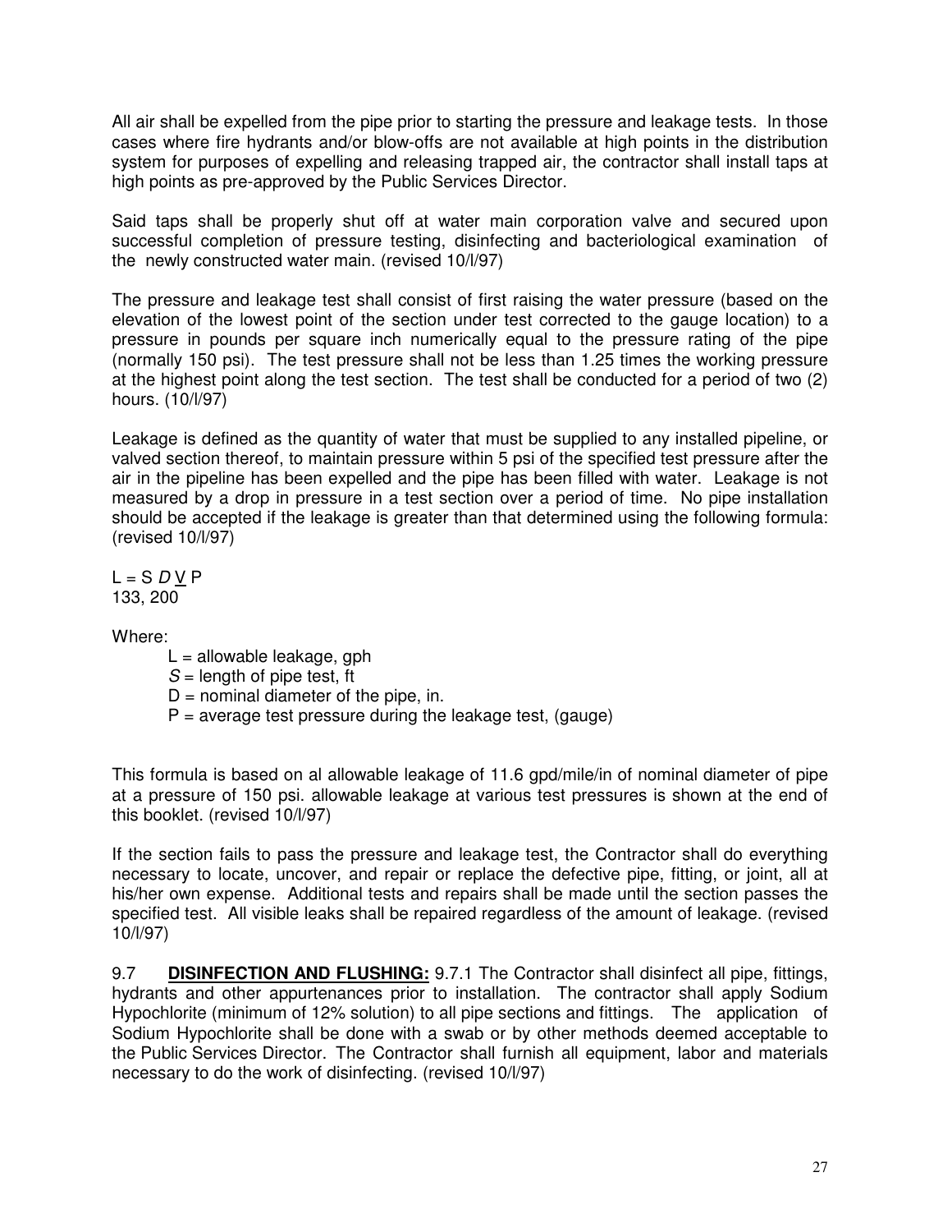All air shall be expelled from the pipe prior to starting the pressure and leakage tests. In those cases where fire hydrants and/or blow-offs are not available at high points in the distribution system for purposes of expelling and releasing trapped air, the contractor shall install taps at high points as pre-approved by the Public Services Director.

Said taps shall be properly shut off at water main corporation valve and secured upon successful completion of pressure testing, disinfecting and bacteriological examination of the newly constructed water main. (revised 10/l/97)

The pressure and leakage test shall consist of first raising the water pressure (based on the elevation of the lowest point of the section under test corrected to the gauge location) to a pressure in pounds per square inch numerically equal to the pressure rating of the pipe (normally 150 psi). The test pressure shall not be less than 1.25 times the working pressure at the highest point along the test section. The test shall be conducted for a period of two (2) hours. (10/l/97)

Leakage is defined as the quantity of water that must be supplied to any installed pipeline, or valved section thereof, to maintain pressure within 5 psi of the specified test pressure after the air in the pipeline has been expelled and the pipe has been filled with water. Leakage is not measured by a drop in pressure in a test section over a period of time. No pipe installation should be accepted if the leakage is greater than that determined using the following formula: (revised 10/l/97)

$$L = \frac{S D \sqrt{P}}{133,200}$$

Where:

- L = allowable leakage, gph
- *S* = length of pipe test, ft
- D = nominal diameter of the pipe, in.
- P = average test pressure during the leakage test, (gauge)

This formula is based on al allowable leakage of 11.6 gpd/mile/in of nominal diameter of pipe at a pressure of 150 psi. allowable leakage at various test pressures is shown at the end of this booklet. (revised 10/l/97)

If the section fails to pass the pressure and leakage test, the Contractor shall do everything necessary to locate, uncover, and repair or replace the defective pipe, fitting, or joint, all at his/her own expense. Additional tests and repairs shall be made until the section passes the specified test. All visible leaks shall be repaired regardless of the amount of leakage. (revised 10/l/97)

9.7 **DISINFECTION AND FLUSHING:** 9.7.1 The Contractor shall disinfect all pipe, fittings, hydrants and other appurtenances prior to installation. The contractor shall apply Sodium Hypochlorite (minimum of 12% solution) to all pipe sections and fittings. The application of Sodium Hypochlorite shall be done with a swab or by other methods deemed acceptable to the Public Services Director. The Contractor shall furnish all equipment, labor and materials necessary to do the work of disinfecting. (revised 10/l/97)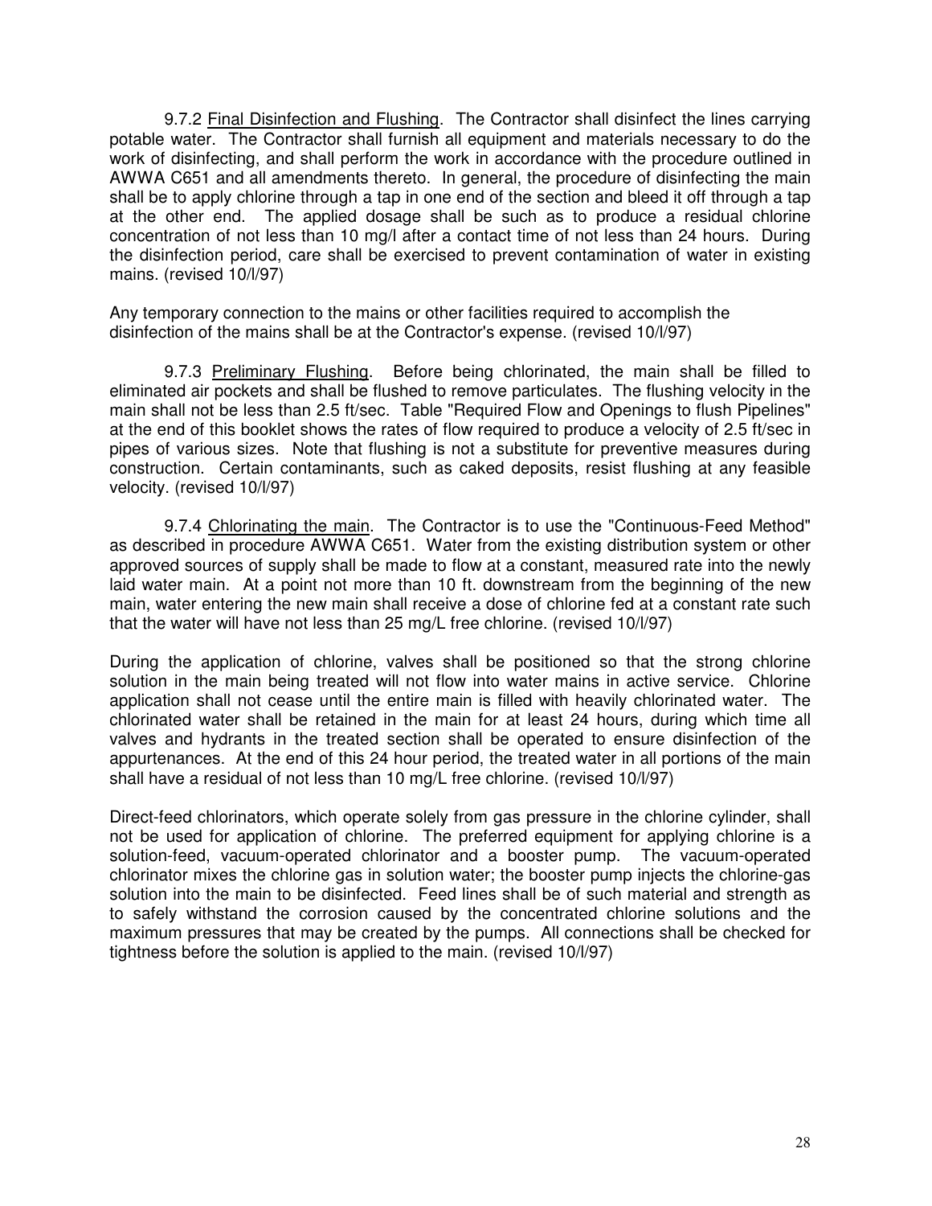9.7.2 Final Disinfection and Flushing. The Contractor shall disinfect the lines carrying potable water. The Contractor shall furnish all equipment and materials necessary to do the work of disinfecting, and shall perform the work in accordance with the procedure outlined in AWWA C651 and all amendments thereto. In general, the procedure of disinfecting the main shall be to apply chlorine through a tap in one end of the section and bleed it off through a tap at the other end. The applied dosage shall be such as to produce a residual chlorine concentration of not less than 10 mg/l after a contact time of not less than 24 hours. During the disinfection period, care shall be exercised to prevent contamination of water in existing mains. (revised 10/l/97)

Any temporary connection to the mains or other facilities required to accomplish the disinfection of the mains shall be at the Contractor's expense. (revised 10/l/97)

9.7.3 Preliminary Flushing. Before being chlorinated, the main shall be filled to eliminated air pockets and shall be flushed to remove particulates. The flushing velocity in the main shall not be less than 2.5 ft/sec. Table "Required Flow and Openings to flush Pipelines" at the end of this booklet shows the rates of flow required to produce a velocity of 2.5 ft/sec in pipes of various sizes. Note that flushing is not a substitute for preventive measures during construction. Certain contaminants, such as caked deposits, resist flushing at any feasible velocity. (revised 10/l/97)

9.7.4 Chlorinating the main. The Contractor is to use the "Continuous-Feed Method" as described in procedure AWWA C651. Water from the existing distribution system or other approved sources of supply shall be made to flow at a constant, measured rate into the newly laid water main. At a point not more than 10 ft. downstream from the beginning of the new main, water entering the new main shall receive a dose of chlorine fed at a constant rate such that the water will have not less than 25 mg/L free chlorine. (revised 10/l/97)

During the application of chlorine, valves shall be positioned so that the strong chlorine solution in the main being treated will not flow into water mains in active service. Chlorine application shall not cease until the entire main is filled with heavily chlorinated water. The chlorinated water shall be retained in the main for at least 24 hours, during which time all valves and hydrants in the treated section shall be operated to ensure disinfection of the appurtenances. At the end of this 24 hour period, the treated water in all portions of the main shall have a residual of not less than 10 mg/L free chlorine. (revised 10/l/97)

Direct-feed chlorinators, which operate solely from gas pressure in the chlorine cylinder, shall not be used for application of chlorine. The preferred equipment for applying chlorine is a solution-feed, vacuum-operated chlorinator and a booster pump. The vacuum-operated chlorinator mixes the chlorine gas in solution water; the booster pump injects the chlorine-gas solution into the main to be disinfected. Feed lines shall be of such material and strength as to safely withstand the corrosion caused by the concentrated chlorine solutions and the maximum pressures that may be created by the pumps. All connections shall be checked for tightness before the solution is applied to the main. (revised 10/l/97)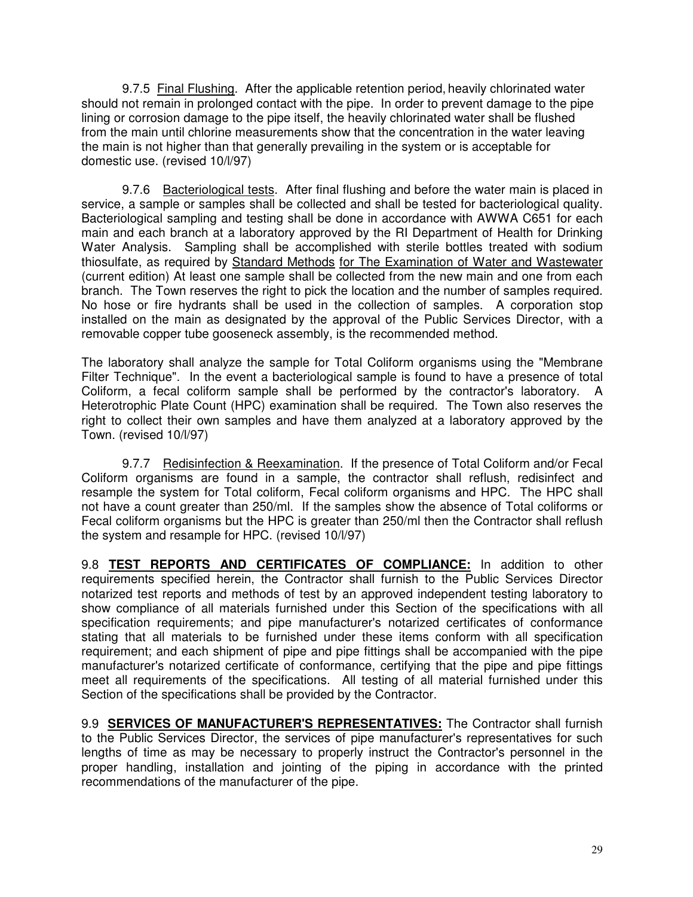9.7.5 Final Flushing. After the applicable retention period, heavily chlorinated water should not remain in prolonged contact with the pipe. In order to prevent damage to the pipe lining or corrosion damage to the pipe itself, the heavily chlorinated water shall be flushed from the main until chlorine measurements show that the concentration in the water leaving the main is not higher than that generally prevailing in the system or is acceptable for domestic use. (revised 10/l/97)

9.7.6 Bacteriological tests. After final flushing and before the water main is placed in service, a sample or samples shall be collected and shall be tested for bacteriological quality. Bacteriological sampling and testing shall be done in accordance with AWWA C651 for each main and each branch at a laboratory approved by the RI Department of Health for Drinking Water Analysis. Sampling shall be accomplished with sterile bottles treated with sodium thiosulfate, as required by Standard Methods for The Examination of Water and Wastewater (current edition) At least one sample shall be collected from the new main and one from each branch. The Town reserves the right to pick the location and the number of samples required. No hose or fire hydrants shall be used in the collection of samples. A corporation stop installed on the main as designated by the approval of the Public Services Director, with a removable copper tube gooseneck assembly, is the recommended method.

The laboratory shall analyze the sample for Total Coliform organisms using the "Membrane Filter Technique". In the event a bacteriological sample is found to have a presence of total Coliform, a fecal coliform sample shall be performed by the contractor's laboratory. A Heterotrophic Plate Count (HPC) examination shall be required. The Town also reserves the right to collect their own samples and have them analyzed at a laboratory approved by the Town. (revised 10/l/97)

9.7.7 Redisinfection & Reexamination. If the presence of Total Coliform and/or Fecal Coliform organisms are found in a sample, the contractor shall reflush, redisinfect and resample the system for Total coliform, Fecal coliform organisms and HPC. The HPC shall not have a count greater than 250/ml. If the samples show the absence of Total coliforms or Fecal coliform organisms but the HPC is greater than 250/ml then the Contractor shall reflush the system and resample for HPC. (revised 10/l/97)

9.8 **TEST REPORTS AND CERTIFICATES OF COMPLIANCE:** In addition to other requirements specified herein, the Contractor shall furnish to the Public Services Director notarized test reports and methods of test by an approved independent testing laboratory to show compliance of all materials furnished under this Section of the specifications with all specification requirements; and pipe manufacturer's notarized certificates of conformance stating that all materials to be furnished under these items conform with all specification requirement; and each shipment of pipe and pipe fittings shall be accompanied with the pipe manufacturer's notarized certificate of conformance, certifying that the pipe and pipe fittings meet all requirements of the specifications. All testing of all material furnished under this Section of the specifications shall be provided by the Contractor.

9.9 **SERVICES OF MANUFACTURER'S REPRESENTATIVES:** The Contractor shall furnish to the Public Services Director, the services of pipe manufacturer's representatives for such lengths of time as may be necessary to properly instruct the Contractor's personnel in the proper handling, installation and jointing of the piping in accordance with the printed recommendations of the manufacturer of the pipe.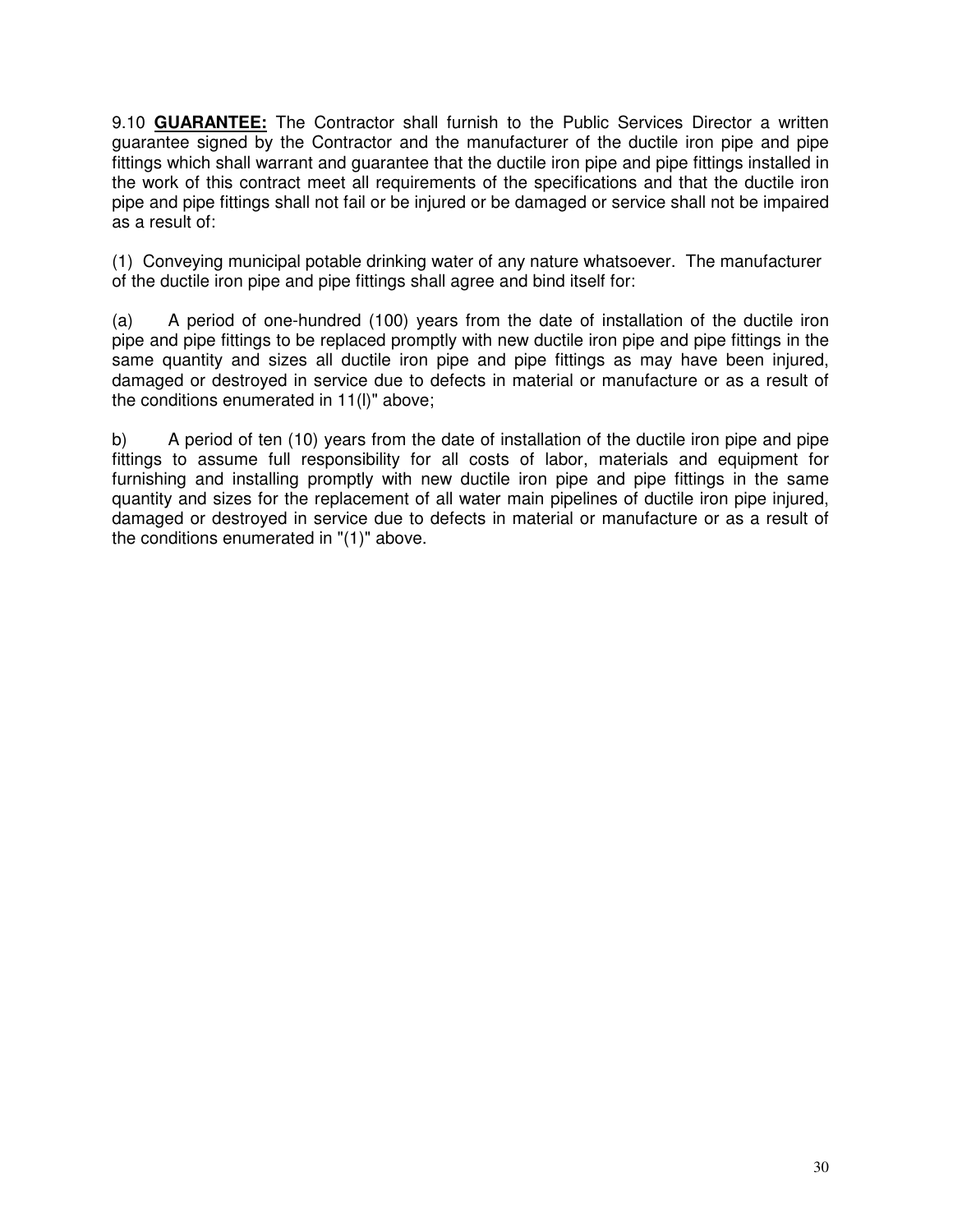9.10 **GUARANTEE:** The Contractor shall furnish to the Public Services Director a written guarantee signed by the Contractor and the manufacturer of the ductile iron pipe and pipe fittings which shall warrant and guarantee that the ductile iron pipe and pipe fittings installed in the work of this contract meet all requirements of the specifications and that the ductile iron pipe and pipe fittings shall not fail or be injured or be damaged or service shall not be impaired as a result of:

(1) Conveying municipal potable drinking water of any nature whatsoever. The manufacturer of the ductile iron pipe and pipe fittings shall agree and bind itself for:

(a) A period of one-hundred (100) years from the date of installation of the ductile iron pipe and pipe fittings to be replaced promptly with new ductile iron pipe and pipe fittings in the same quantity and sizes all ductile iron pipe and pipe fittings as may have been injured, damaged or destroyed in service due to defects in material or manufacture or as a result of the conditions enumerated in 11(l)" above;

b) A period of ten (10) years from the date of installation of the ductile iron pipe and pipe fittings to assume full responsibility for all costs of labor, materials and equipment for furnishing and installing promptly with new ductile iron pipe and pipe fittings in the same quantity and sizes for the replacement of all water main pipelines of ductile iron pipe injured, damaged or destroyed in service due to defects in material or manufacture or as a result of the conditions enumerated in "(1)" above.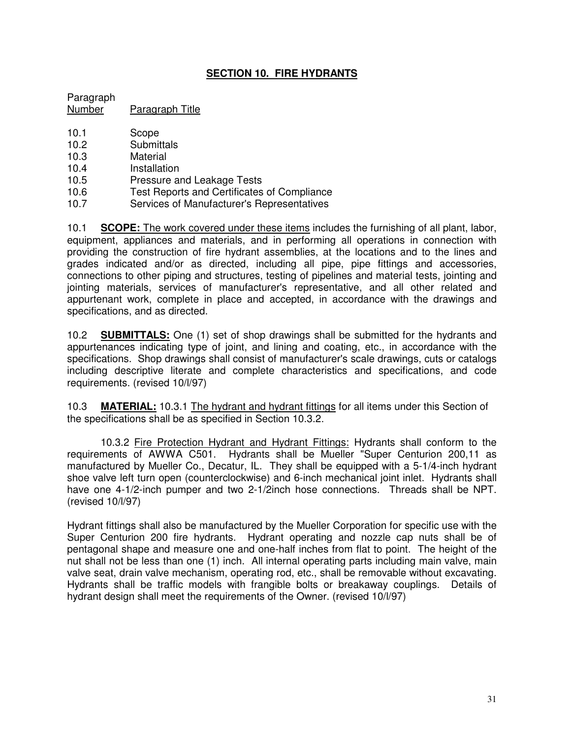## SECTION 10. FIRE HYDRANTS

| Paragraph Number | Paragraph Title |
|---|---|
| 10.1 | Scope |
| 10.2 | Submittals |
| 10.3 | Material |
| 10.4 | Installation |
| 10.5 | Pressure and Leakage Tests |
| 10.6 | Test Reports and Certificates of Compliance |
| 10.7 | Services of Manufacturer's Representatives |

10.1 **SCOPE:** The work covered under these items includes the furnishing of all plant, labor, equipment, appliances and materials, and in performing all operations in connection with providing the construction of fire hydrant assemblies, at the locations and to the lines and grades indicated and/or as directed, including all pipe, pipe fittings and accessories, connections to other piping and structures, testing of pipelines and material tests, jointing and jointing materials, services of manufacturer's representative, and all other related and appurtenant work, complete in place and accepted, in accordance with the drawings and specifications, and as directed.

10.2 **SUBMITTALS:** One (1) set of shop drawings shall be submitted for the hydrants and appurtenances indicating type of joint, and lining and coating, etc., in accordance with the specifications. Shop drawings shall consist of manufacturer's scale drawings, cuts or catalogs including descriptive literate and complete characteristics and specifications, and code requirements. (revised 10/l/97)

10.3 **MATERIAL:** 10.3.1 The hydrant and hydrant fittings for all items under this Section of the specifications shall be as specified in Section 10.3.2.

10.3.2 Fire Protection Hydrant and Hydrant Fittings: Hydrants shall conform to the requirements of AWWA C501. Hydrants shall be Mueller "Super Centurion 200,11 as manufactured by Mueller Co., Decatur, IL. They shall be equipped with a 5-1/4-inch hydrant shoe valve left turn open (counterclockwise) and 6-inch mechanical joint inlet. Hydrants shall have one 4-1/2-inch pumper and two 2-1/2inch hose connections. Threads shall be NPT. (revised 10/l/97)

Hydrant fittings shall also be manufactured by the Mueller Corporation for specific use with the Super Centurion 200 fire hydrants. Hydrant operating and nozzle cap nuts shall be of pentagonal shape and measure one and one-half inches from flat to point. The height of the nut shall not be less than one (1) inch. All internal operating parts including main valve, main valve seat, drain valve mechanism, operating rod, etc., shall be removable without excavating. Hydrants shall be traffic models with frangible bolts or breakaway couplings. Details of hydrant design shall meet the requirements of the Owner. (revised 10/l/97)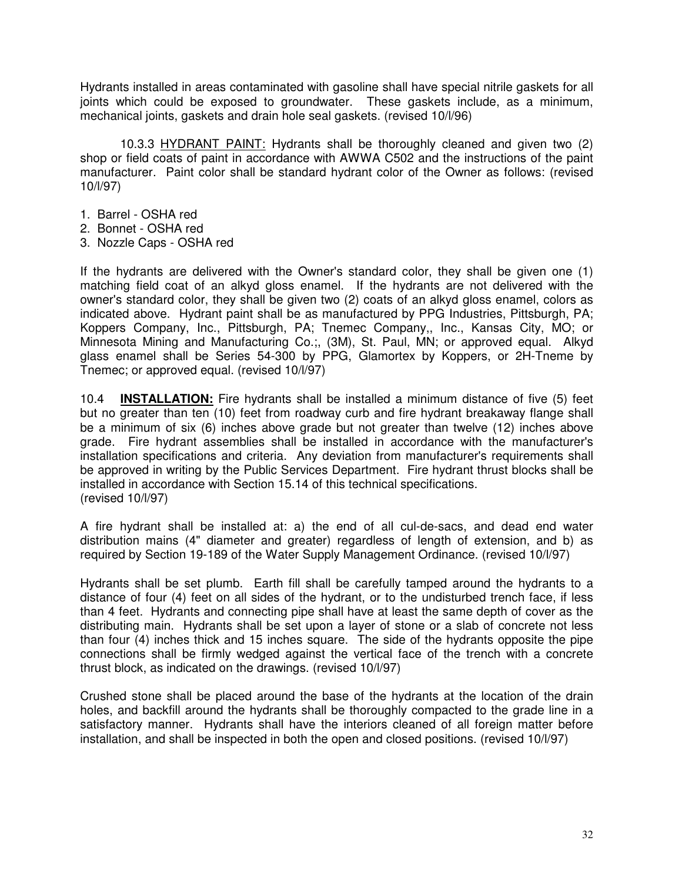Hydrants installed in areas contaminated with gasoline shall have special nitrile gaskets for all joints which could be exposed to groundwater. These gaskets include, as a minimum, mechanical joints, gaskets and drain hole seal gaskets. (revised 10/l/96)

10.3.3 <u>HYDRANT PAINT:</u> Hydrants shall be thoroughly cleaned and given two (2) shop or field coats of paint in accordance with AWWA C502 and the instructions of the paint manufacturer. Paint color shall be standard hydrant color of the Owner as follows: (revised 10/l/97)

1. Barrel - OSHA red
2. Bonnet - OSHA red
3. Nozzle Caps - OSHA red

If the hydrants are delivered with the Owner's standard color, they shall be given one (1) matching field coat of an alkyd gloss enamel. If the hydrants are not delivered with the owner's standard color, they shall be given two (2) coats of an alkyd gloss enamel, colors as indicated above. Hydrant paint shall be as manufactured by PPG Industries, Pittsburgh, PA; Koppers Company, Inc., Pittsburgh, PA; Tnemec Company,, Inc., Kansas City, MO; or Minnesota Mining and Manufacturing Co.;, (3M), St. Paul, MN; or approved equal. Alkyd glass enamel shall be Series 54-300 by PPG, Glamortex by Koppers, or 2H-Tneme by Tnemec; or approved equal. (revised 10/l/97)

10.4 **INSTALLATION:** Fire hydrants shall be installed a minimum distance of five (5) feet but no greater than ten (10) feet from roadway curb and fire hydrant breakaway flange shall be a minimum of six (6) inches above grade but not greater than twelve (12) inches above grade. Fire hydrant assemblies shall be installed in accordance with the manufacturer's installation specifications and criteria. Any deviation from manufacturer's requirements shall be approved in writing by the Public Services Department. Fire hydrant thrust blocks shall be installed in accordance with Section 15.14 of this technical specifications. (revised 10/l/97)

A fire hydrant shall be installed at: a) the end of all cul-de-sacs, and dead end water distribution mains (4" diameter and greater) regardless of length of extension, and b) as required by Section 19-189 of the Water Supply Management Ordinance. (revised 10/l/97)

Hydrants shall be set plumb. Earth fill shall be carefully tamped around the hydrants to a distance of four (4) feet on all sides of the hydrant, or to the undisturbed trench face, if less than 4 feet. Hydrants and connecting pipe shall have at least the same depth of cover as the distributing main. Hydrants shall be set upon a layer of stone or a slab of concrete not less than four (4) inches thick and 15 inches square. The side of the hydrants opposite the pipe connections shall be firmly wedged against the vertical face of the trench with a concrete thrust block, as indicated on the drawings. (revised 10/l/97)

Crushed stone shall be placed around the base of the hydrants at the location of the drain holes, and backfill around the hydrants shall be thoroughly compacted to the grade line in a satisfactory manner. Hydrants shall have the interiors cleaned of all foreign matter before installation, and shall be inspected in both the open and closed positions. (revised 10/l/97)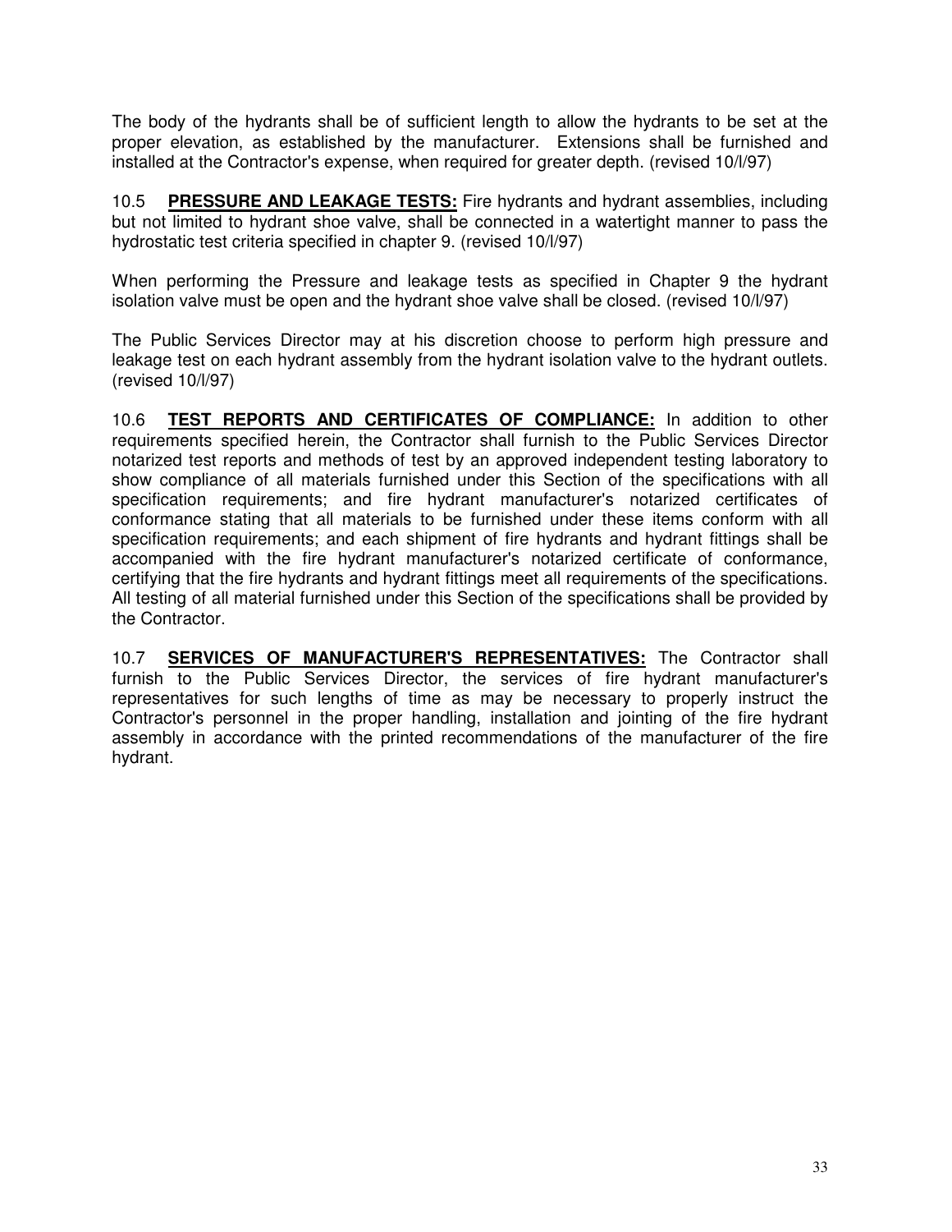The body of the hydrants shall be of sufficient length to allow the hydrants to be set at the proper elevation, as established by the manufacturer. Extensions shall be furnished and installed at the Contractor's expense, when required for greater depth. (revised 10/l/97)

10.5 **PRESSURE AND LEAKAGE TESTS:** Fire hydrants and hydrant assemblies, including but not limited to hydrant shoe valve, shall be connected in a watertight manner to pass the hydrostatic test criteria specified in chapter 9. (revised 10/l/97)

When performing the Pressure and leakage tests as specified in Chapter 9 the hydrant isolation valve must be open and the hydrant shoe valve shall be closed. (revised 10/l/97)

The Public Services Director may at his discretion choose to perform high pressure and leakage test on each hydrant assembly from the hydrant isolation valve to the hydrant outlets. (revised 10/l/97)

10.6 **TEST REPORTS AND CERTIFICATES OF COMPLIANCE:** In addition to other requirements specified herein, the Contractor shall furnish to the Public Services Director notarized test reports and methods of test by an approved independent testing laboratory to show compliance of all materials furnished under this Section of the specifications with all specification requirements; and fire hydrant manufacturer's notarized certificates of conformance stating that all materials to be furnished under these items conform with all specification requirements; and each shipment of fire hydrants and hydrant fittings shall be accompanied with the fire hydrant manufacturer's notarized certificate of conformance, certifying that the fire hydrants and hydrant fittings meet all requirements of the specifications. All testing of all material furnished under this Section of the specifications shall be provided by the Contractor.

10.7 **SERVICES OF MANUFACTURER'S REPRESENTATIVES:** The Contractor shall furnish to the Public Services Director, the services of fire hydrant manufacturer's representatives for such lengths of time as may be necessary to properly instruct the Contractor's personnel in the proper handling, installation and jointing of the fire hydrant assembly in accordance with the printed recommendations of the manufacturer of the fire hydrant.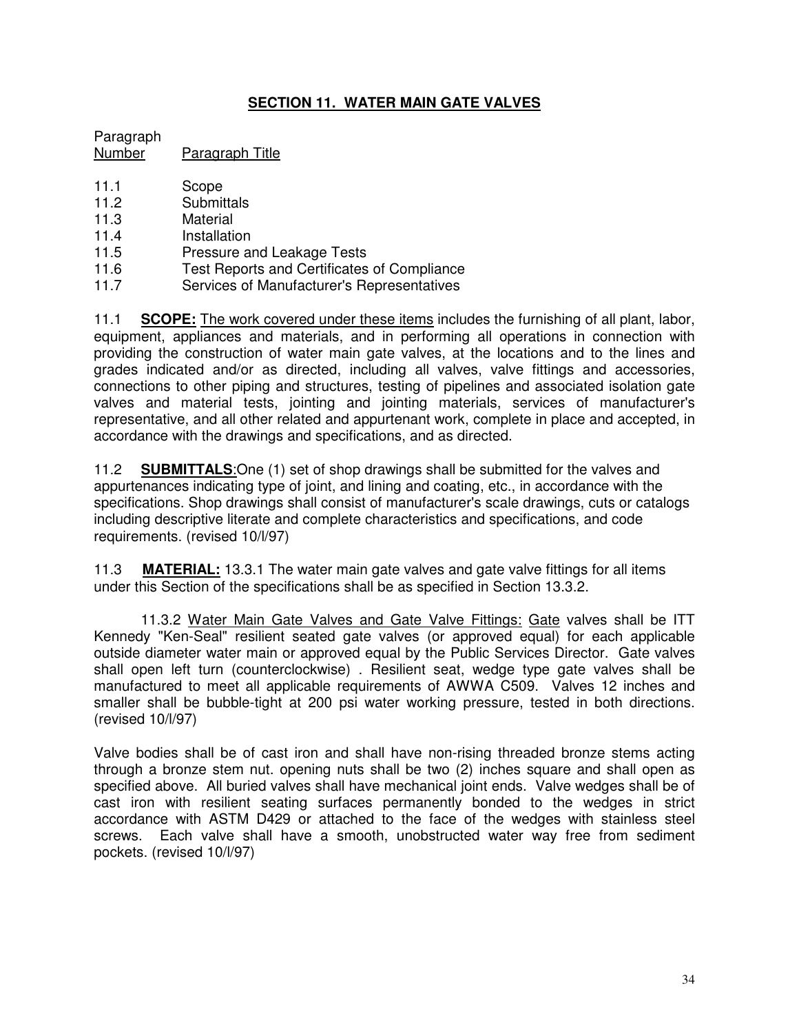## SECTION 11. WATER MAIN GATE VALVES

| Paragraph Number | Paragraph Title |
|---|---|
| 11.1 | Scope |
| 11.2 | Submittals |
| 11.3 | Material |
| 11.4 | Installation |
| 11.5 | Pressure and Leakage Tests |
| 11.6 | Test Reports and Certificates of Compliance |
| 11.7 | Services of Manufacturer's Representatives |

11.1 **SCOPE:** The work covered under these items includes the furnishing of all plant, labor, equipment, appliances and materials, and in performing all operations in connection with providing the construction of water main gate valves, at the locations and to the lines and grades indicated and/or as directed, including all valves, valve fittings and accessories, connections to other piping and structures, testing of pipelines and associated isolation gate valves and material tests, jointing and jointing materials, services of manufacturer's representative, and all other related and appurtenant work, complete in place and accepted, in accordance with the drawings and specifications, and as directed.

11.2 **SUBMITTALS**:One (1) set of shop drawings shall be submitted for the valves and appurtenances indicating type of joint, and lining and coating, etc., in accordance with the specifications. Shop drawings shall consist of manufacturer's scale drawings, cuts or catalogs including descriptive literate and complete characteristics and specifications, and code requirements. (revised 10/l/97)

11.3 **MATERIAL:** 13.3.1 The water main gate valves and gate valve fittings for all items under this Section of the specifications shall be as specified in Section 13.3.2.

11.3.2 Water Main Gate Valves and Gate Valve Fittings: Gate valves shall be ITT Kennedy "Ken-Seal" resilient seated gate valves (or approved equal) for each applicable outside diameter water main or approved equal by the Public Services Director. Gate valves shall open left turn (counterclockwise) . Resilient seat, wedge type gate valves shall be manufactured to meet all applicable requirements of AWWA C509. Valves 12 inches and smaller shall be bubble-tight at 200 psi water working pressure, tested in both directions. (revised 10/l/97)

Valve bodies shall be of cast iron and shall have non-rising threaded bronze stems acting through a bronze stem nut. opening nuts shall be two (2) inches square and shall open as specified above. All buried valves shall have mechanical joint ends. Valve wedges shall be of cast iron with resilient seating surfaces permanently bonded to the wedges in strict accordance with ASTM D429 or attached to the face of the wedges with stainless steel screws. Each valve shall have a smooth, unobstructed water way free from sediment pockets. (revised 10/l/97)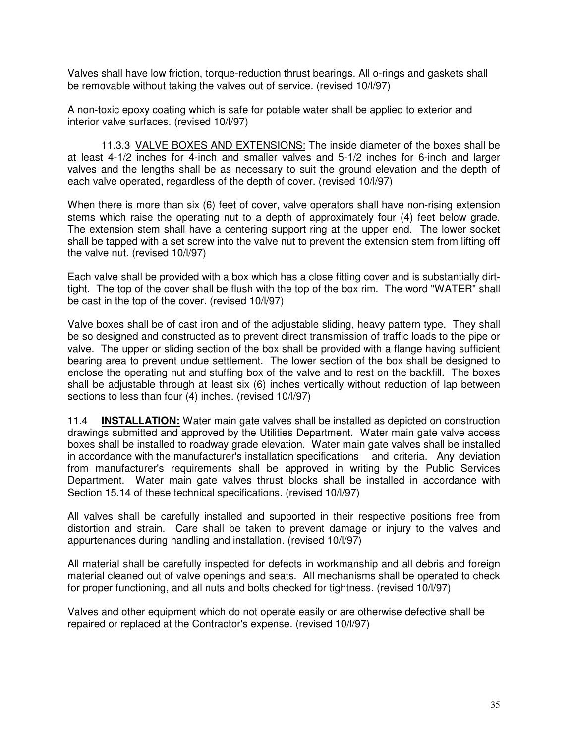Valves shall have low friction, torque-reduction thrust bearings. All o-rings and gaskets shall be removable without taking the valves out of service. (revised 10/l/97)

A non-toxic epoxy coating which is safe for potable water shall be applied to exterior and interior valve surfaces. (revised 10/l/97)

11.3.3 <u>VALVE BOXES AND EXTENSIONS:</u> The inside diameter of the boxes shall be at least 4-1/2 inches for 4-inch and smaller valves and 5-1/2 inches for 6-inch and larger valves and the lengths shall be as necessary to suit the ground elevation and the depth of each valve operated, regardless of the depth of cover. (revised 10/l/97)

When there is more than six (6) feet of cover, valve operators shall have non-rising extension stems which raise the operating nut to a depth of approximately four (4) feet below grade. The extension stem shall have a centering support ring at the upper end. The lower socket shall be tapped with a set screw into the valve nut to prevent the extension stem from lifting off the valve nut. (revised 10/l/97)

Each valve shall be provided with a box which has a close fitting cover and is substantially dirt-tight. The top of the cover shall be flush with the top of the box rim. The word "WATER" shall be cast in the top of the cover. (revised 10/l/97)

Valve boxes shall be of cast iron and of the adjustable sliding, heavy pattern type. They shall be so designed and constructed as to prevent direct transmission of traffic loads to the pipe or valve. The upper or sliding section of the box shall be provided with a flange having sufficient bearing area to prevent undue settlement. The lower section of the box shall be designed to enclose the operating nut and stuffing box of the valve and to rest on the backfill. The boxes shall be adjustable through at least six (6) inches vertically without reduction of lap between sections to less than four (4) inches. (revised 10/l/97)

11.4 **<u>INSTALLATION:</u>** Water main gate valves shall be installed as depicted on construction drawings submitted and approved by the Utilities Department. Water main gate valve access boxes shall be installed to roadway grade elevation. Water main gate valves shall be installed in accordance with the manufacturer's installation specifications and criteria. Any deviation from manufacturer's requirements shall be approved in writing by the Public Services Department. Water main gate valves thrust blocks shall be installed in accordance with Section 15.14 of these technical specifications. (revised 10/l/97)

All valves shall be carefully installed and supported in their respective positions free from distortion and strain. Care shall be taken to prevent damage or injury to the valves and appurtenances during handling and installation. (revised 10/l/97)

All material shall be carefully inspected for defects in workmanship and all debris and foreign material cleaned out of valve openings and seats. All mechanisms shall be operated to check for proper functioning, and all nuts and bolts checked for tightness. (revised 10/l/97)

Valves and other equipment which do not operate easily or are otherwise defective shall be repaired or replaced at the Contractor's expense. (revised 10/l/97)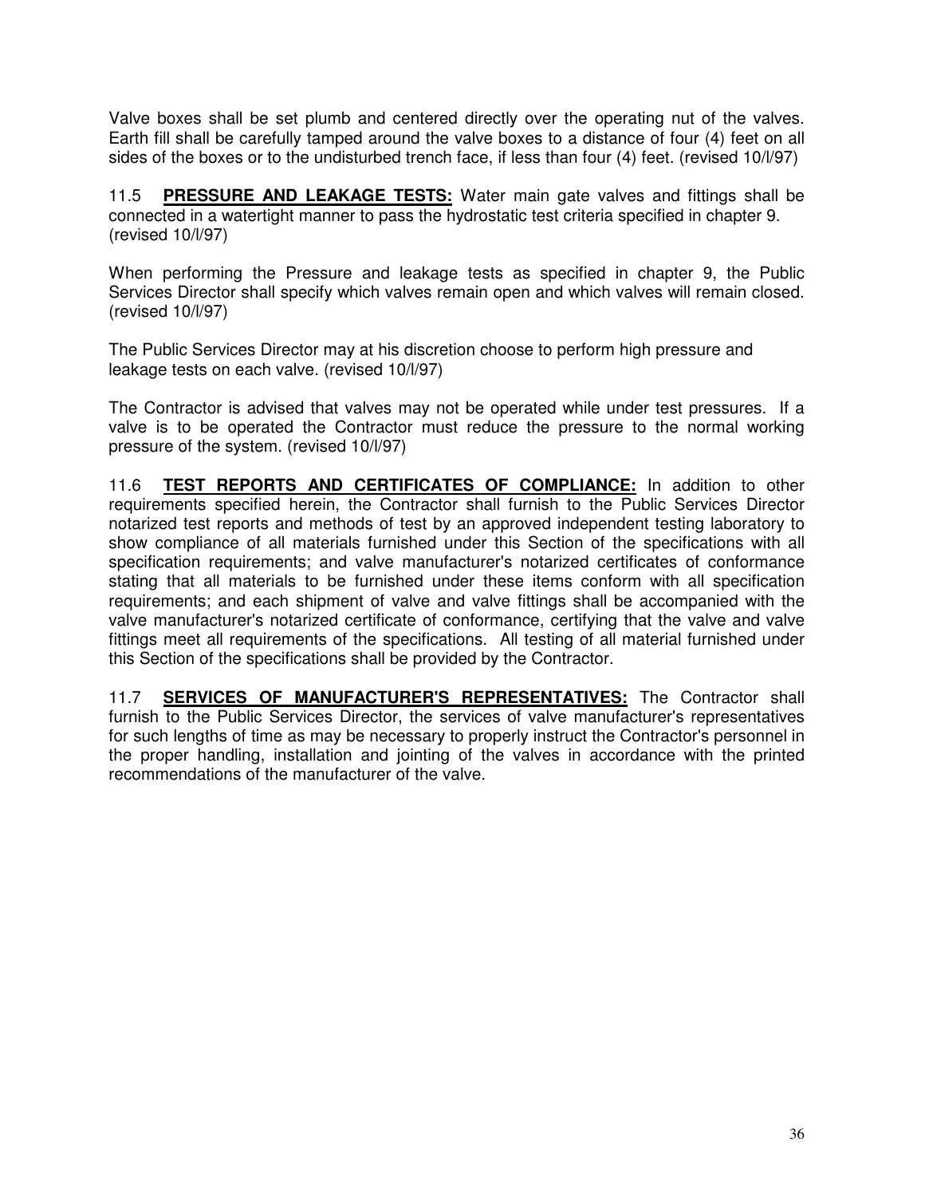Valve boxes shall be set plumb and centered directly over the operating nut of the valves. Earth fill shall be carefully tamped around the valve boxes to a distance of four (4) feet on all sides of the boxes or to the undisturbed trench face, if less than four (4) feet. (revised 10/l/97)

11.5 **PRESSURE AND LEAKAGE TESTS:** Water main gate valves and fittings shall be connected in a watertight manner to pass the hydrostatic test criteria specified in chapter 9. (revised 10/l/97)

When performing the Pressure and leakage tests as specified in chapter 9, the Public Services Director shall specify which valves remain open and which valves will remain closed. (revised 10/l/97)

The Public Services Director may at his discretion choose to perform high pressure and leakage tests on each valve. (revised 10/l/97)

The Contractor is advised that valves may not be operated while under test pressures. If a valve is to be operated the Contractor must reduce the pressure to the normal working pressure of the system. (revised 10/l/97)

11.6 **TEST REPORTS AND CERTIFICATES OF COMPLIANCE:** In addition to other requirements specified herein, the Contractor shall furnish to the Public Services Director notarized test reports and methods of test by an approved independent testing laboratory to show compliance of all materials furnished under this Section of the specifications with all specification requirements; and valve manufacturer's notarized certificates of conformance stating that all materials to be furnished under these items conform with all specification requirements; and each shipment of valve and valve fittings shall be accompanied with the valve manufacturer's notarized certificate of conformance, certifying that the valve and valve fittings meet all requirements of the specifications. All testing of all material furnished under this Section of the specifications shall be provided by the Contractor.

11.7 **SERVICES OF MANUFACTURER'S REPRESENTATIVES:** The Contractor shall furnish to the Public Services Director, the services of valve manufacturer's representatives for such lengths of time as may be necessary to properly instruct the Contractor's personnel in the proper handling, installation and jointing of the valves in accordance with the printed recommendations of the manufacturer of the valve.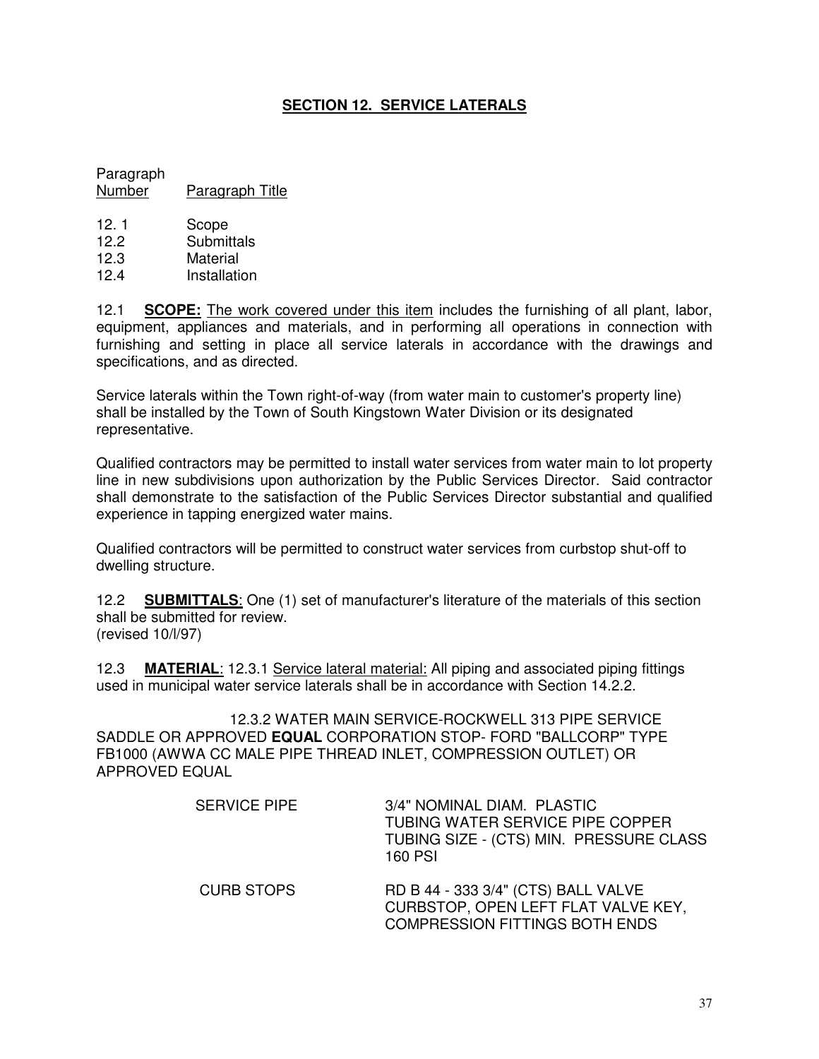## SECTION 12. SERVICE LATERALS

| Paragraph Number | Paragraph Title |
|---|---|
| 12. 1 | Scope |
| 12.2 | Submittals |
| 12.3 | Material |
| 12.4 | Installation |

12.1 **SCOPE:** The work covered under this item includes the furnishing of all plant, labor, equipment, appliances and materials, and in performing all operations in connection with furnishing and setting in place all service laterals in accordance with the drawings and specifications, and as directed.

Service laterals within the Town right-of-way (from water main to customer's property line) shall be installed by the Town of South Kingstown Water Division or its designated representative.

Qualified contractors may be permitted to install water services from water main to lot property line in new subdivisions upon authorization by the Public Services Director. Said contractor shall demonstrate to the satisfaction of the Public Services Director substantial and qualified experience in tapping energized water mains.

Qualified contractors will be permitted to construct water services from curbstop shut-off to dwelling structure.

12.2 **SUBMITTALS**: One (1) set of manufacturer's literature of the materials of this section shall be submitted for review.
(revised 10/l/97)

12.3 **MATERIAL**: 12.3.1 Service lateral material: All piping and associated piping fittings used in municipal water service laterals shall be in accordance with Section 14.2.2.

12.3.2 WATER MAIN SERVICE-ROCKWELL 313 PIPE SERVICE SADDLE OR APPROVED **EQUAL** CORPORATION STOP- FORD "BALLCORP" TYPE FB1000 (AWWA CC MALE PIPE THREAD INLET, COMPRESSION OUTLET) OR APPROVED EQUAL

| | |
|---|---|
| SERVICE PIPE | 3/4" NOMINAL DIAM. PLASTIC TUBING WATER SERVICE PIPE COPPER TUBING SIZE - (CTS) MIN. PRESSURE CLASS 160 PSI |
| CURB STOPS | RD B 44 - 333 3/4" (CTS) BALL VALVE CURBSTOP, OPEN LEFT FLAT VALVE KEY, COMPRESSION FITTINGS BOTH ENDS |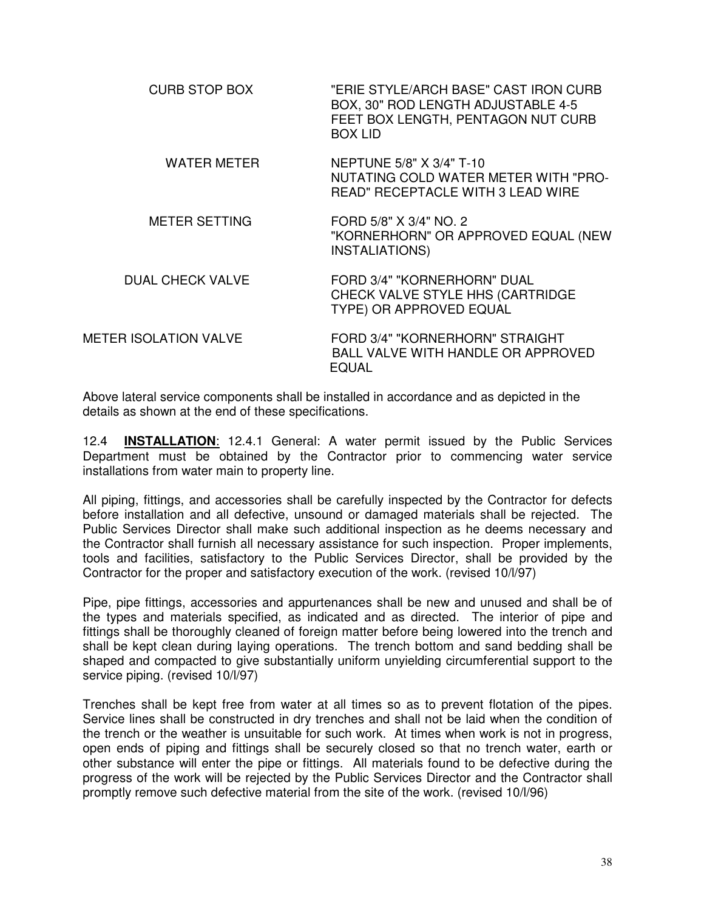| | |
|---|---|
| CURB STOP BOX | "ERIE STYLE/ARCH BASE" CAST IRON CURB BOX, 30" ROD LENGTH ADJUSTABLE 4-5 FEET BOX LENGTH, PENTAGON NUT CURB BOX LID |
| WATER METER | NEPTUNE 5/8" X 3/4" T-10 NUTATING COLD WATER METER WITH "PRO-READ" RECEPTACLE WITH 3 LEAD WIRE |
| METER SETTING | FORD 5/8" X 3/4" NO. 2 "KORNERHORN" OR APPROVED EQUAL (NEW INSTALIATIONS) |
| DUAL CHECK VALVE | FORD 3/4" "KORNERHORN" DUAL CHECK VALVE STYLE HHS (CARTRIDGE TYPE) OR APPROVED EQUAL |
| METER ISOLATION VALVE | FORD 3/4" "KORNERHORN" STRAIGHT BALL VALVE WITH HANDLE OR APPROVED EQUAL |

Above lateral service components shall be installed in accordance and as depicted in the details as shown at the end of these specifications.

12.4 **INSTALLATION**: 12.4.1 General: A water permit issued by the Public Services Department must be obtained by the Contractor prior to commencing water service installations from water main to property line.

All piping, fittings, and accessories shall be carefully inspected by the Contractor for defects before installation and all defective, unsound or damaged materials shall be rejected. The Public Services Director shall make such additional inspection as he deems necessary and the Contractor shall furnish all necessary assistance for such inspection. Proper implements, tools and facilities, satisfactory to the Public Services Director, shall be provided by the Contractor for the proper and satisfactory execution of the work. (revised 10/l/97)

Pipe, pipe fittings, accessories and appurtenances shall be new and unused and shall be of the types and materials specified, as indicated and as directed. The interior of pipe and fittings shall be thoroughly cleaned of foreign matter before being lowered into the trench and shall be kept clean during laying operations. The trench bottom and sand bedding shall be shaped and compacted to give substantially uniform unyielding circumferential support to the service piping. (revised 10/l/97)

Trenches shall be kept free from water at all times so as to prevent flotation of the pipes. Service lines shall be constructed in dry trenches and shall not be laid when the condition of the trench or the weather is unsuitable for such work. At times when work is not in progress, open ends of piping and fittings shall be securely closed so that no trench water, earth or other substance will enter the pipe or fittings. All materials found to be defective during the progress of the work will be rejected by the Public Services Director and the Contractor shall promptly remove such defective material from the site of the work. (revised 10/l/96)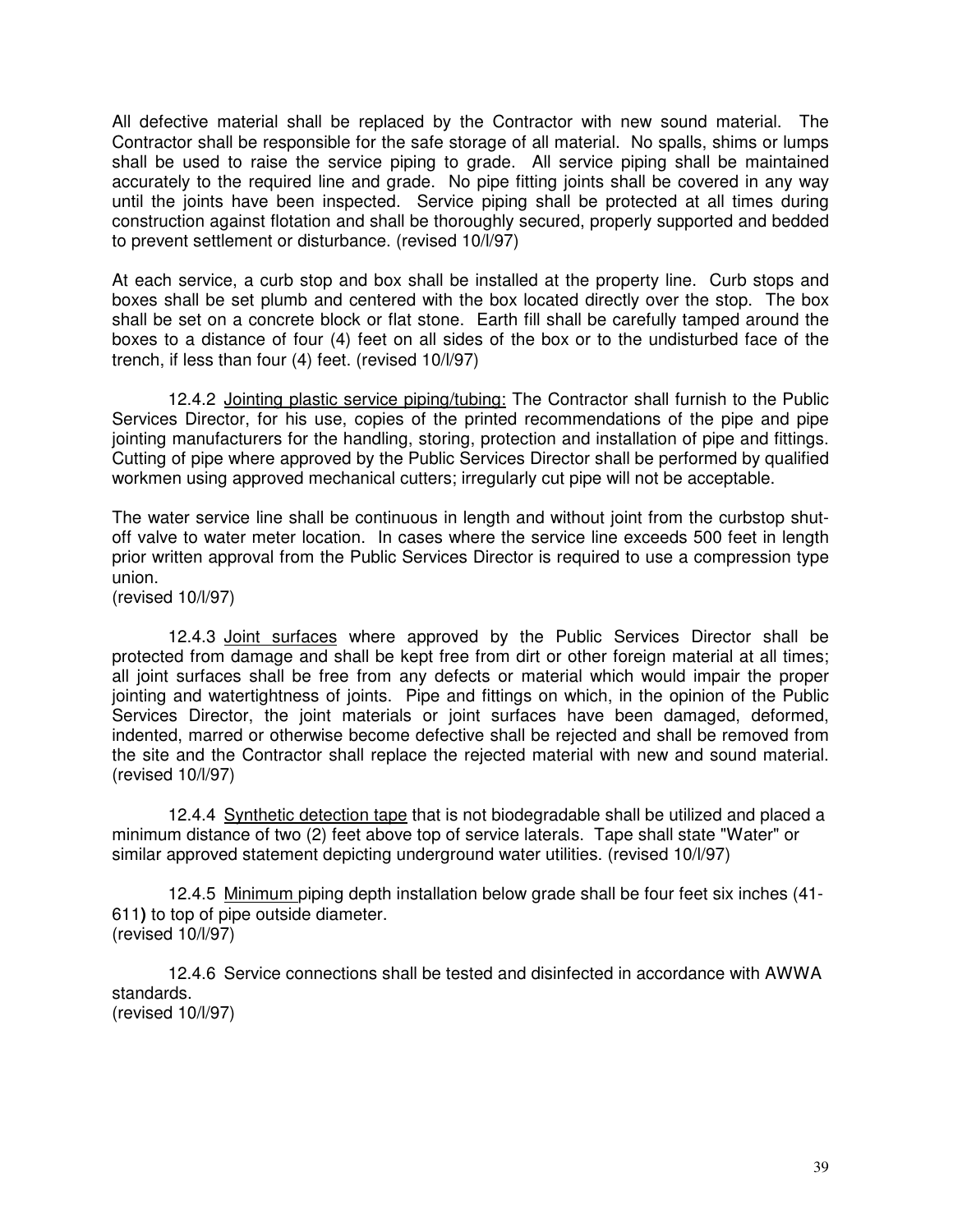All defective material shall be replaced by the Contractor with new sound material. The Contractor shall be responsible for the safe storage of all material. No spalls, shims or lumps shall be used to raise the service piping to grade. All service piping shall be maintained accurately to the required line and grade. No pipe fitting joints shall be covered in any way until the joints have been inspected. Service piping shall be protected at all times during construction against flotation and shall be thoroughly secured, properly supported and bedded to prevent settlement or disturbance. (revised 10/l/97)

At each service, a curb stop and box shall be installed at the property line. Curb stops and boxes shall be set plumb and centered with the box located directly over the stop. The box shall be set on a concrete block or flat stone. Earth fill shall be carefully tamped around the boxes to a distance of four (4) feet on all sides of the box or to the undisturbed face of the trench, if less than four (4) feet. (revised 10/l/97)

12.4.2 Jointing plastic service piping/tubing: The Contractor shall furnish to the Public Services Director, for his use, copies of the printed recommendations of the pipe and pipe jointing manufacturers for the handling, storing, protection and installation of pipe and fittings. Cutting of pipe where approved by the Public Services Director shall be performed by qualified workmen using approved mechanical cutters; irregularly cut pipe will not be acceptable.

The water service line shall be continuous in length and without joint from the curbstop shut-off valve to water meter location. In cases where the service line exceeds 500 feet in length prior written approval from the Public Services Director is required to use a compression type union.
(revised 10/l/97)

12.4.3 Joint surfaces where approved by the Public Services Director shall be protected from damage and shall be kept free from dirt or other foreign material at all times; all joint surfaces shall be free from any defects or material which would impair the proper jointing and watertightness of joints. Pipe and fittings on which, in the opinion of the Public Services Director, the joint materials or joint surfaces have been damaged, deformed, indented, marred or otherwise become defective shall be rejected and shall be removed from the site and the Contractor shall replace the rejected material with new and sound material. (revised 10/l/97)

12.4.4 Synthetic detection tape that is not biodegradable shall be utilized and placed a minimum distance of two (2) feet above top of service laterals. Tape shall state "Water" or similar approved statement depicting underground water utilities. (revised 10/l/97)

12.4.5 Minimum piping depth installation below grade shall be four feet six inches (41-611) to top of pipe outside diameter.
(revised 10/l/97)

12.4.6 Service connections shall be tested and disinfected in accordance with AWWA standards.
(revised 10/l/97)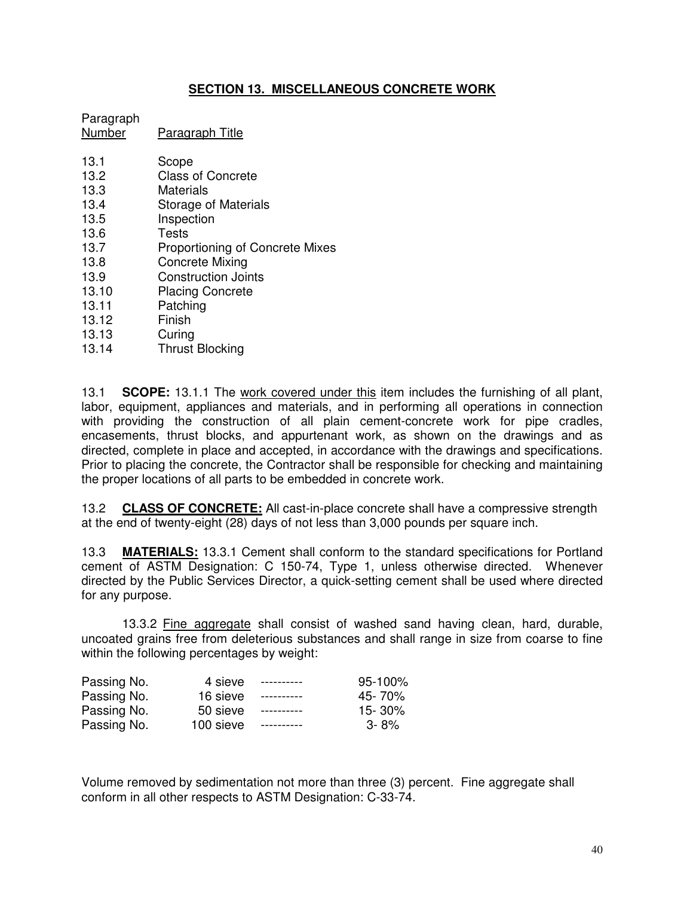## SECTION 13. MISCELLANEOUS CONCRETE WORK

| Paragraph Number | Paragraph Title |
|---|---|
| 13.1 | Scope |
| 13.2 | Class of Concrete |
| 13.3 | Materials |
| 13.4 | Storage of Materials |
| 13.5 | Inspection |
| 13.6 | Tests |
| 13.7 | Proportioning of Concrete Mixes |
| 13.8 | Concrete Mixing |
| 13.9 | Construction Joints |
| 13.10 | Placing Concrete |
| 13.11 | Patching |
| 13.12 | Finish |
| 13.13 | Curing |
| 13.14 | Thrust Blocking |

13.1 **SCOPE:** 13.1.1 The work covered under this item includes the furnishing of all plant, labor, equipment, appliances and materials, and in performing all operations in connection with providing the construction of all plain cement-concrete work for pipe cradles, encasements, thrust blocks, and appurtenant work, as shown on the drawings and as directed, complete in place and accepted, in accordance with the drawings and specifications. Prior to placing the concrete, the Contractor shall be responsible for checking and maintaining the proper locations of all parts to be embedded in concrete work.

13.2 **CLASS OF CONCRETE:** All cast-in-place concrete shall have a compressive strength at the end of twenty-eight (28) days of not less than 3,000 pounds per square inch.

13.3 **MATERIALS:** 13.3.1 Cement shall conform to the standard specifications for Portland cement of ASTM Designation: C 150-74, Type 1, unless otherwise directed. Whenever directed by the Public Services Director, a quick-setting cement shall be used where directed for any purpose.

13.3.2 Fine aggregate shall consist of washed sand having clean, hard, durable, uncoated grains free from deleterious substances and shall range in size from coarse to fine within the following percentages by weight:

| | | | |
|---|---|---|---|
| Passing No. | 4 sieve | ---------- | 95-100% |
| Passing No. | 16 sieve | ---------- | 45- 70% |
| Passing No. | 50 sieve | ---------- | 15- 30% |
| Passing No. | 100 sieve | ---------- | 3- 8% |

Volume removed by sedimentation not more than three (3) percent. Fine aggregate shall conform in all other respects to ASTM Designation: C-33-74.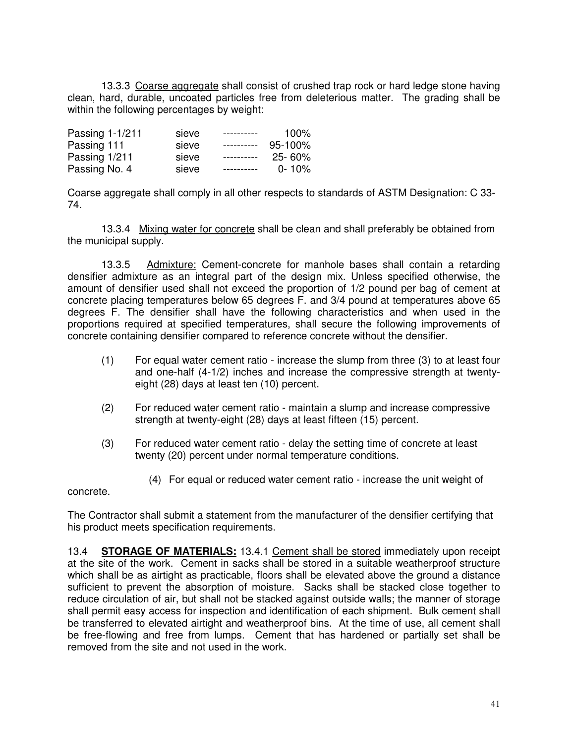13.3.3 Coarse aggregate shall consist of crushed trap rock or hard ledge stone having clean, hard, durable, uncoated particles free from deleterious matter. The grading shall be within the following percentages by weight:

| | | | |
|---|---|---|---|
| Passing 1-1/211 | sieve | ---------- | 100% |
| Passing 111 | sieve | ---------- | 95-100% |
| Passing 1/211 | sieve | ---------- | 25- 60% |
| Passing No. 4 | sieve | ---------- | 0- 10% |

Coarse aggregate shall comply in all other respects to standards of ASTM Designation: C 33-74.

13.3.4 Mixing water for concrete shall be clean and shall preferably be obtained from the municipal supply.

13.3.5 Admixture: Cement-concrete for manhole bases shall contain a retarding densifier admixture as an integral part of the design mix. Unless specified otherwise, the amount of densifier used shall not exceed the proportion of 1/2 pound per bag of cement at concrete placing temperatures below 65 degrees F. and 3/4 pound at temperatures above 65 degrees F. The densifier shall have the following characteristics and when used in the proportions required at specified temperatures, shall secure the following improvements of concrete containing densifier compared to reference concrete without the densifier.

(1) For equal water cement ratio - increase the slump from three (3) to at least four and one-half (4-1/2) inches and increase the compressive strength at twenty-eight (28) days at least ten (10) percent.

(2) For reduced water cement ratio - maintain a slump and increase compressive strength at twenty-eight (28) days at least fifteen (15) percent.

(3) For reduced water cement ratio - delay the setting time of concrete at least twenty (20) percent under normal temperature conditions.

(4) For equal or reduced water cement ratio - increase the unit weight of concrete.

The Contractor shall submit a statement from the manufacturer of the densifier certifying that his product meets specification requirements.

13.4 **STORAGE OF MATERIALS:** 13.4.1 Cement shall be stored immediately upon receipt at the site of the work. Cement in sacks shall be stored in a suitable weatherproof structure which shall be as airtight as practicable, floors shall be elevated above the ground a distance sufficient to prevent the absorption of moisture. Sacks shall be stacked close together to reduce circulation of air, but shall not be stacked against outside walls; the manner of storage shall permit easy access for inspection and identification of each shipment. Bulk cement shall be transferred to elevated airtight and weatherproof bins. At the time of use, all cement shall be free-flowing and free from lumps. Cement that has hardened or partially set shall be removed from the site and not used in the work.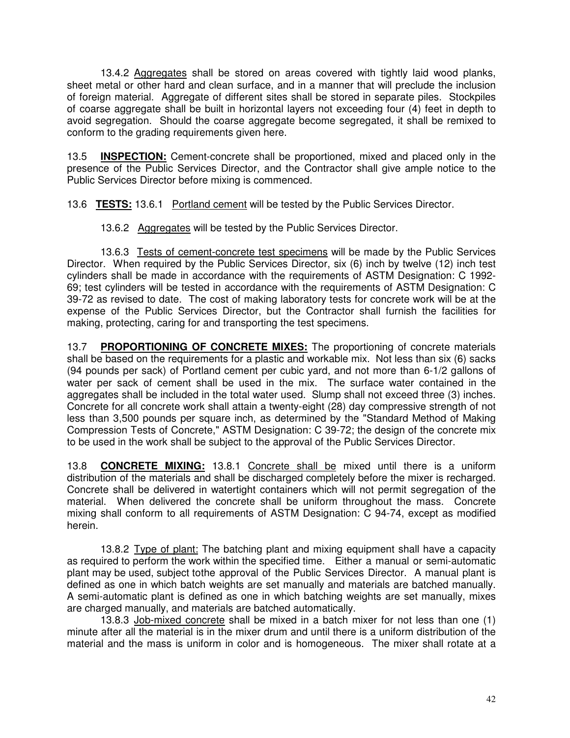13.4.2 Aggregates shall be stored on areas covered with tightly laid wood planks, sheet metal or other hard and clean surface, and in a manner that will preclude the inclusion of foreign material. Aggregate of different sites shall be stored in separate piles. Stockpiles of coarse aggregate shall be built in horizontal layers not exceeding four (4) feet in depth to avoid segregation. Should the coarse aggregate become segregated, it shall be remixed to conform to the grading requirements given here.

13.5 **INSPECTION:** Cement-concrete shall be proportioned, mixed and placed only in the presence of the Public Services Director, and the Contractor shall give ample notice to the Public Services Director before mixing is commenced.

13.6 **TESTS:** 13.6.1 Portland cement will be tested by the Public Services Director.

13.6.2 Aggregates will be tested by the Public Services Director.

13.6.3 Tests of cement-concrete test specimens will be made by the Public Services Director. When required by the Public Services Director, six (6) inch by twelve (12) inch test cylinders shall be made in accordance with the requirements of ASTM Designation: C 1992-69; test cylinders will be tested in accordance with the requirements of ASTM Designation: C 39-72 as revised to date. The cost of making laboratory tests for concrete work will be at the expense of the Public Services Director, but the Contractor shall furnish the facilities for making, protecting, caring for and transporting the test specimens.

13.7 **PROPORTIONING OF CONCRETE MIXES:** The proportioning of concrete materials shall be based on the requirements for a plastic and workable mix. Not less than six (6) sacks (94 pounds per sack) of Portland cement per cubic yard, and not more than 6-1/2 gallons of water per sack of cement shall be used in the mix. The surface water contained in the aggregates shall be included in the total water used. Slump shall not exceed three (3) inches. Concrete for all concrete work shall attain a twenty-eight (28) day compressive strength of not less than 3,500 pounds per square inch, as determined by the "Standard Method of Making Compression Tests of Concrete," ASTM Designation: C 39-72; the design of the concrete mix to be used in the work shall be subject to the approval of the Public Services Director.

13.8 **CONCRETE MIXING:** 13.8.1 Concrete shall be mixed until there is a uniform distribution of the materials and shall be discharged completely before the mixer is recharged. Concrete shall be delivered in watertight containers which will not permit segregation of the material. When delivered the concrete shall be uniform throughout the mass. Concrete mixing shall conform to all requirements of ASTM Designation: C 94-74, except as modified herein.

13.8.2 Type of plant: The batching plant and mixing equipment shall have a capacity as required to perform the work within the specified time. Either a manual or semi-automatic plant may be used, subject tothe approval of the Public Services Director. A manual plant is defined as one in which batch weights are set manually and materials are batched manually. A semi-automatic plant is defined as one in which batching weights are set manually, mixes are charged manually, and materials are batched automatically.

13.8.3 Job-mixed concrete shall be mixed in a batch mixer for not less than one (1) minute after all the material is in the mixer drum and until there is a uniform distribution of the material and the mass is uniform in color and is homogeneous. The mixer shall rotate at a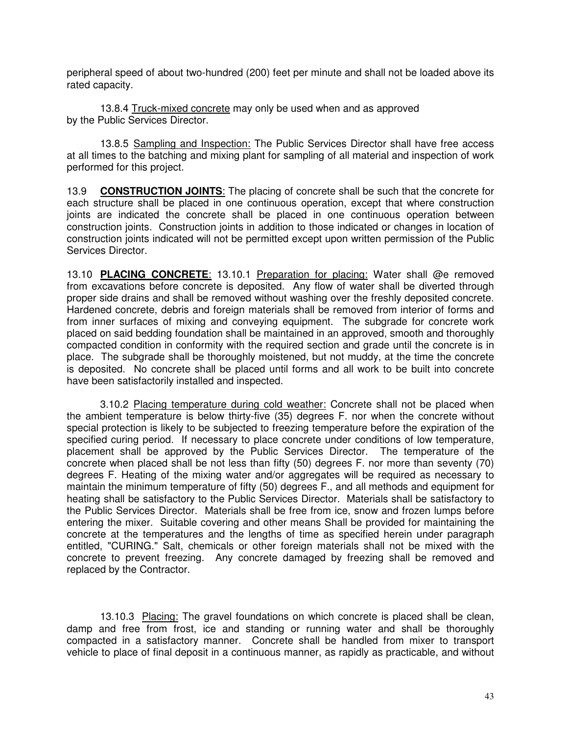peripheral speed of about two-hundred (200) feet per minute and shall not be loaded above its rated capacity.

13.8.4 Truck-mixed concrete may only be used when and as approved by the Public Services Director.

13.8.5 Sampling and Inspection: The Public Services Director shall have free access at all times to the batching and mixing plant for sampling of all material and inspection of work performed for this project.

13.9 **CONSTRUCTION JOINTS**: The placing of concrete shall be such that the concrete for each structure shall be placed in one continuous operation, except that where construction joints are indicated the concrete shall be placed in one continuous operation between construction joints. Construction joints in addition to those indicated or changes in location of construction joints indicated will not be permitted except upon written permission of the Public Services Director.

13.10 **PLACING CONCRETE**: 13.10.1 Preparation for placing: Water shall @e removed from excavations before concrete is deposited. Any flow of water shall be diverted through proper side drains and shall be removed without washing over the freshly deposited concrete. Hardened concrete, debris and foreign materials shall be removed from interior of forms and from inner surfaces of mixing and conveying equipment. The subgrade for concrete work placed on said bedding foundation shall be maintained in an approved, smooth and thoroughly compacted condition in conformity with the required section and grade until the concrete is in place. The subgrade shall be thoroughly moistened, but not muddy, at the time the concrete is deposited. No concrete shall be placed until forms and all work to be built into concrete have been satisfactorily installed and inspected.

3.10.2 Placing temperature during cold weather: Concrete shall not be placed when the ambient temperature is below thirty-five (35) degrees F. nor when the concrete without special protection is likely to be subjected to freezing temperature before the expiration of the specified curing period. If necessary to place concrete under conditions of low temperature, placement shall be approved by the Public Services Director. The temperature of the concrete when placed shall be not less than fifty (50) degrees F. nor more than seventy (70) degrees F. Heating of the mixing water and/or aggregates will be required as necessary to maintain the minimum temperature of fifty (50) degrees F., and all methods and equipment for heating shall be satisfactory to the Public Services Director. Materials shall be satisfactory to the Public Services Director. Materials shall be free from ice, snow and frozen lumps before entering the mixer. Suitable covering and other means Shall be provided for maintaining the concrete at the temperatures and the lengths of time as specified herein under paragraph entitled, "CURING." Salt, chemicals or other foreign materials shall not be mixed with the concrete to prevent freezing. Any concrete damaged by freezing shall be removed and replaced by the Contractor.

13.10.3 Placing: The gravel foundations on which concrete is placed shall be clean, damp and free from frost, ice and standing or running water and shall be thoroughly compacted in a satisfactory manner. Concrete shall be handled from mixer to transport vehicle to place of final deposit in a continuous manner, as rapidly as practicable, and without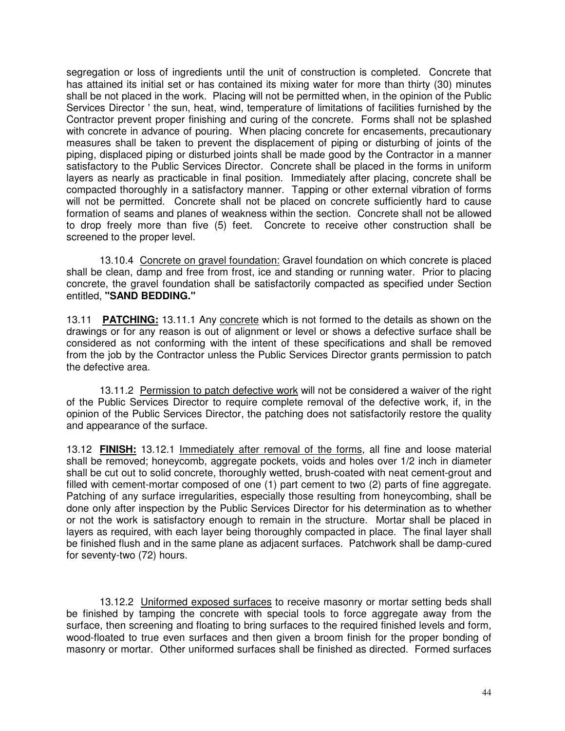segregation or loss of ingredients until the unit of construction is completed. Concrete that has attained its initial set or has contained its mixing water for more than thirty (30) minutes shall be not placed in the work. Placing will not be permitted when, in the opinion of the Public Services Director ' the sun, heat, wind, temperature of limitations of facilities furnished by the Contractor prevent proper finishing and curing of the concrete. Forms shall not be splashed with concrete in advance of pouring. When placing concrete for encasements, precautionary measures shall be taken to prevent the displacement of piping or disturbing of joints of the piping, displaced piping or disturbed joints shall be made good by the Contractor in a manner satisfactory to the Public Services Director. Concrete shall be placed in the forms in uniform layers as nearly as practicable in final position. Immediately after placing, concrete shall be compacted thoroughly in a satisfactory manner. Tapping or other external vibration of forms will not be permitted. Concrete shall not be placed on concrete sufficiently hard to cause formation of seams and planes of weakness within the section. Concrete shall not be allowed to drop freely more than five (5) feet. Concrete to receive other construction shall be screened to the proper level.

13.10.4 Concrete on gravel foundation: Gravel foundation on which concrete is placed shall be clean, damp and free from frost, ice and standing or running water. Prior to placing concrete, the gravel foundation shall be satisfactorily compacted as specified under Section entitled, **"SAND BEDDING."**

13.11 **PATCHING:** 13.11.1 Any concrete which is not formed to the details as shown on the drawings or for any reason is out of alignment or level or shows a defective surface shall be considered as not conforming with the intent of these specifications and shall be removed from the job by the Contractor unless the Public Services Director grants permission to patch the defective area.

13.11.2 Permission to patch defective work will not be considered a waiver of the right of the Public Services Director to require complete removal of the defective work, if, in the opinion of the Public Services Director, the patching does not satisfactorily restore the quality and appearance of the surface.

13.12 **FINISH:** 13.12.1 Immediately after removal of the forms, all fine and loose material shall be removed; honeycomb, aggregate pockets, voids and holes over 1/2 inch in diameter shall be cut out to solid concrete, thoroughly wetted, brush-coated with neat cement-grout and filled with cement-mortar composed of one (1) part cement to two (2) parts of fine aggregate. Patching of any surface irregularities, especially those resulting from honeycombing, shall be done only after inspection by the Public Services Director for his determination as to whether or not the work is satisfactory enough to remain in the structure. Mortar shall be placed in layers as required, with each layer being thoroughly compacted in place. The final layer shall be finished flush and in the same plane as adjacent surfaces. Patchwork shall be damp-cured for seventy-two (72) hours.

13.12.2 Uniformed exposed surfaces to receive masonry or mortar setting beds shall be finished by tamping the concrete with special tools to force aggregate away from the surface, then screening and floating to bring surfaces to the required finished levels and form, wood-floated to true even surfaces and then given a broom finish for the proper bonding of masonry or mortar. Other uniformed surfaces shall be finished as directed. Formed surfaces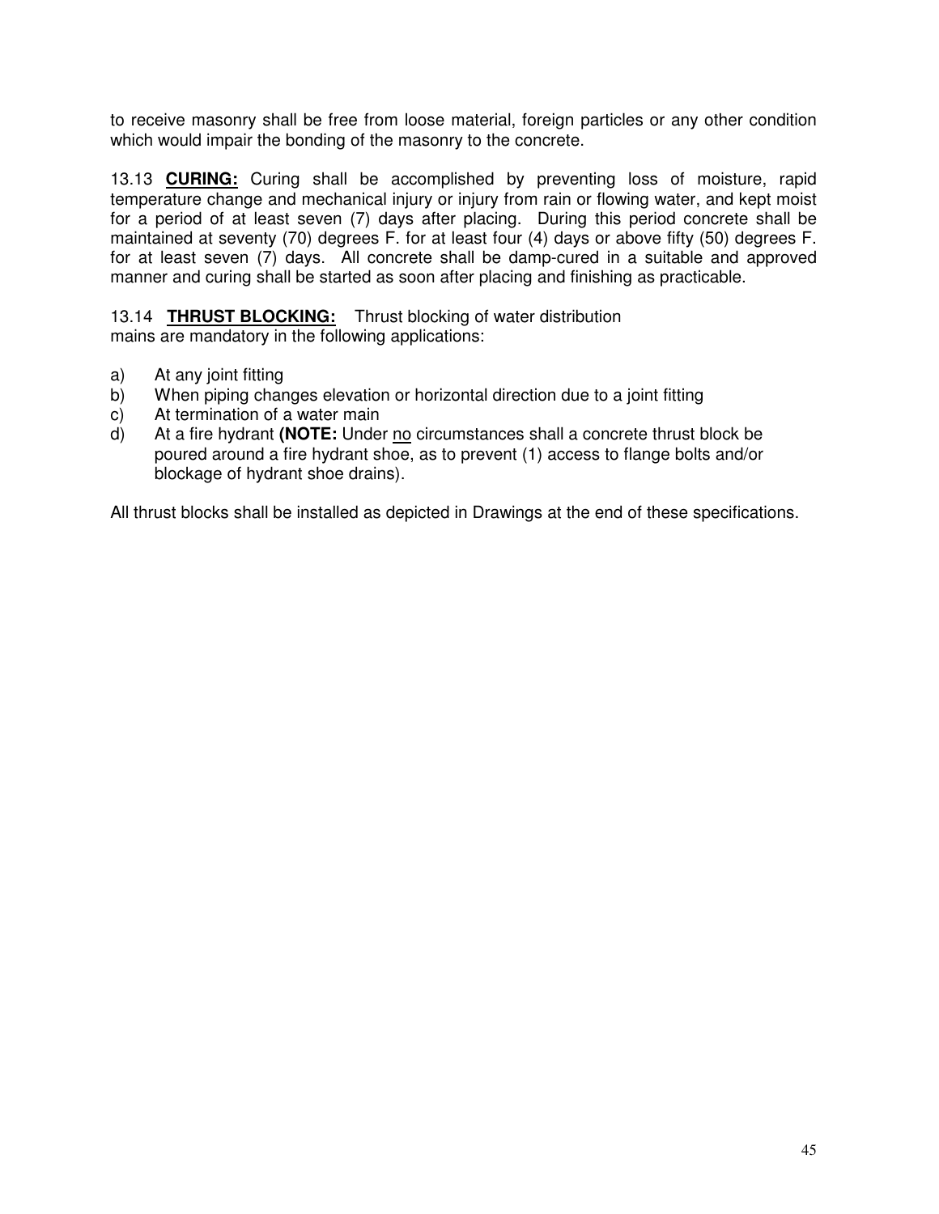to receive masonry shall be free from loose material, foreign particles or any other condition which would impair the bonding of the masonry to the concrete.

13.13 **CURING:** Curing shall be accomplished by preventing loss of moisture, rapid temperature change and mechanical injury or injury from rain or flowing water, and kept moist for a period of at least seven (7) days after placing. During this period concrete shall be maintained at seventy (70) degrees F. for at least four (4) days or above fifty (50) degrees F. for at least seven (7) days. All concrete shall be damp-cured in a suitable and approved manner and curing shall be started as soon after placing and finishing as practicable.

13.14 **THRUST BLOCKING:** Thrust blocking of water distribution mains are mandatory in the following applications:

a) At any joint fitting
b) When piping changes elevation or horizontal direction due to a joint fitting
c) At termination of a water main
d) At a fire hydrant **(NOTE:** Under no circumstances shall a concrete thrust block be poured around a fire hydrant shoe, as to prevent (1) access to flange bolts and/or blockage of hydrant shoe drains).

All thrust blocks shall be installed as depicted in Drawings at the end of these specifications.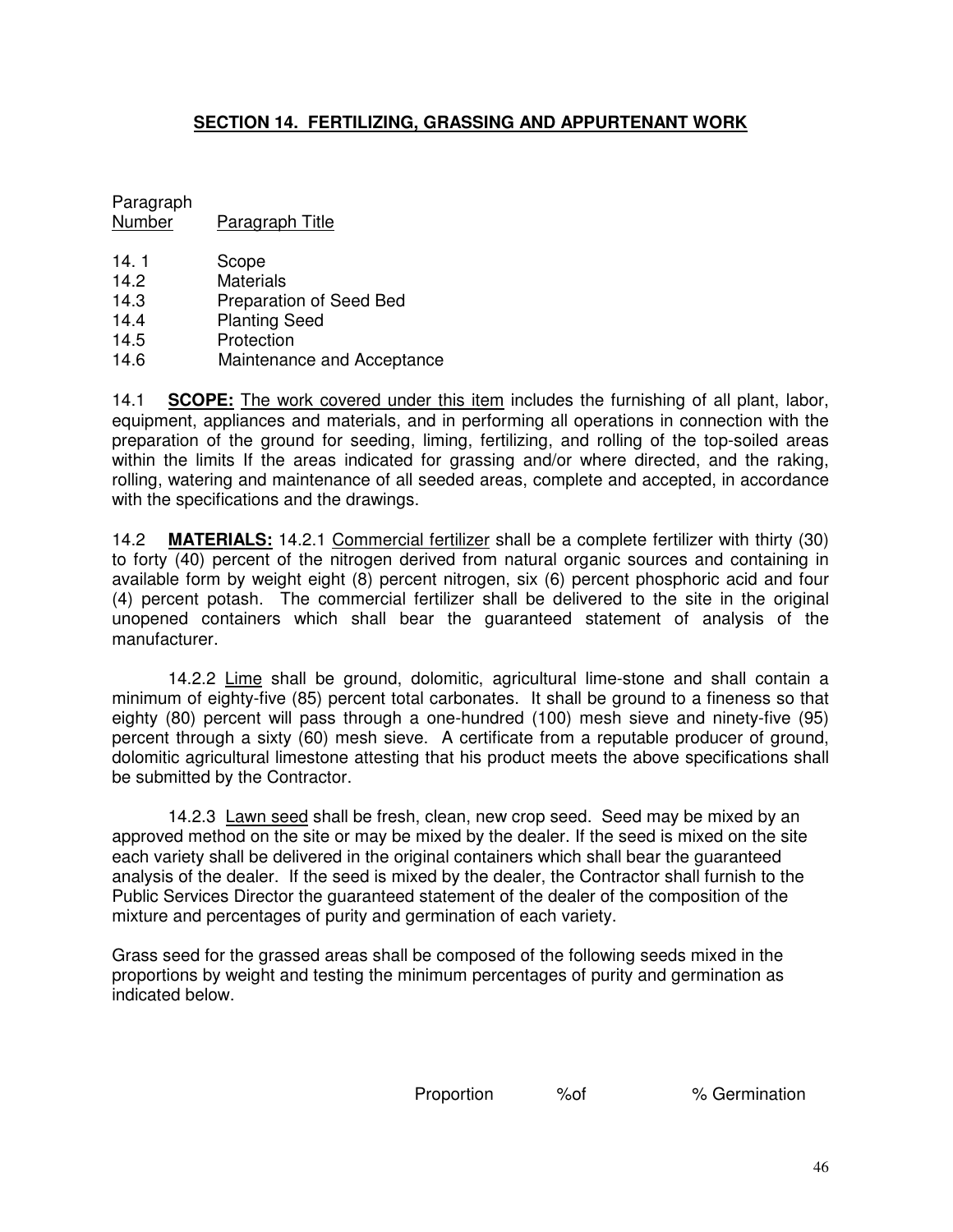## **SECTION 14. FERTILIZING, GRASSING AND APPURTENANT WORK**

| Paragraph Number | Paragraph Title |
|---|---|
| 14. 1 | Scope |
| 14.2 | Materials |
| 14.3 | Preparation of Seed Bed |
| 14.4 | Planting Seed |
| 14.5 | Protection |
| 14.6 | Maintenance and Acceptance |

14.1 **SCOPE:** The work covered under this item includes the furnishing of all plant, labor, equipment, appliances and materials, and in performing all operations in connection with the preparation of the ground for seeding, liming, fertilizing, and rolling of the top-soiled areas within the limits If the areas indicated for grassing and/or where directed, and the raking, rolling, watering and maintenance of all seeded areas, complete and accepted, in accordance with the specifications and the drawings.

14.2 **MATERIALS:** 14.2.1 Commercial fertilizer shall be a complete fertilizer with thirty (30) to forty (40) percent of the nitrogen derived from natural organic sources and containing in available form by weight eight (8) percent nitrogen, six (6) percent phosphoric acid and four (4) percent potash. The commercial fertilizer shall be delivered to the site in the original unopened containers which shall bear the guaranteed statement of analysis of the manufacturer.

14.2.2 Lime shall be ground, dolomitic, agricultural lime-stone and shall contain a minimum of eighty-five (85) percent total carbonates. It shall be ground to a fineness so that eighty (80) percent will pass through a one-hundred (100) mesh sieve and ninety-five (95) percent through a sixty (60) mesh sieve. A certificate from a reputable producer of ground, dolomitic agricultural limestone attesting that his product meets the above specifications shall be submitted by the Contractor.

14.2.3 Lawn seed shall be fresh, clean, new crop seed. Seed may be mixed by an approved method on the site or may be mixed by the dealer. If the seed is mixed on the site each variety shall be delivered in the original containers which shall bear the guaranteed analysis of the dealer. If the seed is mixed by the dealer, the Contractor shall furnish to the Public Services Director the guaranteed statement of the dealer of the composition of the mixture and percentages of purity and germination of each variety.

Grass seed for the grassed areas shall be composed of the following seeds mixed in the proportions by weight and testing the minimum percentages of purity and germination as indicated below.

| | Proportion | %of | % Germination |
|---|---|---|---|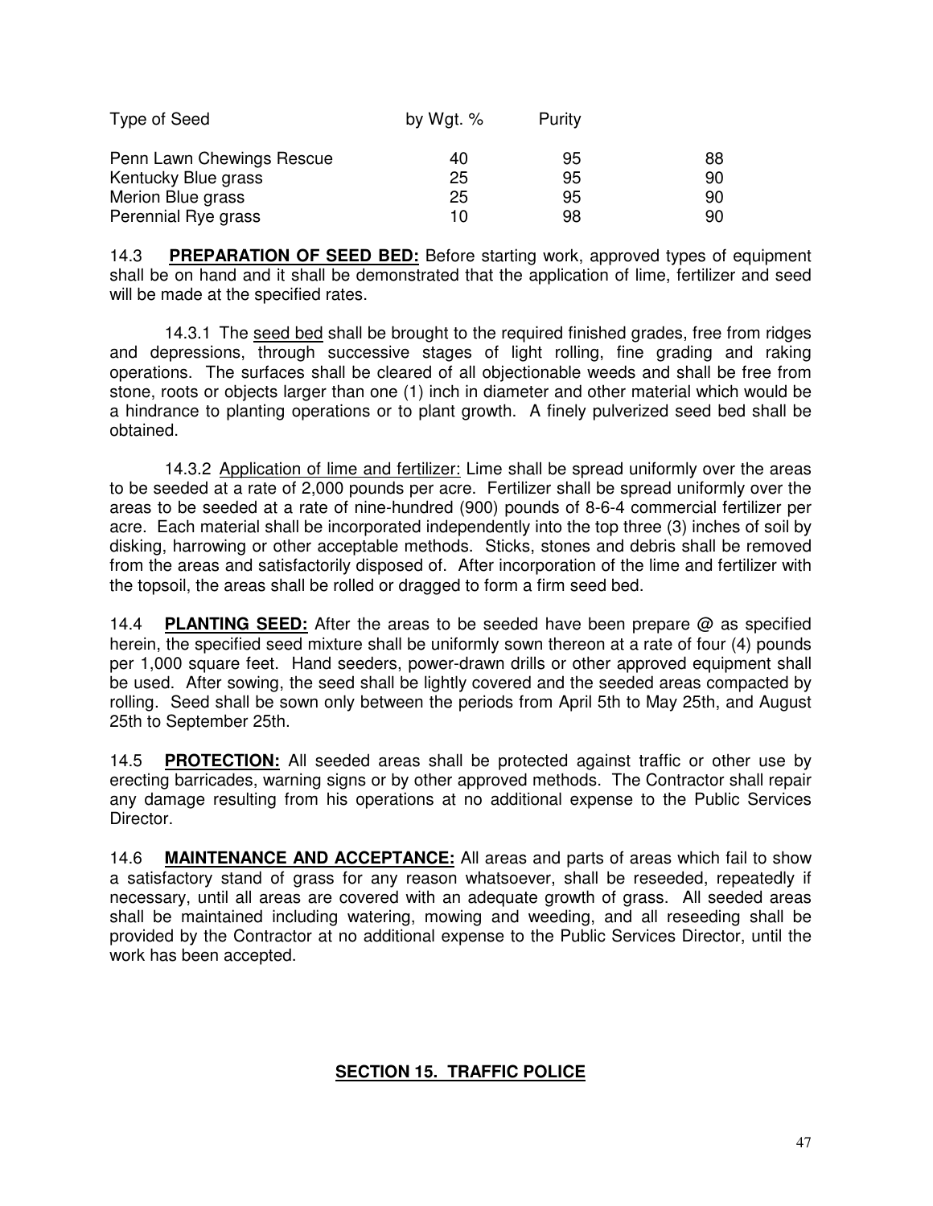| Type of Seed | by Wgt. % | Purity | |
|---|---|---|---|
| Penn Lawn Chewings Rescue | 40 | 95 | 88 |
| Kentucky Blue grass | 25 | 95 | 90 |
| Merion Blue grass | 25 | 95 | 90 |
| Perennial Rye grass | 10 | 98 | 90 |

14.3 **PREPARATION OF SEED BED:** Before starting work, approved types of equipment shall be on hand and it shall be demonstrated that the application of lime, fertilizer and seed will be made at the specified rates.

14.3.1 The seed bed shall be brought to the required finished grades, free from ridges and depressions, through successive stages of light rolling, fine grading and raking operations. The surfaces shall be cleared of all objectionable weeds and shall be free from stone, roots or objects larger than one (1) inch in diameter and other material which would be a hindrance to planting operations or to plant growth. A finely pulverized seed bed shall be obtained.

14.3.2 Application of lime and fertilizer: Lime shall be spread uniformly over the areas to be seeded at a rate of 2,000 pounds per acre. Fertilizer shall be spread uniformly over the areas to be seeded at a rate of nine-hundred (900) pounds of 8-6-4 commercial fertilizer per acre. Each material shall be incorporated independently into the top three (3) inches of soil by disking, harrowing or other acceptable methods. Sticks, stones and debris shall be removed from the areas and satisfactorily disposed of. After incorporation of the lime and fertilizer with the topsoil, the areas shall be rolled or dragged to form a firm seed bed.

14.4 **PLANTING SEED:** After the areas to be seeded have been prepare @ as specified herein, the specified seed mixture shall be uniformly sown thereon at a rate of four (4) pounds per 1,000 square feet. Hand seeders, power-drawn drills or other approved equipment shall be used. After sowing, the seed shall be lightly covered and the seeded areas compacted by rolling. Seed shall be sown only between the periods from April 5th to May 25th, and August 25th to September 25th.

14.5 **PROTECTION:** All seeded areas shall be protected against traffic or other use by erecting barricades, warning signs or by other approved methods. The Contractor shall repair any damage resulting from his operations at no additional expense to the Public Services Director.

14.6 **MAINTENANCE AND ACCEPTANCE:** All areas and parts of areas which fail to show a satisfactory stand of grass for any reason whatsoever, shall be reseeded, repeatedly if necessary, until all areas are covered with an adequate growth of grass. All seeded areas shall be maintained including watering, mowing and weeding, and all reseeding shall be provided by the Contractor at no additional expense to the Public Services Director, until the work has been accepted.

## SECTION 15. TRAFFIC POLICE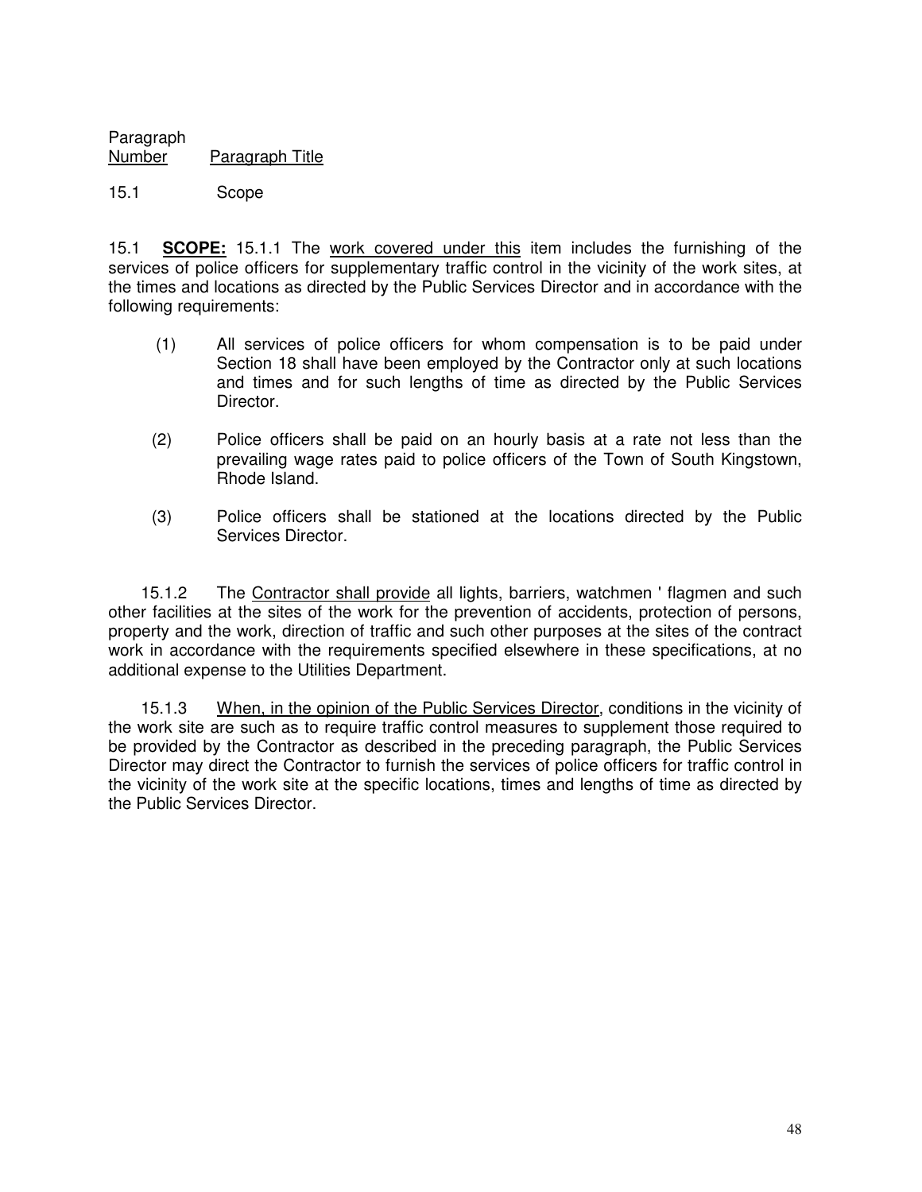| Paragraph Number | Paragraph Title |
|---|---|
| 15.1 | Scope |

15.1 **SCOPE:** 15.1.1 The work covered under this item includes the furnishing of the services of police officers for supplementary traffic control in the vicinity of the work sites, at the times and locations as directed by the Public Services Director and in accordance with the following requirements:

(1) All services of police officers for whom compensation is to be paid under Section 18 shall have been employed by the Contractor only at such locations and times and for such lengths of time as directed by the Public Services Director.

(2) Police officers shall be paid on an hourly basis at a rate not less than the prevailing wage rates paid to police officers of the Town of South Kingstown, Rhode Island.

(3) Police officers shall be stationed at the locations directed by the Public Services Director.

15.1.2 The Contractor shall provide all lights, barriers, watchmen ' flagmen and such other facilities at the sites of the work for the prevention of accidents, protection of persons, property and the work, direction of traffic and such other purposes at the sites of the contract work in accordance with the requirements specified elsewhere in these specifications, at no additional expense to the Utilities Department.

15.1.3 When, in the opinion of the Public Services Director, conditions in the vicinity of the work site are such as to require traffic control measures to supplement those required to be provided by the Contractor as described in the preceding paragraph, the Public Services Director may direct the Contractor to furnish the services of police officers for traffic control in the vicinity of the work site at the specific locations, times and lengths of time as directed by the Public Services Director.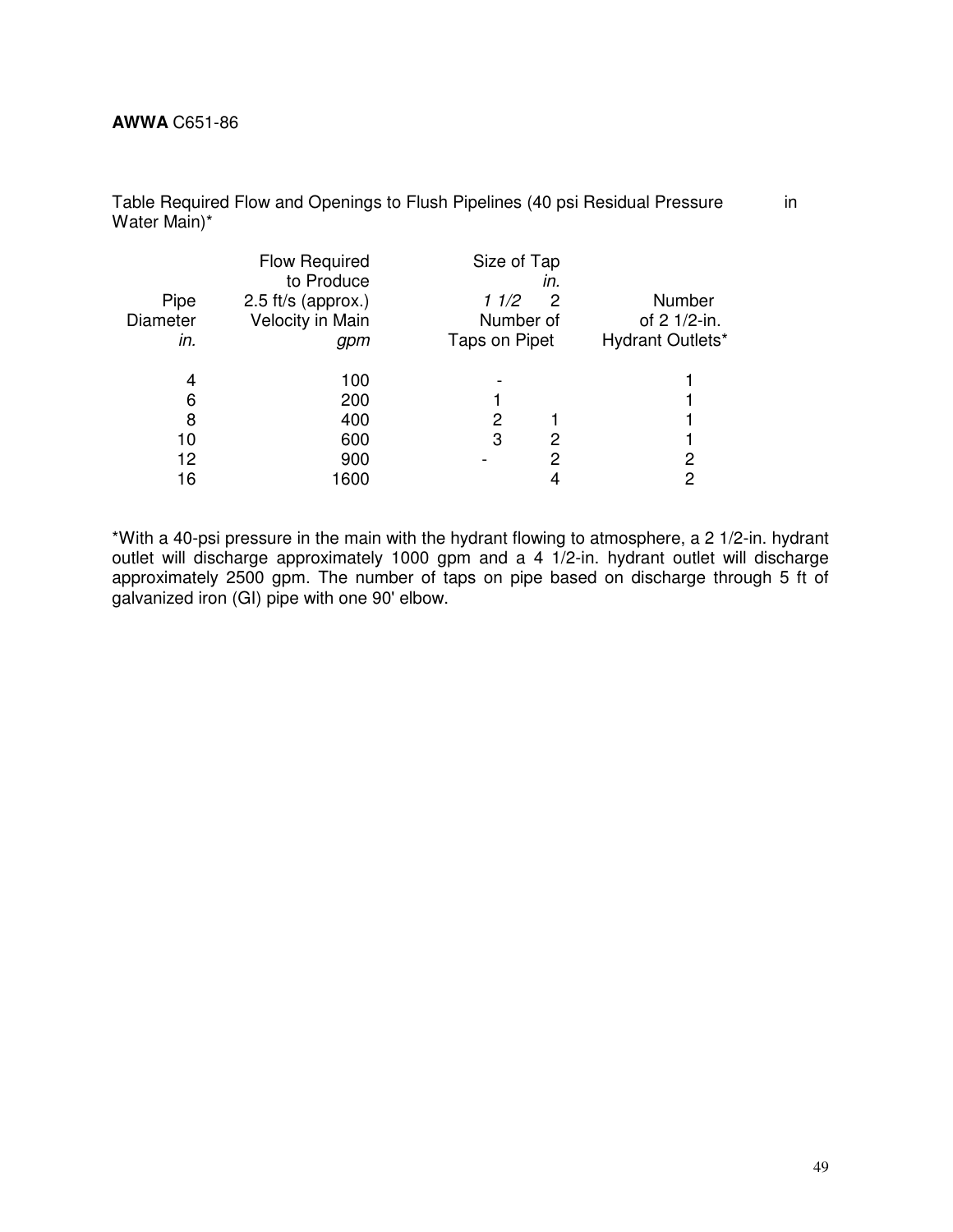**AWWA** C651-86

Table Required Flow and Openings to Flush Pipelines (40 psi Residual Pressure in Water Main)*

| Pipe Diameter *in.* | Flow Required to Produce 2.5 ft/s (approx.) Velocity in Main *gpm* | Size of Tap *in.* Number of Taps on Pipet | | Number of 2 1/2-in. Hydrant Outlets* |
|---|---|---|---|---|
| | | *1 1/2* | 2 | |
| 4 | 100 | - | | 1 |
| 6 | 200 | 1 | | 1 |
| 8 | 400 | 2 | 1 | 1 |
| 10 | 600 | 3 | 2 | 1 |
| 12 | 900 | - | 2 | 2 |
| 16 | 1600 | | 4 | 2 |

*With a 40-psi pressure in the main with the hydrant flowing to atmosphere, a 2 1/2-in. hydrant outlet will discharge approximately 1000 gpm and a 4 1/2-in. hydrant outlet will discharge approximately 2500 gpm. The number of taps on pipe based on discharge through 5 ft of galvanized iron (GI) pipe with one 90' elbow.